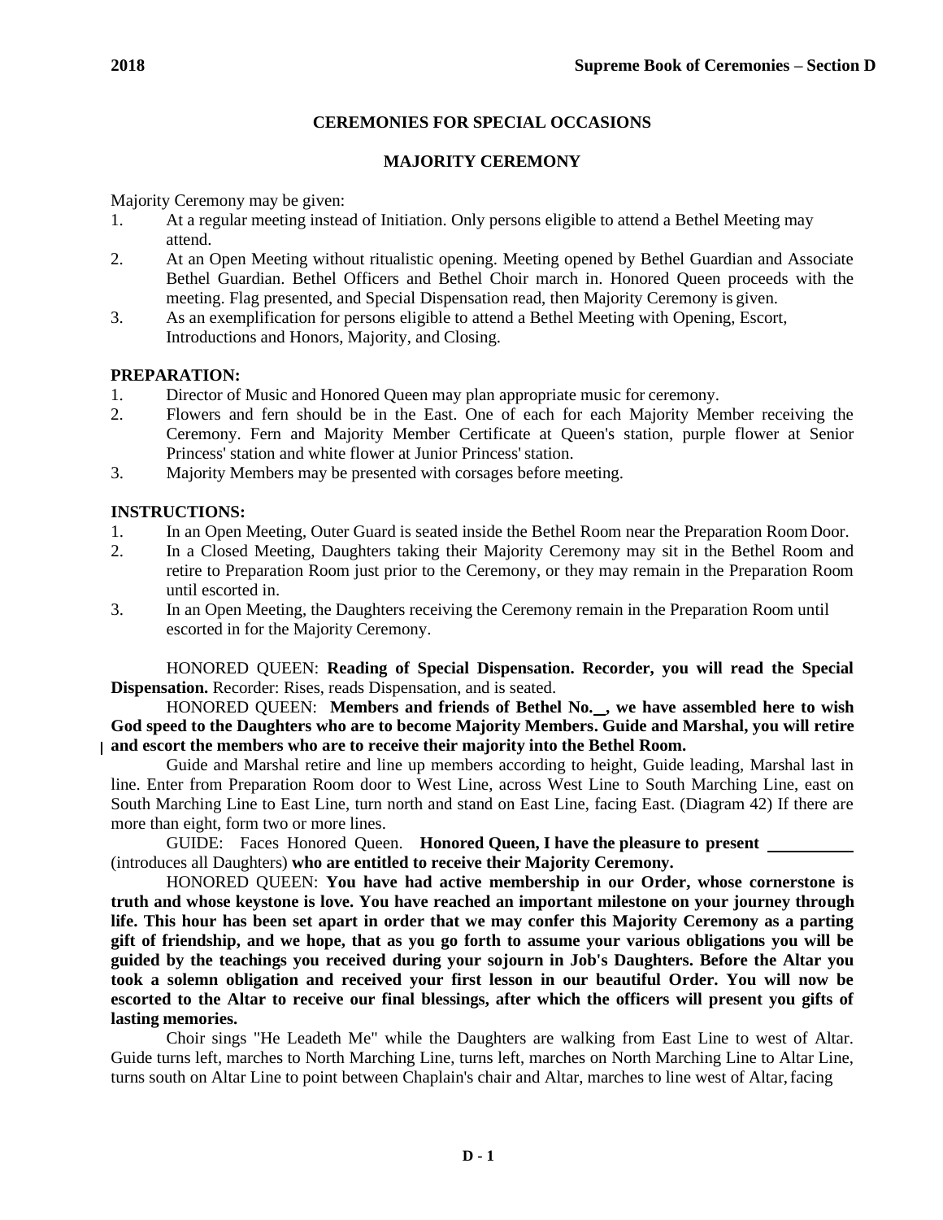## CEREMONIES FOR SPECIAL OCCASIONS

### MAJORITY CEREMONY

Majority Ceremony may be given:

1. At a regular meeting instead of Initiation. Only persons eligible to attend a Bethel Meeting may attend.
2. At an Open Meeting without ritualistic opening. Meeting opened by Bethel Guardian and Associate Bethel Guardian. Bethel Officers and Bethel Choir march in. Honored Queen proceeds with the meeting. Flag presented, and Special Dispensation read, then Majority Ceremony is given.
3. As an exemplification for persons eligible to attend a Bethel Meeting with Opening, Escort, Introductions and Honors, Majority, and Closing.

**PREPARATION:**

1. Director of Music and Honored Queen may plan appropriate music for ceremony.
2. Flowers and fern should be in the East. One of each for each Majority Member receiving the Ceremony. Fern and Majority Member Certificate at Queen's station, purple flower at Senior Princess' station and white flower at Junior Princess' station.
3. Majority Members may be presented with corsages before meeting.

**INSTRUCTIONS:**

1. In an Open Meeting, Outer Guard is seated inside the Bethel Room near the Preparation Room Door.
2. In a Closed Meeting, Daughters taking their Majority Ceremony may sit in the Bethel Room and retire to Preparation Room just prior to the Ceremony, or they may remain in the Preparation Room until escorted in.
3. In an Open Meeting, the Daughters receiving the Ceremony remain in the Preparation Room until escorted in for the Majority Ceremony.

HONORED QUEEN: **Reading of Special Dispensation. Recorder, you will read the Special Dispensation.** Recorder: Rises, reads Dispensation, and is seated.

HONORED QUEEN: **Members and friends of Bethel No.\_\_, we have assembled here to wish God speed to the Daughters who are to become Majority Members. Guide and Marshal, you will retire and escort the members who are to receive their majority into the Bethel Room.**

Guide and Marshal retire and line up members according to height, Guide leading, Marshal last in line. Enter from Preparation Room door to West Line, across West Line to South Marching Line, east on South Marching Line to East Line, turn north and stand on East Line, facing East. (Diagram 42) If there are more than eight, form two or more lines.

GUIDE: Faces Honored Queen. **Honored Queen, I have the pleasure to present \_\_\_\_\_\_\_\_\_\_** (introduces all Daughters) **who are entitled to receive their Majority Ceremony.**

HONORED QUEEN: **You have had active membership in our Order, whose cornerstone is truth and whose keystone is love. You have reached an important milestone on your journey through life. This hour has been set apart in order that we may confer this Majority Ceremony as a parting gift of friendship, and we hope, that as you go forth to assume your various obligations you will be guided by the teachings you received during your sojourn in Job's Daughters. Before the Altar you took a solemn obligation and received your first lesson in our beautiful Order. You will now be escorted to the Altar to receive our final blessings, after which the officers will present you gifts of lasting memories.**

Choir sings "He Leadeth Me" while the Daughters are walking from East Line to west of Altar. Guide turns left, marches to North Marching Line, turns left, marches on North Marching Line to Altar Line, turns south on Altar Line to point between Chaplain's chair and Altar, marches to line west of Altar, facing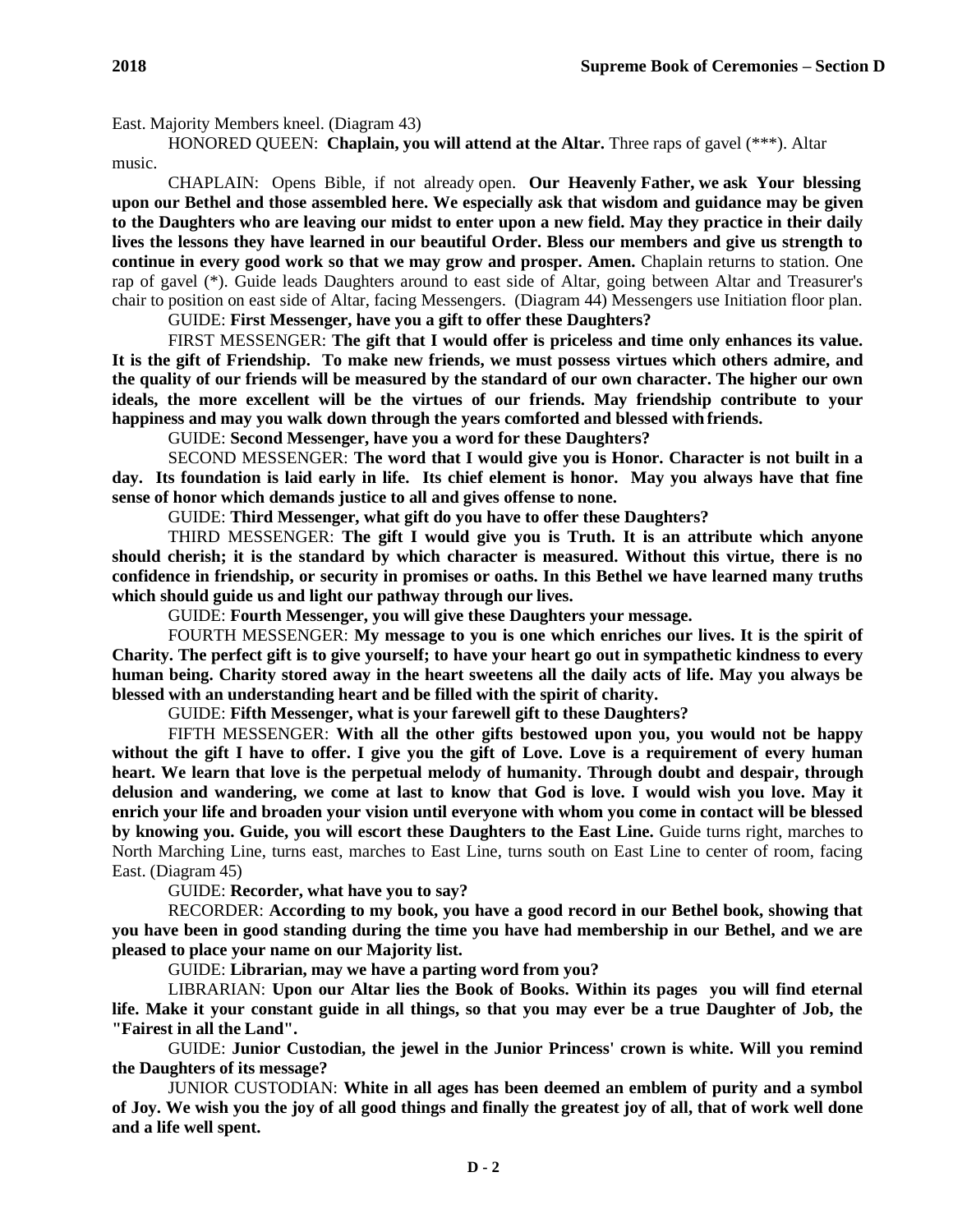East. Majority Members kneel. (Diagram 43)

HONORED QUEEN: **Chaplain, you will attend at the Altar.** Three raps of gavel (***). Altar music.

CHAPLAIN: Opens Bible, if not already open. **Our Heavenly Father, we ask Your blessing upon our Bethel and those assembled here. We especially ask that wisdom and guidance may be given to the Daughters who are leaving our midst to enter upon a new field. May they practice in their daily lives the lessons they have learned in our beautiful Order. Bless our members and give us strength to continue in every good work so that we may grow and prosper. Amen.** Chaplain returns to station. One rap of gavel (*). Guide leads Daughters around to east side of Altar, going between Altar and Treasurer's chair to position on east side of Altar, facing Messengers. (Diagram 44) Messengers use Initiation floor plan.

GUIDE: **First Messenger, have you a gift to offer these Daughters?**

FIRST MESSENGER: **The gift that I would offer is priceless and time only enhances its value. It is the gift of Friendship. To make new friends, we must possess virtues which others admire, and the quality of our friends will be measured by the standard of our own character. The higher our own ideals, the more excellent will be the virtues of our friends. May friendship contribute to your happiness and may you walk down through the years comforted and blessed with friends.**

GUIDE: **Second Messenger, have you a word for these Daughters?**

SECOND MESSENGER: **The word that I would give you is Honor. Character is not built in a day. Its foundation is laid early in life. Its chief element is honor. May you always have that fine sense of honor which demands justice to all and gives offense to none.**

GUIDE: **Third Messenger, what gift do you have to offer these Daughters?**

THIRD MESSENGER: **The gift I would give you is Truth. It is an attribute which anyone should cherish; it is the standard by which character is measured. Without this virtue, there is no confidence in friendship, or security in promises or oaths. In this Bethel we have learned many truths which should guide us and light our pathway through our lives.**

GUIDE: **Fourth Messenger, you will give these Daughters your message.**

FOURTH MESSENGER: **My message to you is one which enriches our lives. It is the spirit of Charity. The perfect gift is to give yourself; to have your heart go out in sympathetic kindness to every human being. Charity stored away in the heart sweetens all the daily acts of life. May you always be blessed with an understanding heart and be filled with the spirit of charity.**

GUIDE: **Fifth Messenger, what is your farewell gift to these Daughters?**

FIFTH MESSENGER: **With all the other gifts bestowed upon you, you would not be happy without the gift I have to offer. I give you the gift of Love. Love is a requirement of every human heart. We learn that love is the perpetual melody of humanity. Through doubt and despair, through delusion and wandering, we come at last to know that God is love. I would wish you love. May it enrich your life and broaden your vision until everyone with whom you come in contact will be blessed by knowing you. Guide, you will escort these Daughters to the East Line.** Guide turns right, marches to North Marching Line, turns east, marches to East Line, turns south on East Line to center of room, facing East. (Diagram 45)

GUIDE: **Recorder, what have you to say?**

RECORDER: **According to my book, you have a good record in our Bethel book, showing that you have been in good standing during the time you have had membership in our Bethel, and we are pleased to place your name on our Majority list.**

GUIDE: **Librarian, may we have a parting word from you?**

LIBRARIAN: **Upon our Altar lies the Book of Books. Within its pages you will find eternal life. Make it your constant guide in all things, so that you may ever be a true Daughter of Job, the "Fairest in all the Land".**

GUIDE: **Junior Custodian, the jewel in the Junior Princess' crown is white. Will you remind the Daughters of its message?**

JUNIOR CUSTODIAN: **White in all ages has been deemed an emblem of purity and a symbol of Joy. We wish you the joy of all good things and finally the greatest joy of all, that of work well done and a life well spent.**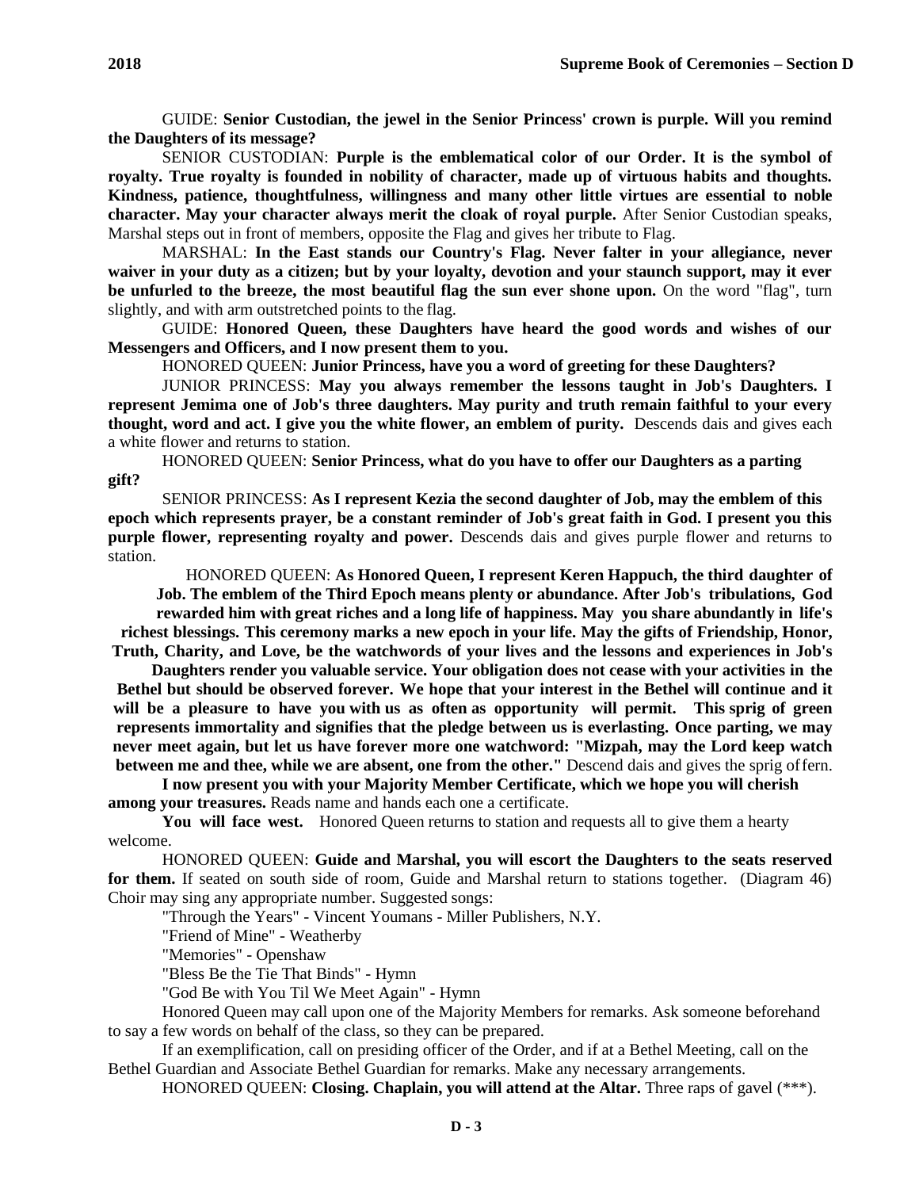GUIDE: **Senior Custodian, the jewel in the Senior Princess' crown is purple. Will you remind the Daughters of its message?**

SENIOR CUSTODIAN: **Purple is the emblematical color of our Order. It is the symbol of royalty. True royalty is founded in nobility of character, made up of virtuous habits and thoughts. Kindness, patience, thoughtfulness, willingness and many other little virtues are essential to noble character. May your character always merit the cloak of royal purple.** After Senior Custodian speaks, Marshal steps out in front of members, opposite the Flag and gives her tribute to Flag.

MARSHAL: **In the East stands our Country's Flag. Never falter in your allegiance, never waiver in your duty as a citizen; but by your loyalty, devotion and your staunch support, may it ever be unfurled to the breeze, the most beautiful flag the sun ever shone upon.** On the word "flag", turn slightly, and with arm outstretched points to the flag.

GUIDE: **Honored Queen, these Daughters have heard the good words and wishes of our Messengers and Officers, and I now present them to you.**

HONORED QUEEN: **Junior Princess, have you a word of greeting for these Daughters?**

JUNIOR PRINCESS: **May you always remember the lessons taught in Job's Daughters. I represent Jemima one of Job's three daughters. May purity and truth remain faithful to your every thought, word and act. I give you the white flower, an emblem of purity.** Descends dais and gives each a white flower and returns to station.

HONORED QUEEN: **Senior Princess, what do you have to offer our Daughters as a parting gift?**

SENIOR PRINCESS: **As I represent Kezia the second daughter of Job, may the emblem of this epoch which represents prayer, be a constant reminder of Job's great faith in God. I present you this purple flower, representing royalty and power.** Descends dais and gives purple flower and returns to station.

HONORED QUEEN: **As Honored Queen, I represent Keren Happuch, the third daughter of Job. The emblem of the Third Epoch means plenty or abundance. After Job's tribulations, God rewarded him with great riches and a long life of happiness. May you share abundantly in life's richest blessings. This ceremony marks a new epoch in your life. May the gifts of Friendship, Honor, Truth, Charity, and Love, be the watchwords of your lives and the lessons and experiences in Job's Daughters render you valuable service. Your obligation does not cease with your activities in the Bethel but should be observed forever. We hope that your interest in the Bethel will continue and it will be a pleasure to have you with us as often as opportunity will permit. This sprig of green represents immortality and signifies that the pledge between us is everlasting. Once parting, we may never meet again, but let us have forever more one watchword: "Mizpah, may the Lord keep watch between me and thee, while we are absent, one from the other."** Descend dais and gives the sprig of fern.

**I now present you with your Majority Member Certificate, which we hope you will cherish among your treasures.** Reads name and hands each one a certificate.

**You will face west.** Honored Queen returns to station and requests all to give them a hearty welcome.

HONORED QUEEN: **Guide and Marshal, you will escort the Daughters to the seats reserved for them.** If seated on south side of room, Guide and Marshal return to stations together. (Diagram 46) Choir may sing any appropriate number. Suggested songs:

"Through the Years" - Vincent Youmans - Miller Publishers, N.Y.

"Friend of Mine" - Weatherby

"Memories" - Openshaw

"Bless Be the Tie That Binds" - Hymn

"God Be with You Til We Meet Again" - Hymn

Honored Queen may call upon one of the Majority Members for remarks. Ask someone beforehand to say a few words on behalf of the class, so they can be prepared.

If an exemplification, call on presiding officer of the Order, and if at a Bethel Meeting, call on the Bethel Guardian and Associate Bethel Guardian for remarks. Make any necessary arrangements.

HONORED QUEEN: **Closing. Chaplain, you will attend at the Altar.** Three raps of gavel (***).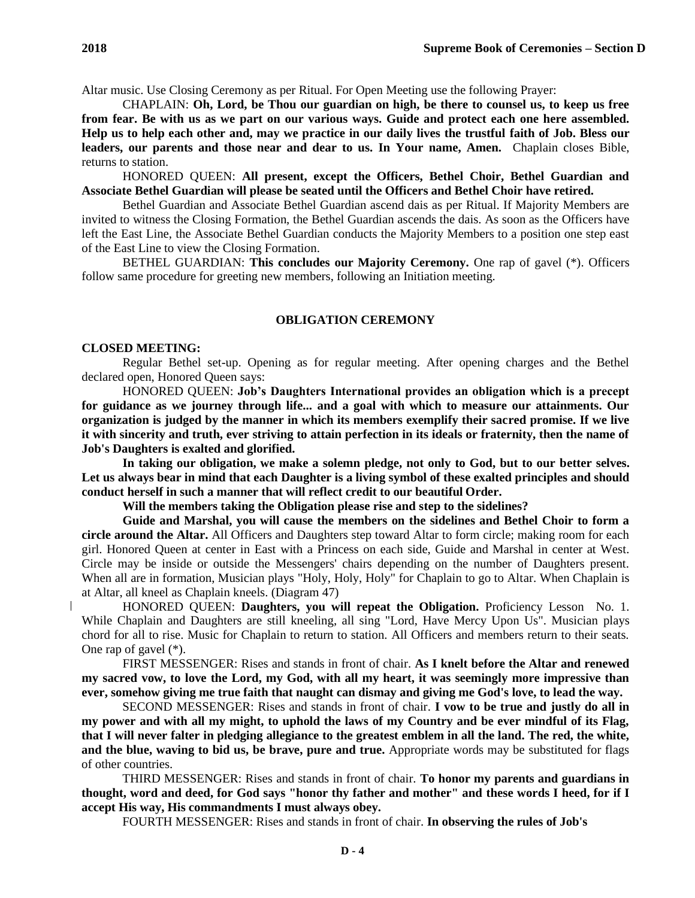Altar music. Use Closing Ceremony as per Ritual. For Open Meeting use the following Prayer:

CHAPLAIN: **Oh, Lord, be Thou our guardian on high, be there to counsel us, to keep us free from fear. Be with us as we part on our various ways. Guide and protect each one here assembled. Help us to help each other and, may we practice in our daily lives the trustful faith of Job. Bless our leaders, our parents and those near and dear to us. In Your name, Amen.** Chaplain closes Bible, returns to station.

HONORED QUEEN: **All present, except the Officers, Bethel Choir, Bethel Guardian and Associate Bethel Guardian will please be seated until the Officers and Bethel Choir have retired.**

Bethel Guardian and Associate Bethel Guardian ascend dais as per Ritual. If Majority Members are invited to witness the Closing Formation, the Bethel Guardian ascends the dais. As soon as the Officers have left the East Line, the Associate Bethel Guardian conducts the Majority Members to a position one step east of the East Line to view the Closing Formation.

BETHEL GUARDIAN: **This concludes our Majority Ceremony.** One rap of gavel (*). Officers follow same procedure for greeting new members, following an Initiation meeting.

## OBLIGATION CEREMONY

### CLOSED MEETING:

Regular Bethel set-up. Opening as for regular meeting. After opening charges and the Bethel declared open, Honored Queen says:

HONORED QUEEN: **Job's Daughters International provides an obligation which is a precept for guidance as we journey through life... and a goal with which to measure our attainments. Our organization is judged by the manner in which its members exemplify their sacred promise. If we live it with sincerity and truth, ever striving to attain perfection in its ideals or fraternity, then the name of Job's Daughters is exalted and glorified.**

**In taking our obligation, we make a solemn pledge, not only to God, but to our better selves. Let us always bear in mind that each Daughter is a living symbol of these exalted principles and should conduct herself in such a manner that will reflect credit to our beautiful Order.**

**Will the members taking the Obligation please rise and step to the sidelines?**

**Guide and Marshal, you will cause the members on the sidelines and Bethel Choir to form a circle around the Altar.** All Officers and Daughters step toward Altar to form circle; making room for each girl. Honored Queen at center in East with a Princess on each side, Guide and Marshal in center at West. Circle may be inside or outside the Messengers' chairs depending on the number of Daughters present. When all are in formation, Musician plays "Holy, Holy, Holy" for Chaplain to go to Altar. When Chaplain is at Altar, all kneel as Chaplain kneels. (Diagram 47)

HONORED QUEEN: **Daughters, you will repeat the Obligation.** Proficiency Lesson No. 1. While Chaplain and Daughters are still kneeling, all sing "Lord, Have Mercy Upon Us". Musician plays chord for all to rise. Music for Chaplain to return to station. All Officers and members return to their seats. One rap of gavel (*).

FIRST MESSENGER: Rises and stands in front of chair. **As I knelt before the Altar and renewed my sacred vow, to love the Lord, my God, with all my heart, it was seemingly more impressive than ever, somehow giving me true faith that naught can dismay and giving me God's love, to lead the way.**

SECOND MESSENGER: Rises and stands in front of chair. **I vow to be true and justly do all in my power and with all my might, to uphold the laws of my Country and be ever mindful of its Flag, that I will never falter in pledging allegiance to the greatest emblem in all the land. The red, the white, and the blue, waving to bid us, be brave, pure and true.** Appropriate words may be substituted for flags of other countries.

THIRD MESSENGER: Rises and stands in front of chair. **To honor my parents and guardians in thought, word and deed, for God says "honor thy father and mother" and these words I heed, for if I accept His way, His commandments I must always obey.**

FOURTH MESSENGER: Rises and stands in front of chair. **In observing the rules of Job's**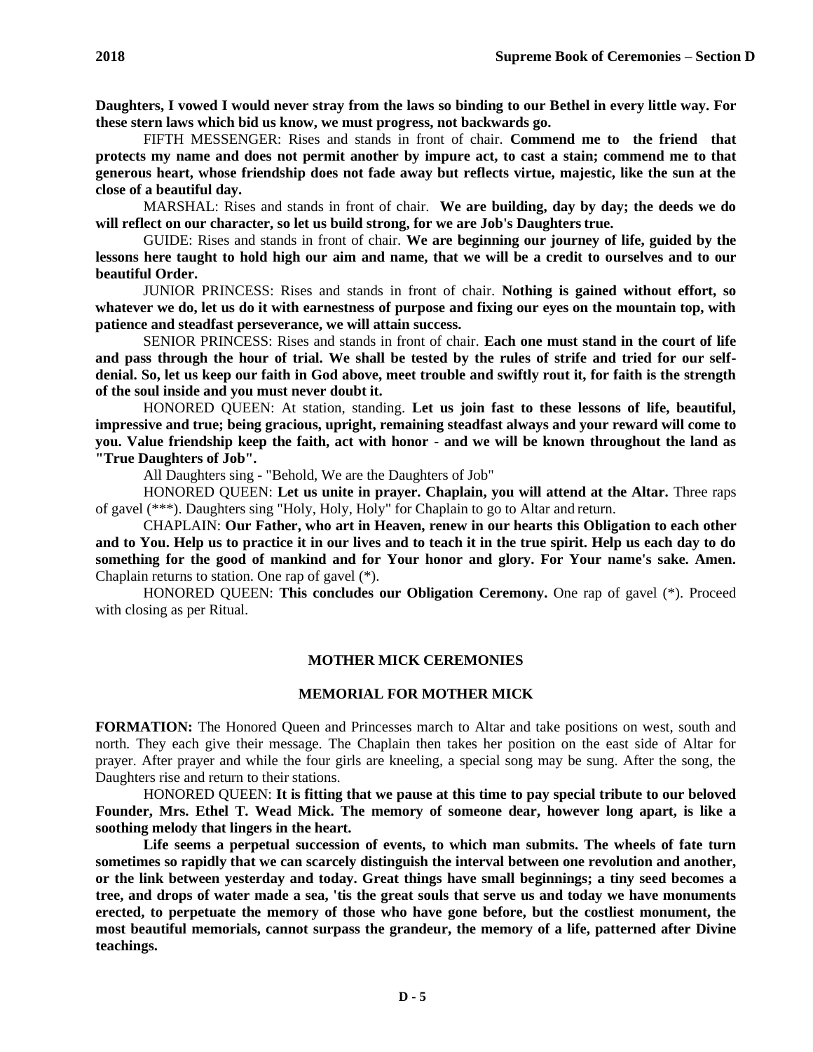**Daughters, I vowed I would never stray from the laws so binding to our Bethel in every little way. For these stern laws which bid us know, we must progress, not backwards go.**

FIFTH MESSENGER: Rises and stands in front of chair. **Commend me to the friend that protects my name and does not permit another by impure act, to cast a stain; commend me to that generous heart, whose friendship does not fade away but reflects virtue, majestic, like the sun at the close of a beautiful day.**

MARSHAL: Rises and stands in front of chair. **We are building, day by day; the deeds we do will reflect on our character, so let us build strong, for we are Job's Daughters true.**

GUIDE: Rises and stands in front of chair. **We are beginning our journey of life, guided by the lessons here taught to hold high our aim and name, that we will be a credit to ourselves and to our beautiful Order.**

JUNIOR PRINCESS: Rises and stands in front of chair. **Nothing is gained without effort, so whatever we do, let us do it with earnestness of purpose and fixing our eyes on the mountain top, with patience and steadfast perseverance, we will attain success.**

SENIOR PRINCESS: Rises and stands in front of chair. **Each one must stand in the court of life and pass through the hour of trial. We shall be tested by the rules of strife and tried for our self-denial. So, let us keep our faith in God above, meet trouble and swiftly rout it, for faith is the strength of the soul inside and you must never doubt it.**

HONORED QUEEN: At station, standing. **Let us join fast to these lessons of life, beautiful, impressive and true; being gracious, upright, remaining steadfast always and your reward will come to you. Value friendship keep the faith, act with honor - and we will be known throughout the land as "True Daughters of Job".**

All Daughters sing - "Behold, We are the Daughters of Job"

HONORED QUEEN: **Let us unite in prayer. Chaplain, you will attend at the Altar.** Three raps of gavel (***). Daughters sing "Holy, Holy, Holy" for Chaplain to go to Altar and return.

CHAPLAIN: **Our Father, who art in Heaven, renew in our hearts this Obligation to each other and to You. Help us to practice it in our lives and to teach it in the true spirit. Help us each day to do something for the good of mankind and for Your honor and glory. For Your name's sake. Amen.** Chaplain returns to station. One rap of gavel (*).

HONORED QUEEN: **This concludes our Obligation Ceremony.** One rap of gavel (*). Proceed with closing as per Ritual.

## MOTHER MICK CEREMONIES

### MEMORIAL FOR MOTHER MICK

**FORMATION:** The Honored Queen and Princesses march to Altar and take positions on west, south and north. They each give their message. The Chaplain then takes her position on the east side of Altar for prayer. After prayer and while the four girls are kneeling, a special song may be sung. After the song, the Daughters rise and return to their stations.

HONORED QUEEN: **It is fitting that we pause at this time to pay special tribute to our beloved Founder, Mrs. Ethel T. Wead Mick. The memory of someone dear, however long apart, is like a soothing melody that lingers in the heart.**

**Life seems a perpetual succession of events, to which man submits. The wheels of fate turn sometimes so rapidly that we can scarcely distinguish the interval between one revolution and another, or the link between yesterday and today. Great things have small beginnings; a tiny seed becomes a tree, and drops of water made a sea, 'tis the great souls that serve us and today we have monuments erected, to perpetuate the memory of those who have gone before, but the costliest monument, the most beautiful memorials, cannot surpass the grandeur, the memory of a life, patterned after Divine teachings.**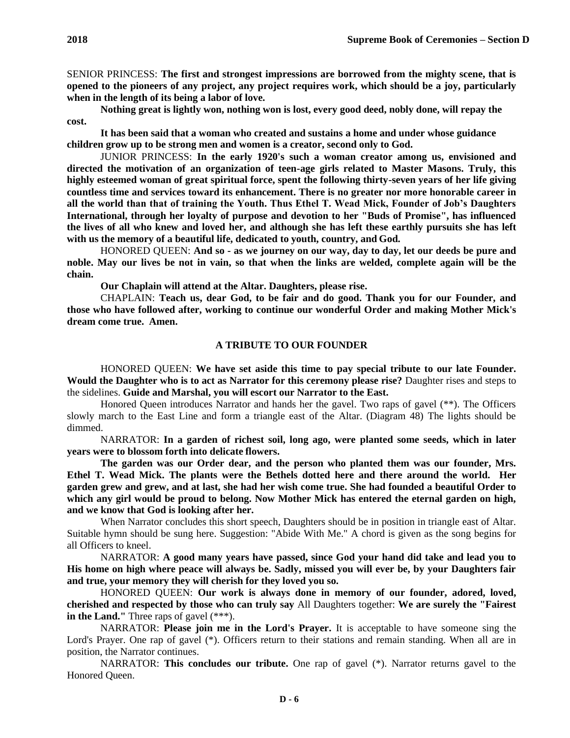SENIOR PRINCESS: **The first and strongest impressions are borrowed from the mighty scene, that is opened to the pioneers of any project, any project requires work, which should be a joy, particularly when in the length of its being a labor of love.**

**Nothing great is lightly won, nothing won is lost, every good deed, nobly done, will repay the cost.**

**It has been said that a woman who created and sustains a home and under whose guidance children grow up to be strong men and women is a creator, second only to God.**

JUNIOR PRINCESS: **In the early 1920's such a woman creator among us, envisioned and directed the motivation of an organization of teen-age girls related to Master Masons. Truly, this highly esteemed woman of great spiritual force, spent the following thirty-seven years of her life giving countless time and services toward its enhancement. There is no greater nor more honorable career in all the world than that of training the Youth. Thus Ethel T. Wead Mick, Founder of Job's Daughters International, through her loyalty of purpose and devotion to her "Buds of Promise", has influenced the lives of all who knew and loved her, and although she has left these earthly pursuits she has left with us the memory of a beautiful life, dedicated to youth, country, and God.**

HONORED QUEEN: **And so - as we journey on our way, day to day, let our deeds be pure and noble. May our lives be not in vain, so that when the links are welded, complete again will be the chain.**

**Our Chaplain will attend at the Altar. Daughters, please rise.**

CHAPLAIN: **Teach us, dear God, to be fair and do good. Thank you for our Founder, and those who have followed after, working to continue our wonderful Order and making Mother Mick's dream come true. Amen.**

## A TRIBUTE TO OUR FOUNDER

HONORED QUEEN: **We have set aside this time to pay special tribute to our late Founder. Would the Daughter who is to act as Narrator for this ceremony please rise?** Daughter rises and steps to the sidelines. **Guide and Marshal, you will escort our Narrator to the East.**

Honored Queen introduces Narrator and hands her the gavel. Two raps of gavel (**). The Officers slowly march to the East Line and form a triangle east of the Altar. (Diagram 48) The lights should be dimmed.

NARRATOR: **In a garden of richest soil, long ago, were planted some seeds, which in later years were to blossom forth into delicate flowers.**

**The garden was our Order dear, and the person who planted them was our founder, Mrs. Ethel T. Wead Mick. The plants were the Bethels dotted here and there around the world. Her garden grew and grew, and at last, she had her wish come true. She had founded a beautiful Order to which any girl would be proud to belong. Now Mother Mick has entered the eternal garden on high, and we know that God is looking after her.**

When Narrator concludes this short speech, Daughters should be in position in triangle east of Altar. Suitable hymn should be sung here. Suggestion: "Abide With Me." A chord is given as the song begins for all Officers to kneel.

NARRATOR: **A good many years have passed, since God your hand did take and lead you to His home on high where peace will always be. Sadly, missed you will ever be, by your Daughters fair and true, your memory they will cherish for they loved you so.**

HONORED QUEEN: **Our work is always done in memory of our founder, adored, loved, cherished and respected by those who can truly say** All Daughters together: **We are surely the "Fairest in the Land."** Three raps of gavel (***).

NARRATOR: **Please join me in the Lord's Prayer.** It is acceptable to have someone sing the Lord's Prayer. One rap of gavel (*). Officers return to their stations and remain standing. When all are in position, the Narrator continues.

NARRATOR: **This concludes our tribute.** One rap of gavel (*). Narrator returns gavel to the Honored Queen.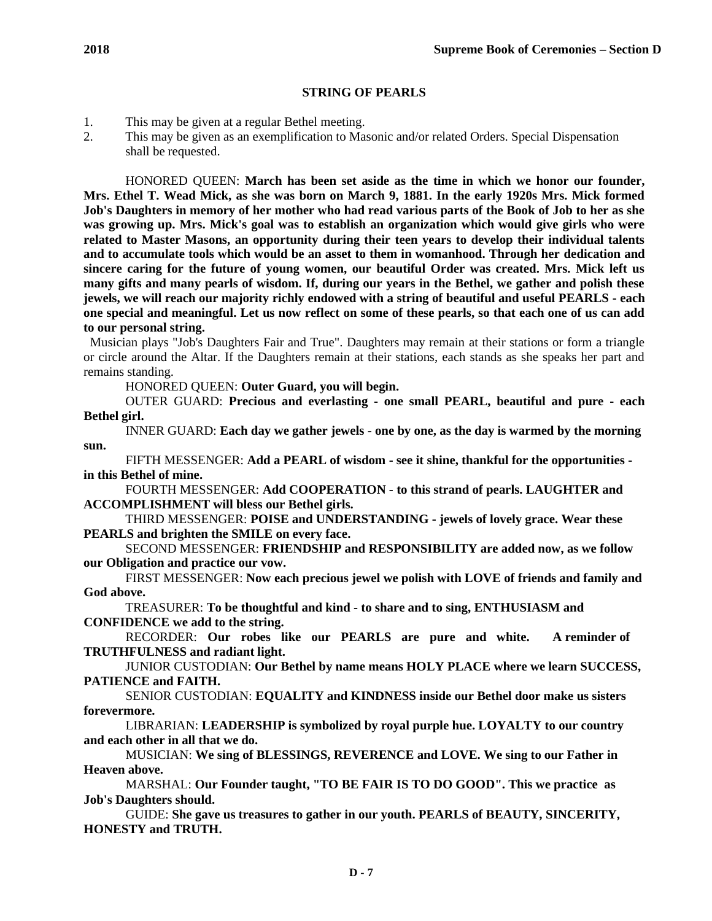## STRING OF PEARLS

1. This may be given at a regular Bethel meeting.
2. This may be given as an exemplification to Masonic and/or related Orders. Special Dispensation shall be requested.

HONORED QUEEN: **March has been set aside as the time in which we honor our founder, Mrs. Ethel T. Wead Mick, as she was born on March 9, 1881. In the early 1920s Mrs. Mick formed Job's Daughters in memory of her mother who had read various parts of the Book of Job to her as she was growing up. Mrs. Mick's goal was to establish an organization which would give girls who were related to Master Masons, an opportunity during their teen years to develop their individual talents and to accumulate tools which would be an asset to them in womanhood. Through her dedication and sincere caring for the future of young women, our beautiful Order was created. Mrs. Mick left us many gifts and many pearls of wisdom. If, during our years in the Bethel, we gather and polish these jewels, we will reach our majority richly endowed with a string of beautiful and useful PEARLS - each one special and meaningful. Let us now reflect on some of these pearls, so that each one of us can add to our personal string.**

Musician plays "Job's Daughters Fair and True". Daughters may remain at their stations or form a triangle or circle around the Altar. If the Daughters remain at their stations, each stands as she speaks her part and remains standing.

HONORED QUEEN: **Outer Guard, you will begin.**

OUTER GUARD: **Precious and everlasting - one small PEARL, beautiful and pure - each Bethel girl.**

INNER GUARD: **Each day we gather jewels - one by one, as the day is warmed by the morning sun.**

FIFTH MESSENGER: **Add a PEARL of wisdom - see it shine, thankful for the opportunities - in this Bethel of mine.**

FOURTH MESSENGER: **Add COOPERATION - to this strand of pearls. LAUGHTER and ACCOMPLISHMENT will bless our Bethel girls.**

THIRD MESSENGER: **POISE and UNDERSTANDING - jewels of lovely grace. Wear these PEARLS and brighten the SMILE on every face.**

SECOND MESSENGER: **FRIENDSHIP and RESPONSIBILITY are added now, as we follow our Obligation and practice our vow.**

FIRST MESSENGER: **Now each precious jewel we polish with LOVE of friends and family and God above.**

TREASURER: **To be thoughtful and kind - to share and to sing, ENTHUSIASM and CONFIDENCE we add to the string.**

RECORDER: **Our robes like our PEARLS are pure and white. A reminder of TRUTHFULNESS and radiant light.**

JUNIOR CUSTODIAN: **Our Bethel by name means HOLY PLACE where we learn SUCCESS, PATIENCE and FAITH.**

SENIOR CUSTODIAN: **EQUALITY and KINDNESS inside our Bethel door make us sisters forevermore.**

LIBRARIAN: **LEADERSHIP is symbolized by royal purple hue. LOYALTY to our country and each other in all that we do.**

MUSICIAN: **We sing of BLESSINGS, REVERENCE and LOVE. We sing to our Father in Heaven above.**

MARSHAL: **Our Founder taught, "TO BE FAIR IS TO DO GOOD". This we practice as Job's Daughters should.**

GUIDE: **She gave us treasures to gather in our youth. PEARLS of BEAUTY, SINCERITY, HONESTY and TRUTH.**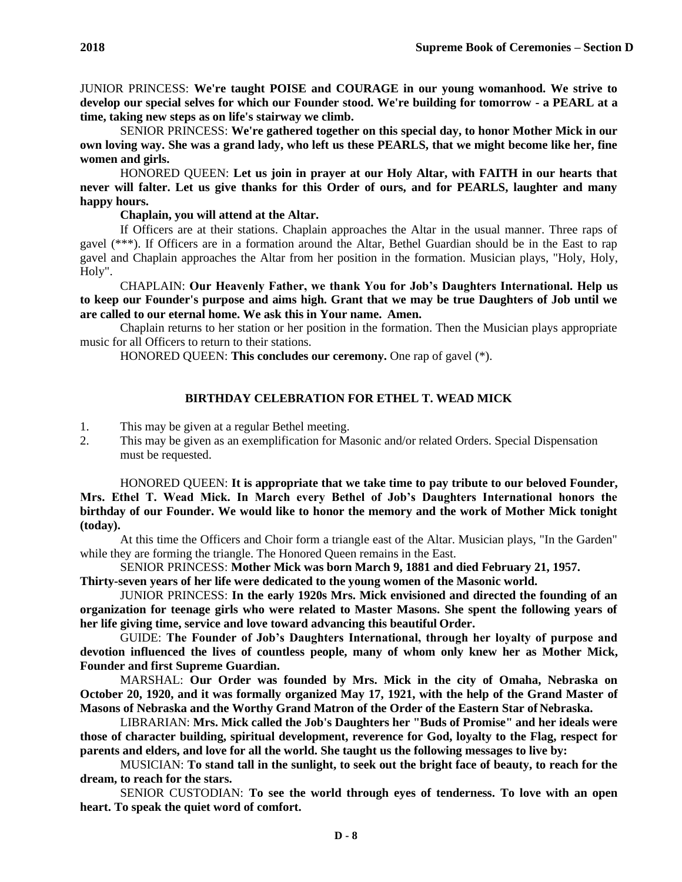JUNIOR PRINCESS: **We're taught POISE and COURAGE in our young womanhood. We strive to develop our special selves for which our Founder stood. We're building for tomorrow - a PEARL at a time, taking new steps as on life's stairway we climb.**

SENIOR PRINCESS: **We're gathered together on this special day, to honor Mother Mick in our own loving way. She was a grand lady, who left us these PEARLS, that we might become like her, fine women and girls.**

HONORED QUEEN: **Let us join in prayer at our Holy Altar, with FAITH in our hearts that never will falter. Let us give thanks for this Order of ours, and for PEARLS, laughter and many happy hours.**

**Chaplain, you will attend at the Altar.**

If Officers are at their stations. Chaplain approaches the Altar in the usual manner. Three raps of gavel (***). If Officers are in a formation around the Altar, Bethel Guardian should be in the East to rap gavel and Chaplain approaches the Altar from her position in the formation. Musician plays, "Holy, Holy, Holy".

CHAPLAIN: **Our Heavenly Father, we thank You for Job's Daughters International. Help us to keep our Founder's purpose and aims high. Grant that we may be true Daughters of Job until we are called to our eternal home. We ask this in Your name. Amen.**

Chaplain returns to her station or her position in the formation. Then the Musician plays appropriate music for all Officers to return to their stations.

HONORED QUEEN: **This concludes our ceremony.** One rap of gavel (*).

## BIRTHDAY CELEBRATION FOR ETHEL T. WEAD MICK

1. This may be given at a regular Bethel meeting.
2. This may be given as an exemplification for Masonic and/or related Orders. Special Dispensation must be requested.

HONORED QUEEN: **It is appropriate that we take time to pay tribute to our beloved Founder, Mrs. Ethel T. Wead Mick. In March every Bethel of Job's Daughters International honors the birthday of our Founder. We would like to honor the memory and the work of Mother Mick tonight (today).**

At this time the Officers and Choir form a triangle east of the Altar. Musician plays, "In the Garden" while they are forming the triangle. The Honored Queen remains in the East.

SENIOR PRINCESS: **Mother Mick was born March 9, 1881 and died February 21, 1957. Thirty-seven years of her life were dedicated to the young women of the Masonic world.**

JUNIOR PRINCESS: **In the early 1920s Mrs. Mick envisioned and directed the founding of an organization for teenage girls who were related to Master Masons. She spent the following years of her life giving time, service and love toward advancing this beautiful Order.**

GUIDE: **The Founder of Job's Daughters International, through her loyalty of purpose and devotion influenced the lives of countless people, many of whom only knew her as Mother Mick, Founder and first Supreme Guardian.**

MARSHAL: **Our Order was founded by Mrs. Mick in the city of Omaha, Nebraska on October 20, 1920, and it was formally organized May 17, 1921, with the help of the Grand Master of Masons of Nebraska and the Worthy Grand Matron of the Order of the Eastern Star of Nebraska.**

LIBRARIAN: **Mrs. Mick called the Job's Daughters her "Buds of Promise" and her ideals were those of character building, spiritual development, reverence for God, loyalty to the Flag, respect for parents and elders, and love for all the world. She taught us the following messages to live by:**

MUSICIAN: **To stand tall in the sunlight, to seek out the bright face of beauty, to reach for the dream, to reach for the stars.**

SENIOR CUSTODIAN: **To see the world through eyes of tenderness. To love with an open heart. To speak the quiet word of comfort.**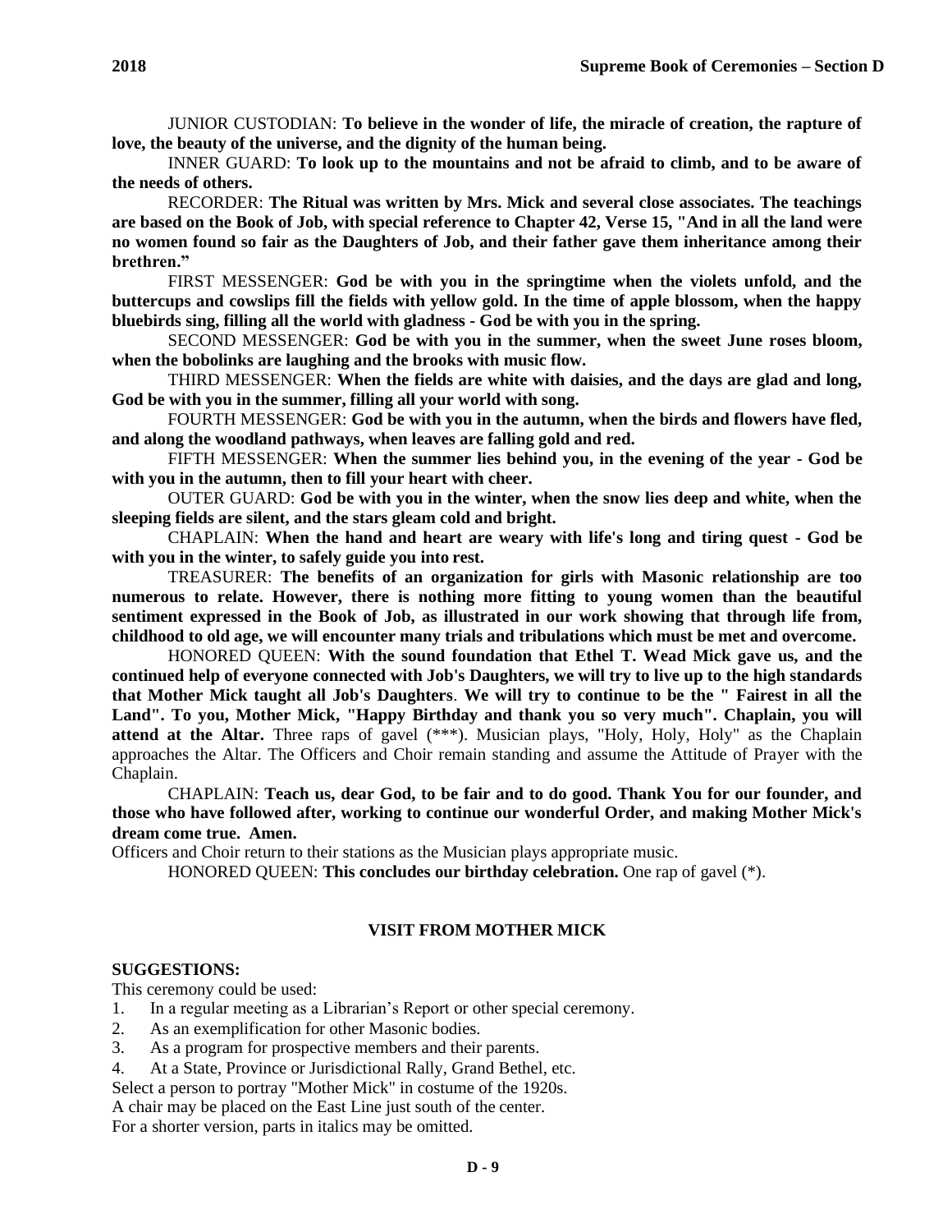JUNIOR CUSTODIAN: **To believe in the wonder of life, the miracle of creation, the rapture of love, the beauty of the universe, and the dignity of the human being.**

INNER GUARD: **To look up to the mountains and not be afraid to climb, and to be aware of the needs of others.**

RECORDER: **The Ritual was written by Mrs. Mick and several close associates. The teachings are based on the Book of Job, with special reference to Chapter 42, Verse 15, "And in all the land were no women found so fair as the Daughters of Job, and their father gave them inheritance among their brethren."**

FIRST MESSENGER: **God be with you in the springtime when the violets unfold, and the buttercups and cowslips fill the fields with yellow gold. In the time of apple blossom, when the happy bluebirds sing, filling all the world with gladness - God be with you in the spring.**

SECOND MESSENGER: **God be with you in the summer, when the sweet June roses bloom, when the bobolinks are laughing and the brooks with music flow.**

THIRD MESSENGER: **When the fields are white with daisies, and the days are glad and long, God be with you in the summer, filling all your world with song.**

FOURTH MESSENGER: **God be with you in the autumn, when the birds and flowers have fled, and along the woodland pathways, when leaves are falling gold and red.**

FIFTH MESSENGER: **When the summer lies behind you, in the evening of the year - God be with you in the autumn, then to fill your heart with cheer.**

OUTER GUARD: **God be with you in the winter, when the snow lies deep and white, when the sleeping fields are silent, and the stars gleam cold and bright.**

CHAPLAIN: **When the hand and heart are weary with life's long and tiring quest - God be with you in the winter, to safely guide you into rest.**

TREASURER: **The benefits of an organization for girls with Masonic relationship are too numerous to relate. However, there is nothing more fitting to young women than the beautiful sentiment expressed in the Book of Job, as illustrated in our work showing that through life from, childhood to old age, we will encounter many trials and tribulations which must be met and overcome.**

HONORED QUEEN: **With the sound foundation that Ethel T. Wead Mick gave us, and the continued help of everyone connected with Job's Daughters, we will try to live up to the high standards that Mother Mick taught all Job's Daughters**. **We will try to continue to be the " Fairest in all the Land". To you, Mother Mick, "Happy Birthday and thank you so very much". Chaplain, you will attend at the Altar.** Three raps of gavel (***). Musician plays, "Holy, Holy, Holy" as the Chaplain approaches the Altar. The Officers and Choir remain standing and assume the Attitude of Prayer with the Chaplain.

CHAPLAIN: **Teach us, dear God, to be fair and to do good. Thank You for our founder, and those who have followed after, working to continue our wonderful Order, and making Mother Mick's dream come true. Amen.**

Officers and Choir return to their stations as the Musician plays appropriate music.

HONORED QUEEN: **This concludes our birthday celebration.** One rap of gavel (*).

## VISIT FROM MOTHER MICK

**SUGGESTIONS:**

This ceremony could be used:

1. In a regular meeting as a Librarian's Report or other special ceremony.
2. As an exemplification for other Masonic bodies.
3. As a program for prospective members and their parents.
4. At a State, Province or Jurisdictional Rally, Grand Bethel, etc.

Select a person to portray "Mother Mick" in costume of the 1920s.

A chair may be placed on the East Line just south of the center.

For a shorter version, parts in italics may be omitted.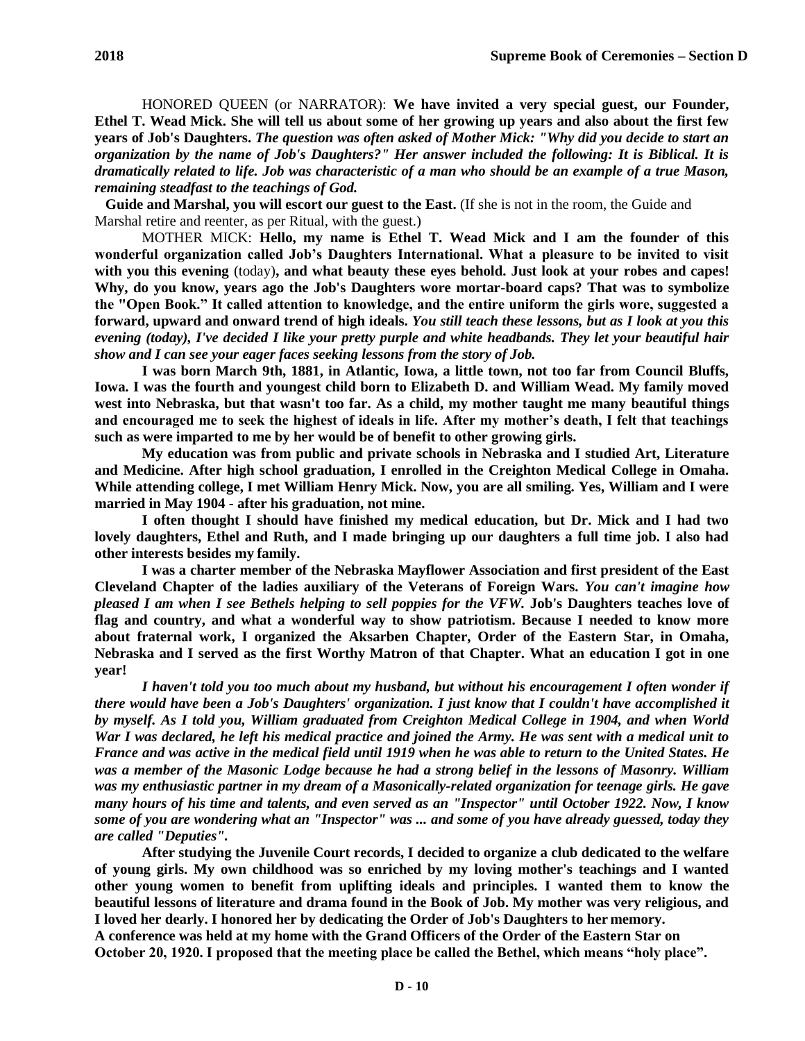HONORED QUEEN (or NARRATOR): **We have invited a very special guest, our Founder, Ethel T. Wead Mick. She will tell us about some of her growing up years and also about the first few years of Job's Daughters.** ***The question was often asked of Mother Mick: "Why did you decide to start an organization by the name of Job's Daughters?" Her answer included the following: It is Biblical. It is dramatically related to life. Job was characteristic of a man who should be an example of a true Mason, remaining steadfast to the teachings of God.***

**Guide and Marshal, you will escort our guest to the East.** (If she is not in the room, the Guide and Marshal retire and reenter, as per Ritual, with the guest.)

MOTHER MICK: **Hello, my name is Ethel T. Wead Mick and I am the founder of this wonderful organization called Job's Daughters International. What a pleasure to be invited to visit with you this evening** (today)**, and what beauty these eyes behold. Just look at your robes and capes! Why, do you know, years ago the Job's Daughters wore mortar-board caps? That was to symbolize the "Open Book." It called attention to knowledge, and the entire uniform the girls wore, suggested a forward, upward and onward trend of high ideals.** ***You still teach these lessons, but as I look at you this evening (today), I've decided I like your pretty purple and white headbands. They let your beautiful hair show and I can see your eager faces seeking lessons from the story of Job.***

**I was born March 9th, 1881, in Atlantic, Iowa, a little town, not too far from Council Bluffs, Iowa. I was the fourth and youngest child born to Elizabeth D. and William Wead. My family moved west into Nebraska, but that wasn't too far. As a child, my mother taught me many beautiful things and encouraged me to seek the highest of ideals in life. After my mother's death, I felt that teachings such as were imparted to me by her would be of benefit to other growing girls.**

**My education was from public and private schools in Nebraska and I studied Art, Literature and Medicine. After high school graduation, I enrolled in the Creighton Medical College in Omaha. While attending college, I met William Henry Mick. Now, you are all smiling. Yes, William and I were married in May 1904 - after his graduation, not mine.**

**I often thought I should have finished my medical education, but Dr. Mick and I had two lovely daughters, Ethel and Ruth, and I made bringing up our daughters a full time job. I also had other interests besides my family.**

**I was a charter member of the Nebraska Mayflower Association and first president of the East Cleveland Chapter of the ladies auxiliary of the Veterans of Foreign Wars.** ***You can't imagine how pleased I am when I see Bethels helping to sell poppies for the VFW.*** **Job's Daughters teaches love of flag and country, and what a wonderful way to show patriotism. Because I needed to know more about fraternal work, I organized the Aksarben Chapter, Order of the Eastern Star, in Omaha, Nebraska and I served as the first Worthy Matron of that Chapter. What an education I got in one year!**

***I haven't told you too much about my husband, but without his encouragement I often wonder if there would have been a Job's Daughters' organization. I just know that I couldn't have accomplished it by myself. As I told you, William graduated from Creighton Medical College in 1904, and when World War I was declared, he left his medical practice and joined the Army. He was sent with a medical unit to France and was active in the medical field until 1919 when he was able to return to the United States. He was a member of the Masonic Lodge because he had a strong belief in the lessons of Masonry. William was my enthusiastic partner in my dream of a Masonically-related organization for teenage girls. He gave many hours of his time and talents, and even served as an "Inspector" until October 1922. Now, I know some of you are wondering what an "Inspector" was ... and some of you have already guessed, today they are called "Deputies".***

**After studying the Juvenile Court records, I decided to organize a club dedicated to the welfare of young girls. My own childhood was so enriched by my loving mother's teachings and I wanted other young women to benefit from uplifting ideals and principles. I wanted them to know the beautiful lessons of literature and drama found in the Book of Job. My mother was very religious, and I loved her dearly. I honored her by dedicating the Order of Job's Daughters to her memory.**

**A conference was held at my home with the Grand Officers of the Order of the Eastern Star on October 20, 1920. I proposed that the meeting place be called the Bethel, which means "holy place".**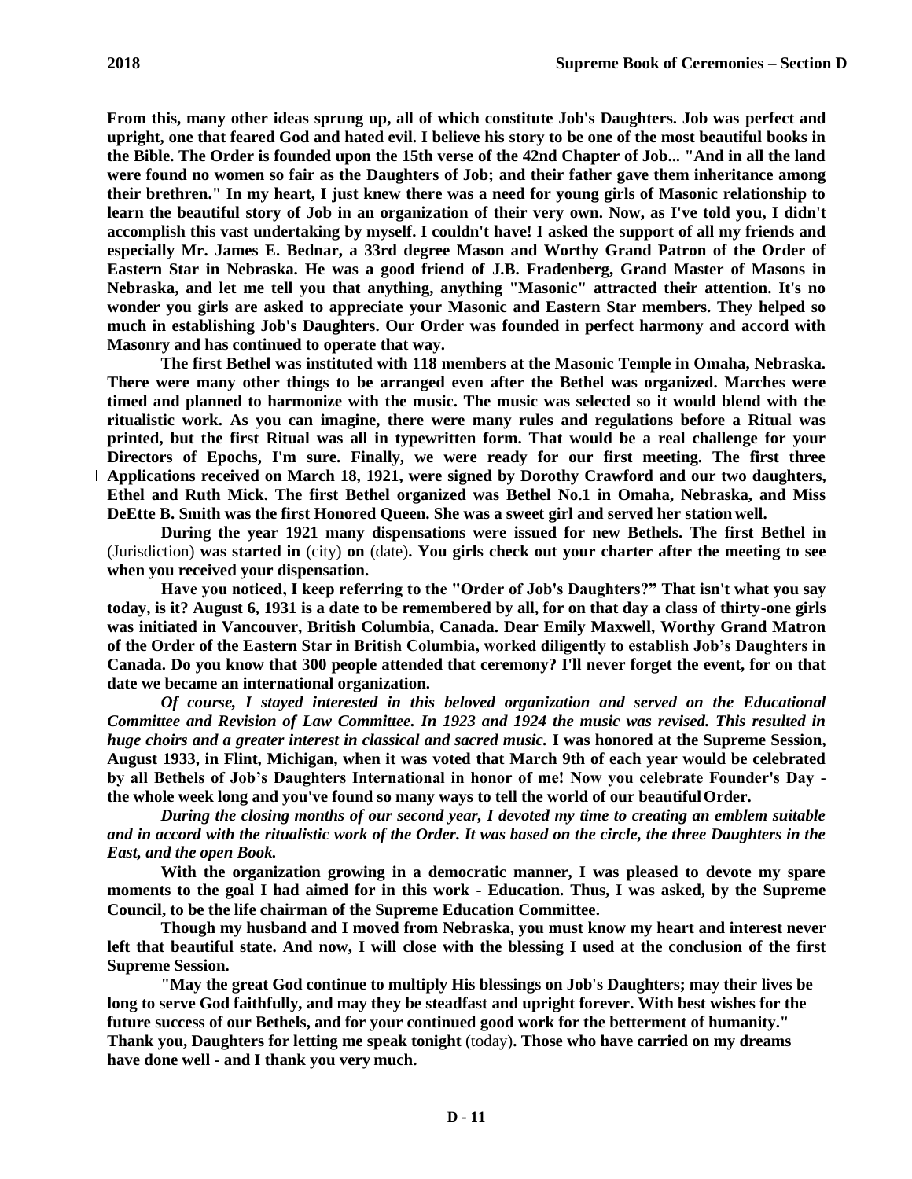**From this, many other ideas sprung up, all of which constitute Job's Daughters. Job was perfect and upright, one that feared God and hated evil. I believe his story to be one of the most beautiful books in the Bible. The Order is founded upon the 15th verse of the 42nd Chapter of Job... "And in all the land were found no women so fair as the Daughters of Job; and their father gave them inheritance among their brethren." In my heart, I just knew there was a need for young girls of Masonic relationship to learn the beautiful story of Job in an organization of their very own. Now, as I've told you, I didn't accomplish this vast undertaking by myself. I couldn't have! I asked the support of all my friends and especially Mr. James E. Bednar, a 33rd degree Mason and Worthy Grand Patron of the Order of Eastern Star in Nebraska. He was a good friend of J.B. Fradenberg, Grand Master of Masons in Nebraska, and let me tell you that anything, anything "Masonic" attracted their attention. It's no wonder you girls are asked to appreciate your Masonic and Eastern Star members. They helped so much in establishing Job's Daughters. Our Order was founded in perfect harmony and accord with Masonry and has continued to operate that way.**

**The first Bethel was instituted with 118 members at the Masonic Temple in Omaha, Nebraska. There were many other things to be arranged even after the Bethel was organized. Marches were timed and planned to harmonize with the music. The music was selected so it would blend with the ritualistic work. As you can imagine, there were many rules and regulations before a Ritual was printed, but the first Ritual was all in typewritten form. That would be a real challenge for your Directors of Epochs, I'm sure. Finally, we were ready for our first meeting. The first three Applications received on March 18, 1921, were signed by Dorothy Crawford and our two daughters, Ethel and Ruth Mick. The first Bethel organized was Bethel No.1 in Omaha, Nebraska, and Miss DeEtte B. Smith was the first Honored Queen. She was a sweet girl and served her station well.**

**During the year 1921 many dispensations were issued for new Bethels. The first Bethel in** (Jurisdiction) **was started in** (city) **on** (date)**. You girls check out your charter after the meeting to see when you received your dispensation.**

**Have you noticed, I keep referring to the "Order of Job's Daughters?" That isn't what you say today, is it? August 6, 1931 is a date to be remembered by all, for on that day a class of thirty-one girls was initiated in Vancouver, British Columbia, Canada. Dear Emily Maxwell, Worthy Grand Matron of the Order of the Eastern Star in British Columbia, worked diligently to establish Job's Daughters in Canada. Do you know that 300 people attended that ceremony? I'll never forget the event, for on that date we became an international organization.**

***Of course, I stayed interested in this beloved organization and served on the Educational Committee and Revision of Law Committee. In 1923 and 1924 the music was revised. This resulted in huge choirs and a greater interest in classical and sacred music.*** **I was honored at the Supreme Session, August 1933, in Flint, Michigan, when it was voted that March 9th of each year would be celebrated by all Bethels of Job's Daughters International in honor of me! Now you celebrate Founder's Day - the whole week long and you've found so many ways to tell the world of our beautiful Order.**

***During the closing months of our second year, I devoted my time to creating an emblem suitable and in accord with the ritualistic work of the Order. It was based on the circle, the three Daughters in the East, and the open Book.***

**With the organization growing in a democratic manner, I was pleased to devote my spare moments to the goal I had aimed for in this work - Education. Thus, I was asked, by the Supreme Council, to be the life chairman of the Supreme Education Committee.**

**Though my husband and I moved from Nebraska, you must know my heart and interest never left that beautiful state. And now, I will close with the blessing I used at the conclusion of the first Supreme Session.**

**"May the great God continue to multiply His blessings on Job's Daughters; may their lives be long to serve God faithfully, and may they be steadfast and upright forever. With best wishes for the future success of our Bethels, and for your continued good work for the betterment of humanity." Thank you, Daughters for letting me speak tonight** (today)**. Those who have carried on my dreams have done well - and I thank you very much.**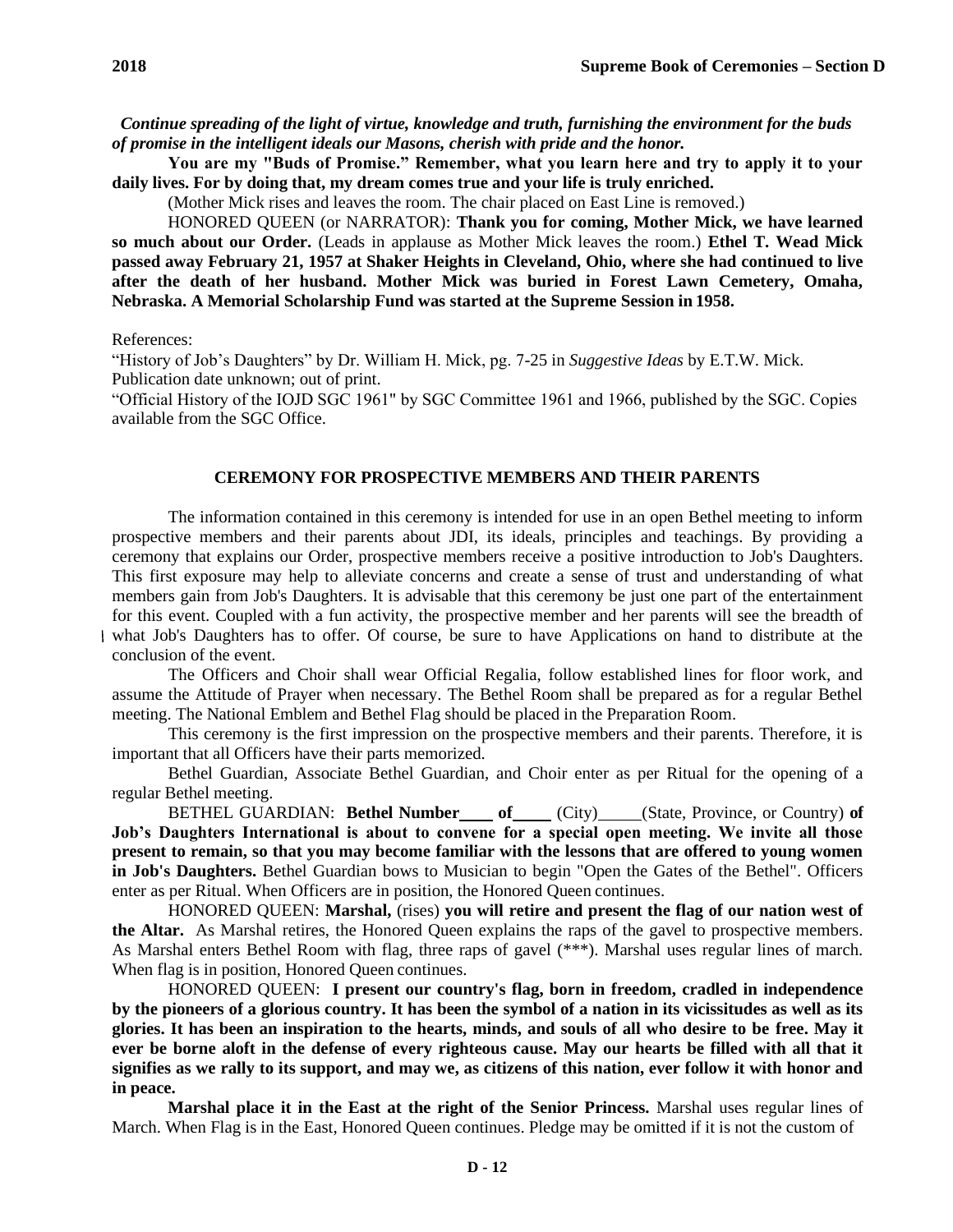*Continue spreading of the light of virtue, knowledge and truth, furnishing the environment for the buds of promise in the intelligent ideals our Masons, cherish with pride and the honor.*

**You are my "Buds of Promise." Remember, what you learn here and try to apply it to your daily lives. For by doing that, my dream comes true and your life is truly enriched.**

(Mother Mick rises and leaves the room. The chair placed on East Line is removed.)

HONORED QUEEN (or NARRATOR): **Thank you for coming, Mother Mick, we have learned so much about our Order.** (Leads in applause as Mother Mick leaves the room.) **Ethel T. Wead Mick passed away February 21, 1957 at Shaker Heights in Cleveland, Ohio, where she had continued to live after the death of her husband. Mother Mick was buried in Forest Lawn Cemetery, Omaha, Nebraska. A Memorial Scholarship Fund was started at the Supreme Session in 1958.**

References:

"History of Job's Daughters" by Dr. William H. Mick, pg. 7-25 in *Suggestive Ideas* by E.T.W. Mick. Publication date unknown; out of print.

"Official History of the IOJD SGC 1961" by SGC Committee 1961 and 1966, published by the SGC. Copies available from the SGC Office.

## CEREMONY FOR PROSPECTIVE MEMBERS AND THEIR PARENTS

The information contained in this ceremony is intended for use in an open Bethel meeting to inform prospective members and their parents about JDI, its ideals, principles and teachings. By providing a ceremony that explains our Order, prospective members receive a positive introduction to Job's Daughters. This first exposure may help to alleviate concerns and create a sense of trust and understanding of what members gain from Job's Daughters. It is advisable that this ceremony be just one part of the entertainment for this event. Coupled with a fun activity, the prospective member and her parents will see the breadth of what Job's Daughters has to offer. Of course, be sure to have Applications on hand to distribute at the conclusion of the event.

The Officers and Choir shall wear Official Regalia, follow established lines for floor work, and assume the Attitude of Prayer when necessary. The Bethel Room shall be prepared as for a regular Bethel meeting. The National Emblem and Bethel Flag should be placed in the Preparation Room.

This ceremony is the first impression on the prospective members and their parents. Therefore, it is important that all Officers have their parts memorized.

Bethel Guardian, Associate Bethel Guardian, and Choir enter as per Ritual for the opening of a regular Bethel meeting.

BETHEL GUARDIAN: **Bethel Number____ of____** (City)_____(State, Province, or Country) **of Job's Daughters International is about to convene for a special open meeting. We invite all those present to remain, so that you may become familiar with the lessons that are offered to young women in Job's Daughters.** Bethel Guardian bows to Musician to begin "Open the Gates of the Bethel". Officers enter as per Ritual. When Officers are in position, the Honored Queen continues.

HONORED QUEEN: **Marshal,** (rises) **you will retire and present the flag of our nation west of the Altar.** As Marshal retires, the Honored Queen explains the raps of the gavel to prospective members. As Marshal enters Bethel Room with flag, three raps of gavel (***). Marshal uses regular lines of march. When flag is in position, Honored Queen continues.

HONORED QUEEN: **I present our country's flag, born in freedom, cradled in independence by the pioneers of a glorious country. It has been the symbol of a nation in its vicissitudes as well as its glories. It has been an inspiration to the hearts, minds, and souls of all who desire to be free. May it ever be borne aloft in the defense of every righteous cause. May our hearts be filled with all that it signifies as we rally to its support, and may we, as citizens of this nation, ever follow it with honor and in peace.**

**Marshal place it in the East at the right of the Senior Princess.** Marshal uses regular lines of March. When Flag is in the East, Honored Queen continues. Pledge may be omitted if it is not the custom of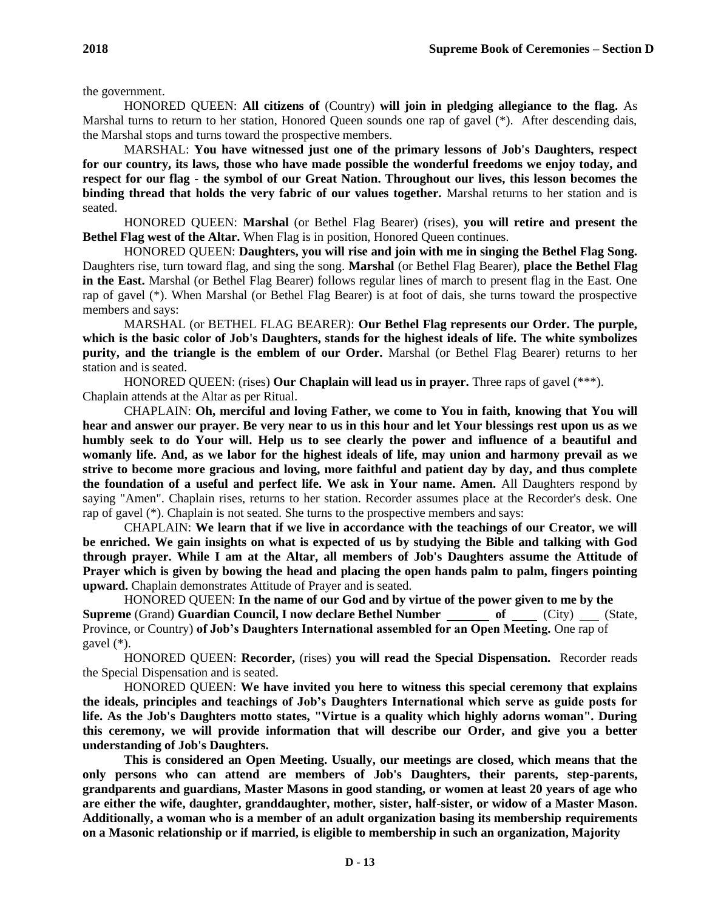the government.

HONORED QUEEN: **All citizens of** (Country) **will join in pledging allegiance to the flag.** As Marshal turns to return to her station, Honored Queen sounds one rap of gavel (*). After descending dais, the Marshal stops and turns toward the prospective members.

MARSHAL: **You have witnessed just one of the primary lessons of Job's Daughters, respect for our country, its laws, those who have made possible the wonderful freedoms we enjoy today, and respect for our flag - the symbol of our Great Nation. Throughout our lives, this lesson becomes the binding thread that holds the very fabric of our values together.** Marshal returns to her station and is seated.

HONORED QUEEN: **Marshal** (or Bethel Flag Bearer) (rises), **you will retire and present the Bethel Flag west of the Altar.** When Flag is in position, Honored Queen continues.

HONORED QUEEN: **Daughters, you will rise and join with me in singing the Bethel Flag Song.** Daughters rise, turn toward flag, and sing the song. **Marshal** (or Bethel Flag Bearer), **place the Bethel Flag in the East.** Marshal (or Bethel Flag Bearer) follows regular lines of march to present flag in the East. One rap of gavel (*). When Marshal (or Bethel Flag Bearer) is at foot of dais, she turns toward the prospective members and says:

MARSHAL (or BETHEL FLAG BEARER): **Our Bethel Flag represents our Order. The purple, which is the basic color of Job's Daughters, stands for the highest ideals of life. The white symbolizes purity, and the triangle is the emblem of our Order.** Marshal (or Bethel Flag Bearer) returns to her station and is seated.

HONORED QUEEN: (rises) **Our Chaplain will lead us in prayer.** Three raps of gavel (***). Chaplain attends at the Altar as per Ritual.

CHAPLAIN: **Oh, merciful and loving Father, we come to You in faith, knowing that You will hear and answer our prayer. Be very near to us in this hour and let Your blessings rest upon us as we humbly seek to do Your will. Help us to see clearly the power and influence of a beautiful and womanly life. And, as we labor for the highest ideals of life, may union and harmony prevail as we strive to become more gracious and loving, more faithful and patient day by day, and thus complete the foundation of a useful and perfect life. We ask in Your name. Amen.** All Daughters respond by saying "Amen". Chaplain rises, returns to her station. Recorder assumes place at the Recorder's desk. One rap of gavel (*). Chaplain is not seated. She turns to the prospective members and says:

CHAPLAIN: **We learn that if we live in accordance with the teachings of our Creator, we will be enriched. We gain insights on what is expected of us by studying the Bible and talking with God through prayer. While I am at the Altar, all members of Job's Daughters assume the Attitude of Prayer which is given by bowing the head and placing the open hands palm to palm, fingers pointing upward.** Chaplain demonstrates Attitude of Prayer and is seated.

HONORED QUEEN: **In the name of our God and by virtue of the power given to me by the Supreme** (Grand) **Guardian Council, I now declare Bethel Number \_\_\_\_\_\_ of \_\_\_\_** (City) \_\_\_ (State, Province, or Country) **of Job's Daughters International assembled for an Open Meeting.** One rap of gavel (*).

HONORED QUEEN: **Recorder,** (rises) **you will read the Special Dispensation.** Recorder reads the Special Dispensation and is seated.

HONORED QUEEN: **We have invited you here to witness this special ceremony that explains the ideals, principles and teachings of Job's Daughters International which serve as guide posts for life. As the Job's Daughters motto states, "Virtue is a quality which highly adorns woman". During this ceremony, we will provide information that will describe our Order, and give you a better understanding of Job's Daughters.**

**This is considered an Open Meeting. Usually, our meetings are closed, which means that the only persons who can attend are members of Job's Daughters, their parents, step-parents, grandparents and guardians, Master Masons in good standing, or women at least 20 years of age who are either the wife, daughter, granddaughter, mother, sister, half-sister, or widow of a Master Mason. Additionally, a woman who is a member of an adult organization basing its membership requirements on a Masonic relationship or if married, is eligible to membership in such an organization, Majority**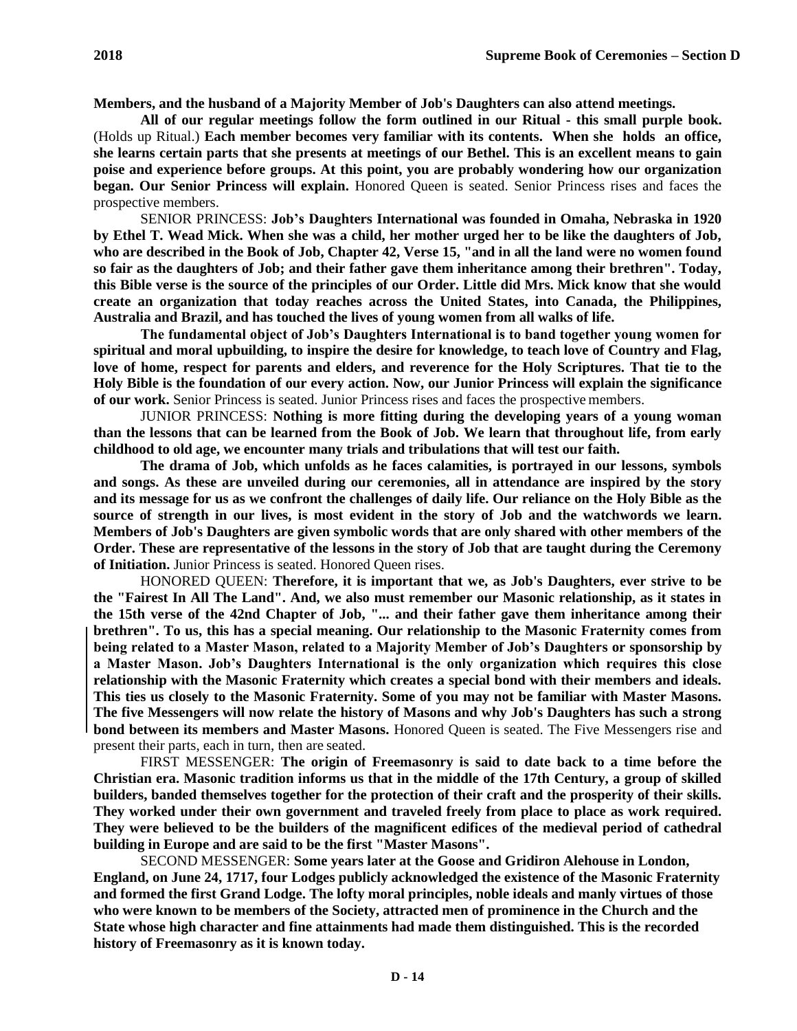**Members, and the husband of a Majority Member of Job's Daughters can also attend meetings.**

**All of our regular meetings follow the form outlined in our Ritual - this small purple book.** (Holds up Ritual.) **Each member becomes very familiar with its contents. When she holds an office, she learns certain parts that she presents at meetings of our Bethel. This is an excellent means to gain poise and experience before groups. At this point, you are probably wondering how our organization began. Our Senior Princess will explain.** Honored Queen is seated. Senior Princess rises and faces the prospective members.

SENIOR PRINCESS: **Job's Daughters International was founded in Omaha, Nebraska in 1920 by Ethel T. Wead Mick. When she was a child, her mother urged her to be like the daughters of Job, who are described in the Book of Job, Chapter 42, Verse 15, "and in all the land were no women found so fair as the daughters of Job; and their father gave them inheritance among their brethren". Today, this Bible verse is the source of the principles of our Order. Little did Mrs. Mick know that she would create an organization that today reaches across the United States, into Canada, the Philippines, Australia and Brazil, and has touched the lives of young women from all walks of life.**

**The fundamental object of Job's Daughters International is to band together young women for spiritual and moral upbuilding, to inspire the desire for knowledge, to teach love of Country and Flag, love of home, respect for parents and elders, and reverence for the Holy Scriptures. That tie to the Holy Bible is the foundation of our every action. Now, our Junior Princess will explain the significance of our work.** Senior Princess is seated. Junior Princess rises and faces the prospective members.

JUNIOR PRINCESS: **Nothing is more fitting during the developing years of a young woman than the lessons that can be learned from the Book of Job. We learn that throughout life, from early childhood to old age, we encounter many trials and tribulations that will test our faith.**

**The drama of Job, which unfolds as he faces calamities, is portrayed in our lessons, symbols and songs. As these are unveiled during our ceremonies, all in attendance are inspired by the story and its message for us as we confront the challenges of daily life. Our reliance on the Holy Bible as the source of strength in our lives, is most evident in the story of Job and the watchwords we learn. Members of Job's Daughters are given symbolic words that are only shared with other members of the Order. These are representative of the lessons in the story of Job that are taught during the Ceremony of Initiation.** Junior Princess is seated. Honored Queen rises.

HONORED QUEEN: **Therefore, it is important that we, as Job's Daughters, ever strive to be the "Fairest In All The Land". And, we also must remember our Masonic relationship, as it states in the 15th verse of the 42nd Chapter of Job, "... and their father gave them inheritance among their brethren". To us, this has a special meaning. Our relationship to the Masonic Fraternity comes from being related to a Master Mason, related to a Majority Member of Job's Daughters or sponsorship by a Master Mason. Job's Daughters International is the only organization which requires this close relationship with the Masonic Fraternity which creates a special bond with their members and ideals. This ties us closely to the Masonic Fraternity. Some of you may not be familiar with Master Masons. The five Messengers will now relate the history of Masons and why Job's Daughters has such a strong bond between its members and Master Masons.** Honored Queen is seated. The Five Messengers rise and present their parts, each in turn, then are seated.

FIRST MESSENGER: **The origin of Freemasonry is said to date back to a time before the Christian era. Masonic tradition informs us that in the middle of the 17th Century, a group of skilled builders, banded themselves together for the protection of their craft and the prosperity of their skills. They worked under their own government and traveled freely from place to place as work required. They were believed to be the builders of the magnificent edifices of the medieval period of cathedral building in Europe and are said to be the first "Master Masons".**

SECOND MESSENGER: **Some years later at the Goose and Gridiron Alehouse in London, England, on June 24, 1717, four Lodges publicly acknowledged the existence of the Masonic Fraternity and formed the first Grand Lodge. The lofty moral principles, noble ideals and manly virtues of those who were known to be members of the Society, attracted men of prominence in the Church and the State whose high character and fine attainments had made them distinguished. This is the recorded history of Freemasonry as it is known today.**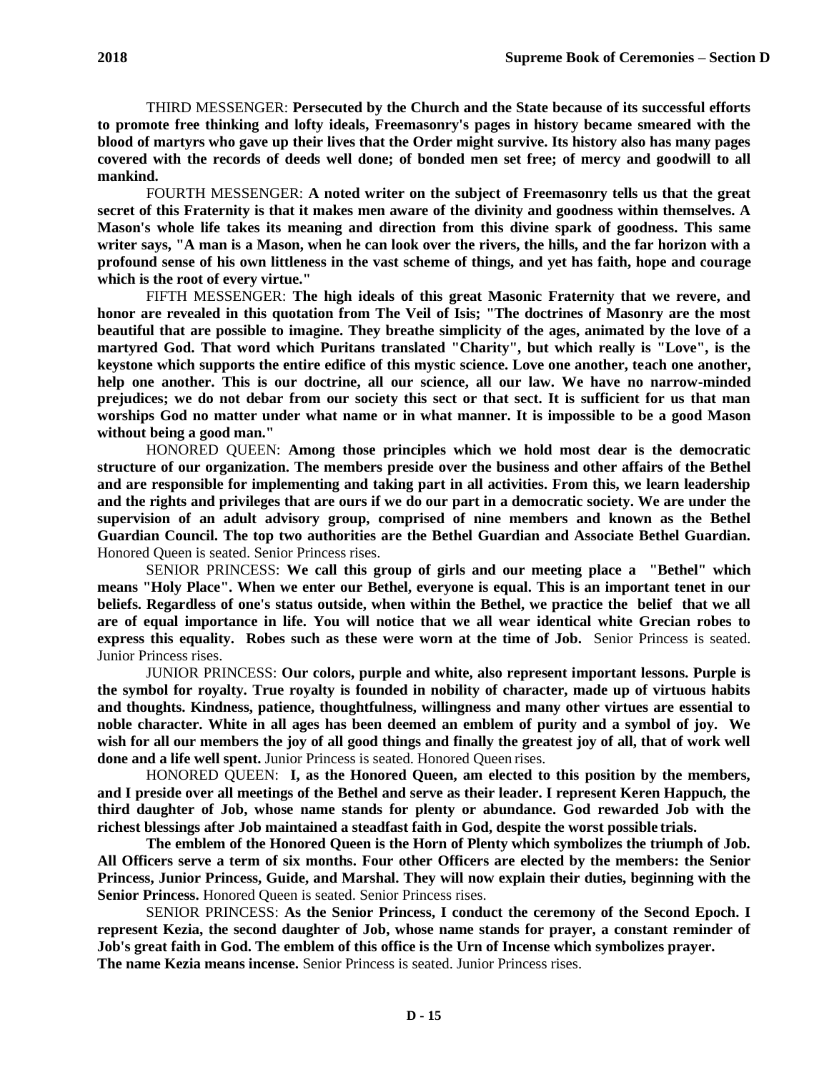THIRD MESSENGER: **Persecuted by the Church and the State because of its successful efforts to promote free thinking and lofty ideals, Freemasonry's pages in history became smeared with the blood of martyrs who gave up their lives that the Order might survive. Its history also has many pages covered with the records of deeds well done; of bonded men set free; of mercy and goodwill to all mankind.**

FOURTH MESSENGER: **A noted writer on the subject of Freemasonry tells us that the great secret of this Fraternity is that it makes men aware of the divinity and goodness within themselves. A Mason's whole life takes its meaning and direction from this divine spark of goodness. This same writer says, "A man is a Mason, when he can look over the rivers, the hills, and the far horizon with a profound sense of his own littleness in the vast scheme of things, and yet has faith, hope and courage which is the root of every virtue."**

FIFTH MESSENGER: **The high ideals of this great Masonic Fraternity that we revere, and honor are revealed in this quotation from The Veil of Isis; "The doctrines of Masonry are the most beautiful that are possible to imagine. They breathe simplicity of the ages, animated by the love of a martyred God. That word which Puritans translated "Charity", but which really is "Love", is the keystone which supports the entire edifice of this mystic science. Love one another, teach one another, help one another. This is our doctrine, all our science, all our law. We have no narrow-minded prejudices; we do not debar from our society this sect or that sect. It is sufficient for us that man worships God no matter under what name or in what manner. It is impossible to be a good Mason without being a good man."**

HONORED QUEEN: **Among those principles which we hold most dear is the democratic structure of our organization. The members preside over the business and other affairs of the Bethel and are responsible for implementing and taking part in all activities. From this, we learn leadership and the rights and privileges that are ours if we do our part in a democratic society. We are under the supervision of an adult advisory group, comprised of nine members and known as the Bethel Guardian Council. The top two authorities are the Bethel Guardian and Associate Bethel Guardian.** Honored Queen is seated. Senior Princess rises.

SENIOR PRINCESS: **We call this group of girls and our meeting place a "Bethel" which means "Holy Place". When we enter our Bethel, everyone is equal. This is an important tenet in our beliefs. Regardless of one's status outside, when within the Bethel, we practice the belief that we all are of equal importance in life. You will notice that we all wear identical white Grecian robes to express this equality. Robes such as these were worn at the time of Job.** Senior Princess is seated. Junior Princess rises.

JUNIOR PRINCESS: **Our colors, purple and white, also represent important lessons. Purple is the symbol for royalty. True royalty is founded in nobility of character, made up of virtuous habits and thoughts. Kindness, patience, thoughtfulness, willingness and many other virtues are essential to noble character. White in all ages has been deemed an emblem of purity and a symbol of joy. We wish for all our members the joy of all good things and finally the greatest joy of all, that of work well done and a life well spent.** Junior Princess is seated. Honored Queen rises.

HONORED QUEEN: **I, as the Honored Queen, am elected to this position by the members, and I preside over all meetings of the Bethel and serve as their leader. I represent Keren Happuch, the third daughter of Job, whose name stands for plenty or abundance. God rewarded Job with the richest blessings after Job maintained a steadfast faith in God, despite the worst possible trials.**

**The emblem of the Honored Queen is the Horn of Plenty which symbolizes the triumph of Job. All Officers serve a term of six months. Four other Officers are elected by the members: the Senior Princess, Junior Princess, Guide, and Marshal. They will now explain their duties, beginning with the Senior Princess.** Honored Queen is seated. Senior Princess rises.

SENIOR PRINCESS: **As the Senior Princess, I conduct the ceremony of the Second Epoch. I represent Kezia, the second daughter of Job, whose name stands for prayer, a constant reminder of Job's great faith in God. The emblem of this office is the Urn of Incense which symbolizes prayer. The name Kezia means incense.** Senior Princess is seated. Junior Princess rises.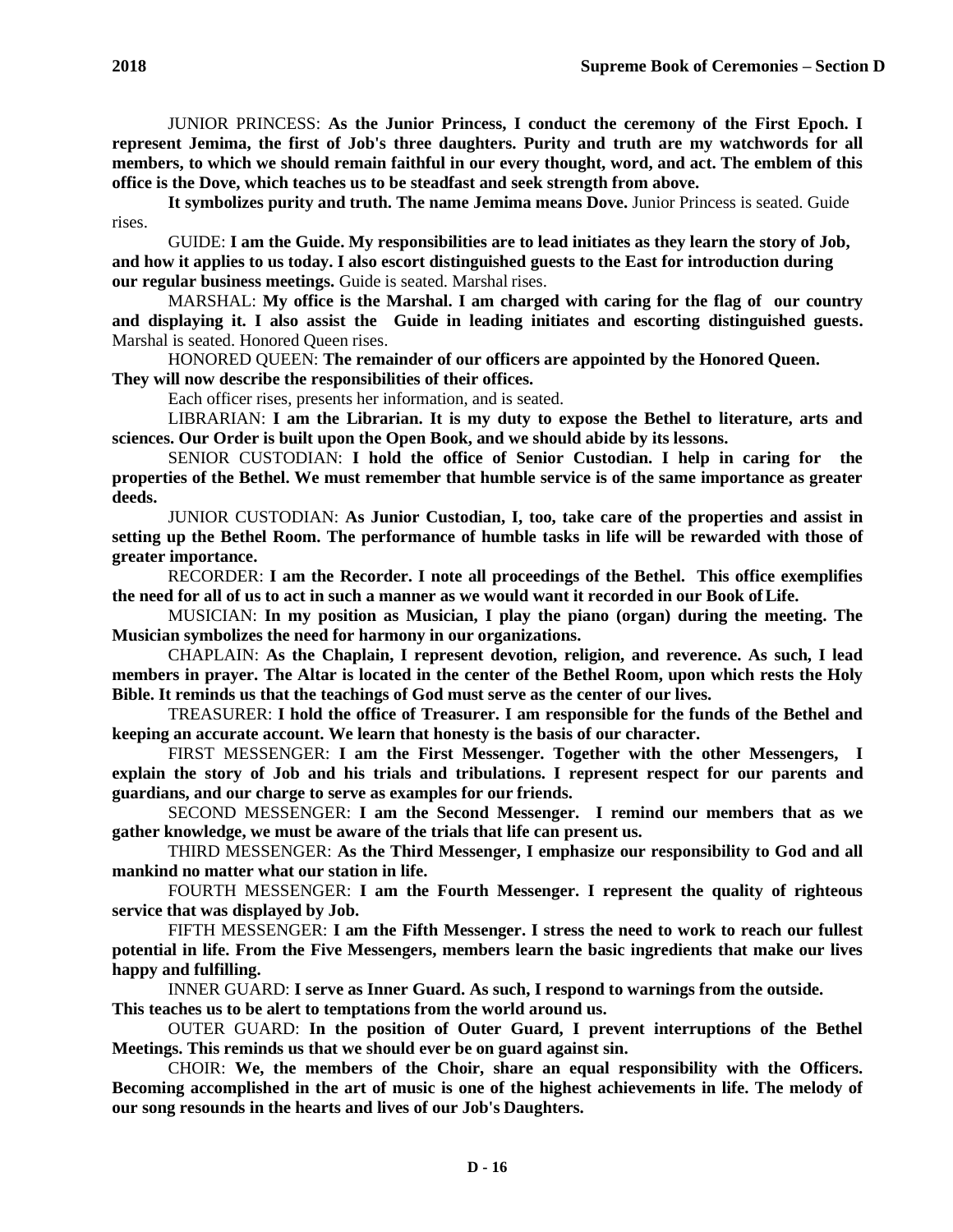JUNIOR PRINCESS: **As the Junior Princess, I conduct the ceremony of the First Epoch. I represent Jemima, the first of Job's three daughters. Purity and truth are my watchwords for all members, to which we should remain faithful in our every thought, word, and act. The emblem of this office is the Dove, which teaches us to be steadfast and seek strength from above.**

**It symbolizes purity and truth. The name Jemima means Dove.** Junior Princess is seated. Guide rises.

GUIDE: **I am the Guide. My responsibilities are to lead initiates as they learn the story of Job, and how it applies to us today. I also escort distinguished guests to the East for introduction during our regular business meetings.** Guide is seated. Marshal rises.

MARSHAL: **My office is the Marshal. I am charged with caring for the flag of our country and displaying it. I also assist the Guide in leading initiates and escorting distinguished guests.** Marshal is seated. Honored Queen rises.

HONORED QUEEN: **The remainder of our officers are appointed by the Honored Queen. They will now describe the responsibilities of their offices.**

Each officer rises, presents her information, and is seated.

LIBRARIAN: **I am the Librarian. It is my duty to expose the Bethel to literature, arts and sciences. Our Order is built upon the Open Book, and we should abide by its lessons.**

SENIOR CUSTODIAN: **I hold the office of Senior Custodian. I help in caring for the properties of the Bethel. We must remember that humble service is of the same importance as greater deeds.**

JUNIOR CUSTODIAN: **As Junior Custodian, I, too, take care of the properties and assist in setting up the Bethel Room. The performance of humble tasks in life will be rewarded with those of greater importance.**

RECORDER: **I am the Recorder. I note all proceedings of the Bethel. This office exemplifies the need for all of us to act in such a manner as we would want it recorded in our Book of Life.**

MUSICIAN: **In my position as Musician, I play the piano (organ) during the meeting. The Musician symbolizes the need for harmony in our organizations.**

CHAPLAIN: **As the Chaplain, I represent devotion, religion, and reverence. As such, I lead members in prayer. The Altar is located in the center of the Bethel Room, upon which rests the Holy Bible. It reminds us that the teachings of God must serve as the center of our lives.**

TREASURER: **I hold the office of Treasurer. I am responsible for the funds of the Bethel and keeping an accurate account. We learn that honesty is the basis of our character.**

FIRST MESSENGER: **I am the First Messenger. Together with the other Messengers, I explain the story of Job and his trials and tribulations. I represent respect for our parents and guardians, and our charge to serve as examples for our friends.**

SECOND MESSENGER: **I am the Second Messenger. I remind our members that as we gather knowledge, we must be aware of the trials that life can present us.**

THIRD MESSENGER: **As the Third Messenger, I emphasize our responsibility to God and all mankind no matter what our station in life.**

FOURTH MESSENGER: **I am the Fourth Messenger. I represent the quality of righteous service that was displayed by Job.**

FIFTH MESSENGER: **I am the Fifth Messenger. I stress the need to work to reach our fullest potential in life. From the Five Messengers, members learn the basic ingredients that make our lives happy and fulfilling.**

INNER GUARD: **I serve as Inner Guard. As such, I respond to warnings from the outside. This teaches us to be alert to temptations from the world around us.**

OUTER GUARD: **In the position of Outer Guard, I prevent interruptions of the Bethel Meetings. This reminds us that we should ever be on guard against sin.**

CHOIR: **We, the members of the Choir, share an equal responsibility with the Officers. Becoming accomplished in the art of music is one of the highest achievements in life. The melody of our song resounds in the hearts and lives of our Job's Daughters.**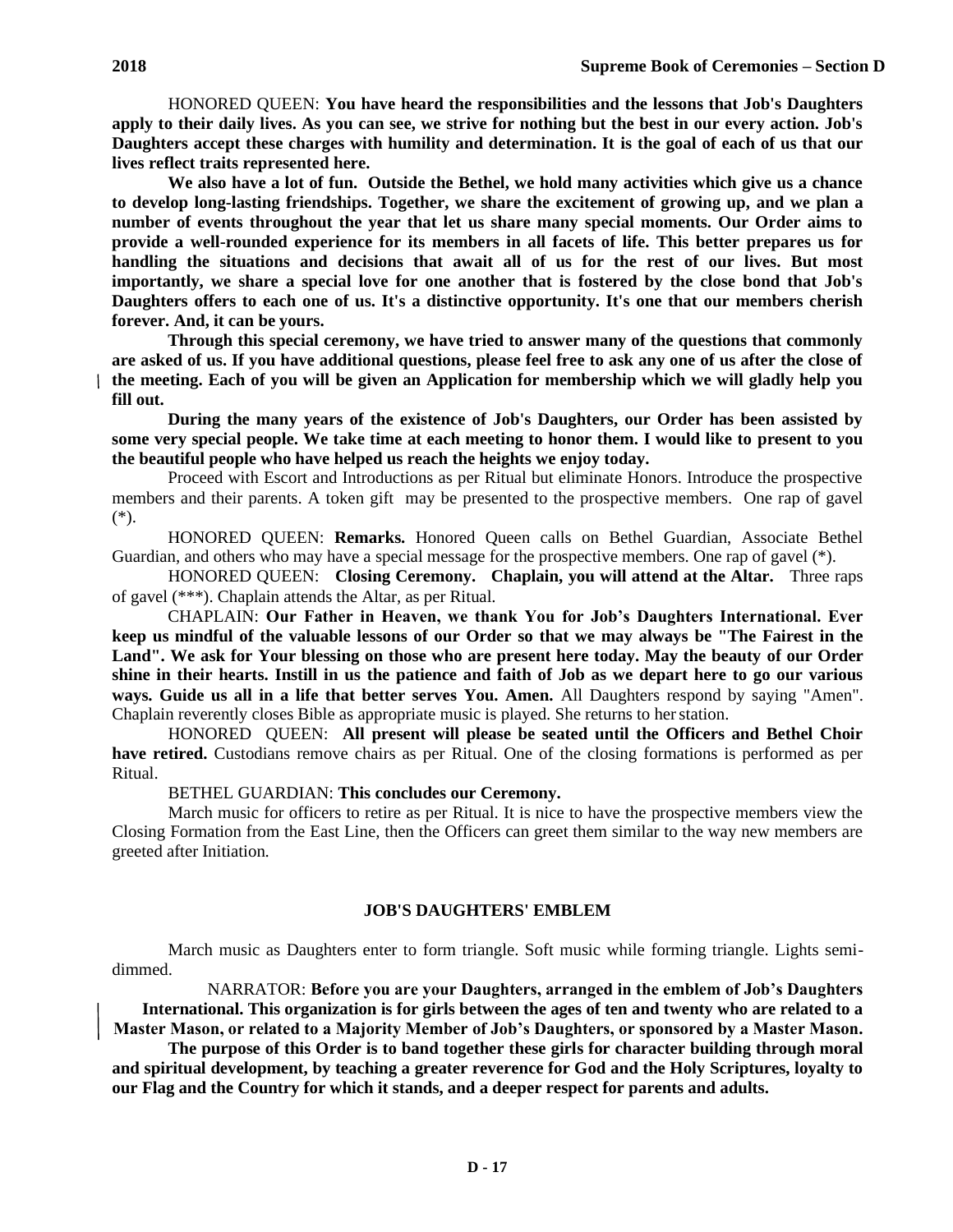HONORED QUEEN: **You have heard the responsibilities and the lessons that Job's Daughters apply to their daily lives. As you can see, we strive for nothing but the best in our every action. Job's Daughters accept these charges with humility and determination. It is the goal of each of us that our lives reflect traits represented here.**

**We also have a lot of fun. Outside the Bethel, we hold many activities which give us a chance to develop long-lasting friendships. Together, we share the excitement of growing up, and we plan a number of events throughout the year that let us share many special moments. Our Order aims to provide a well-rounded experience for its members in all facets of life. This better prepares us for handling the situations and decisions that await all of us for the rest of our lives. But most importantly, we share a special love for one another that is fostered by the close bond that Job's Daughters offers to each one of us. It's a distinctive opportunity. It's one that our members cherish forever. And, it can be yours.**

**Through this special ceremony, we have tried to answer many of the questions that commonly are asked of us. If you have additional questions, please feel free to ask any one of us after the close of the meeting. Each of you will be given an Application for membership which we will gladly help you fill out.**

**During the many years of the existence of Job's Daughters, our Order has been assisted by some very special people. We take time at each meeting to honor them. I would like to present to you the beautiful people who have helped us reach the heights we enjoy today.**

Proceed with Escort and Introductions as per Ritual but eliminate Honors. Introduce the prospective members and their parents. A token gift may be presented to the prospective members. One rap of gavel (*).

HONORED QUEEN: **Remarks.** Honored Queen calls on Bethel Guardian, Associate Bethel Guardian, and others who may have a special message for the prospective members. One rap of gavel (*).

HONORED QUEEN: **Closing Ceremony. Chaplain, you will attend at the Altar.** Three raps of gavel (***). Chaplain attends the Altar, as per Ritual.

CHAPLAIN: **Our Father in Heaven, we thank You for Job's Daughters International. Ever keep us mindful of the valuable lessons of our Order so that we may always be "The Fairest in the Land". We ask for Your blessing on those who are present here today. May the beauty of our Order shine in their hearts. Instill in us the patience and faith of Job as we depart here to go our various ways. Guide us all in a life that better serves You. Amen.** All Daughters respond by saying "Amen". Chaplain reverently closes Bible as appropriate music is played. She returns to her station.

HONORED QUEEN: **All present will please be seated until the Officers and Bethel Choir have retired.** Custodians remove chairs as per Ritual. One of the closing formations is performed as per Ritual.

BETHEL GUARDIAN: **This concludes our Ceremony.**

March music for officers to retire as per Ritual. It is nice to have the prospective members view the Closing Formation from the East Line, then the Officers can greet them similar to the way new members are greeted after Initiation.

## JOB'S DAUGHTERS' EMBLEM

March music as Daughters enter to form triangle. Soft music while forming triangle. Lights semi-dimmed.

NARRATOR: **Before you are your Daughters, arranged in the emblem of Job's Daughters International. This organization is for girls between the ages of ten and twenty who are related to a Master Mason, or related to a Majority Member of Job's Daughters, or sponsored by a Master Mason.**

**The purpose of this Order is to band together these girls for character building through moral and spiritual development, by teaching a greater reverence for God and the Holy Scriptures, loyalty to our Flag and the Country for which it stands, and a deeper respect for parents and adults.**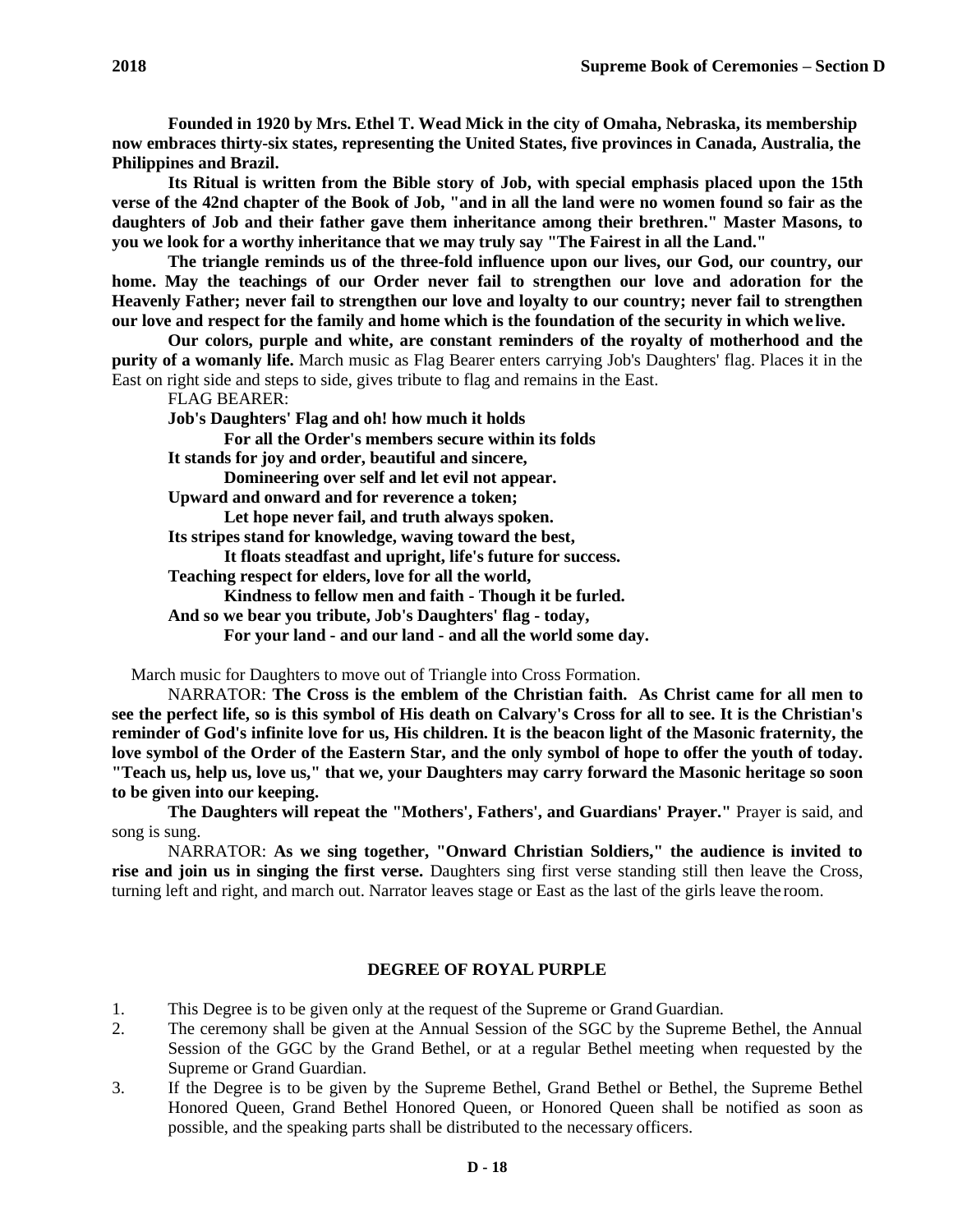**Founded in 1920 by Mrs. Ethel T. Wead Mick in the city of Omaha, Nebraska, its membership now embraces thirty-six states, representing the United States, five provinces in Canada, Australia, the Philippines and Brazil.**

**Its Ritual is written from the Bible story of Job, with special emphasis placed upon the 15th verse of the 42nd chapter of the Book of Job, "and in all the land were no women found so fair as the daughters of Job and their father gave them inheritance among their brethren." Master Masons, to you we look for a worthy inheritance that we may truly say "The Fairest in all the Land."**

**The triangle reminds us of the three-fold influence upon our lives, our God, our country, our home. May the teachings of our Order never fail to strengthen our love and adoration for the Heavenly Father; never fail to strengthen our love and loyalty to our country; never fail to strengthen our love and respect for the family and home which is the foundation of the security in which we live.**

**Our colors, purple and white, are constant reminders of the royalty of motherhood and the purity of a womanly life.** March music as Flag Bearer enters carrying Job's Daughters' flag. Places it in the East on right side and steps to side, gives tribute to flag and remains in the East.

FLAG BEARER:

**Job's Daughters' Flag and oh! how much it holds**
**For all the Order's members secure within its folds**
**It stands for joy and order, beautiful and sincere,**
**Domineering over self and let evil not appear.**
**Upward and onward and for reverence a token;**
**Let hope never fail, and truth always spoken.**
**Its stripes stand for knowledge, waving toward the best,**
**It floats steadfast and upright, life's future for success.**
**Teaching respect for elders, love for all the world,**
**Kindness to fellow men and faith - Though it be furled.**
**And so we bear you tribute, Job's Daughters' flag - today,**
**For your land - and our land - and all the world some day.**

March music for Daughters to move out of Triangle into Cross Formation.

NARRATOR: **The Cross is the emblem of the Christian faith. As Christ came for all men to see the perfect life, so is this symbol of His death on Calvary's Cross for all to see. It is the Christian's reminder of God's infinite love for us, His children. It is the beacon light of the Masonic fraternity, the love symbol of the Order of the Eastern Star, and the only symbol of hope to offer the youth of today. "Teach us, help us, love us," that we, your Daughters may carry forward the Masonic heritage so soon to be given into our keeping.**

**The Daughters will repeat the "Mothers', Fathers', and Guardians' Prayer."** Prayer is said, and song is sung.

NARRATOR: **As we sing together, "Onward Christian Soldiers," the audience is invited to rise and join us in singing the first verse.** Daughters sing first verse standing still then leave the Cross, turning left and right, and march out. Narrator leaves stage or East as the last of the girls leave the room.

## DEGREE OF ROYAL PURPLE

1. This Degree is to be given only at the request of the Supreme or Grand Guardian.
2. The ceremony shall be given at the Annual Session of the SGC by the Supreme Bethel, the Annual Session of the GGC by the Grand Bethel, or at a regular Bethel meeting when requested by the Supreme or Grand Guardian.
3. If the Degree is to be given by the Supreme Bethel, Grand Bethel or Bethel, the Supreme Bethel Honored Queen, Grand Bethel Honored Queen, or Honored Queen shall be notified as soon as possible, and the speaking parts shall be distributed to the necessary officers.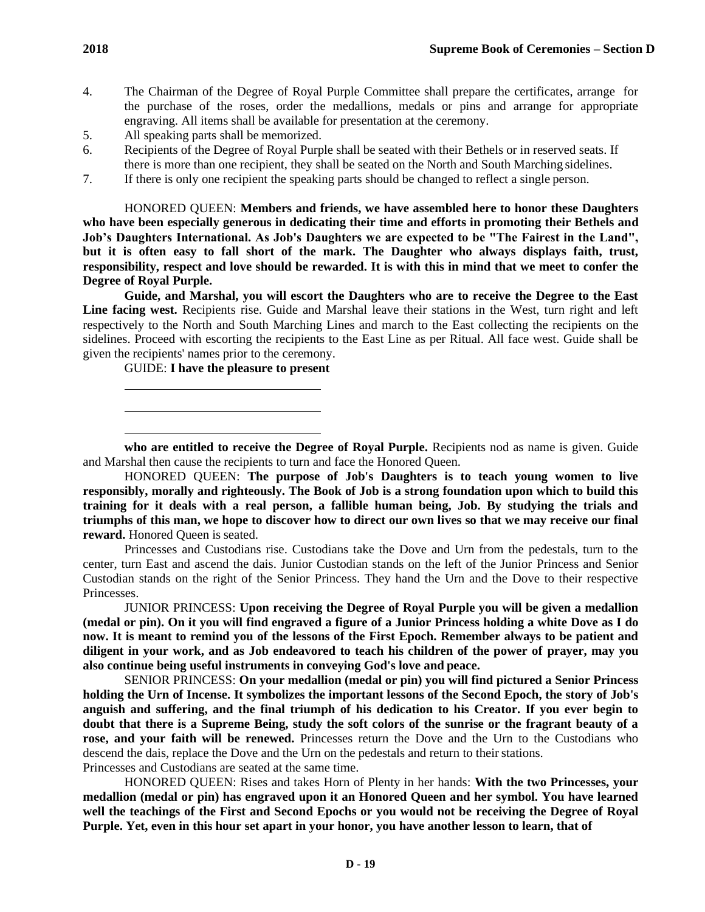4. The Chairman of the Degree of Royal Purple Committee shall prepare the certificates, arrange for the purchase of the roses, order the medallions, medals or pins and arrange for appropriate engraving. All items shall be available for presentation at the ceremony.
5. All speaking parts shall be memorized.
6. Recipients of the Degree of Royal Purple shall be seated with their Bethels or in reserved seats. If there is more than one recipient, they shall be seated on the North and South Marching sidelines.
7. If there is only one recipient the speaking parts should be changed to reflect a single person.

HONORED QUEEN: **Members and friends, we have assembled here to honor these Daughters who have been especially generous in dedicating their time and efforts in promoting their Bethels and Job's Daughters International. As Job's Daughters we are expected to be "The Fairest in the Land", but it is often easy to fall short of the mark. The Daughter who always displays faith, trust, responsibility, respect and love should be rewarded. It is with this in mind that we meet to confer the Degree of Royal Purple.**

**Guide, and Marshal, you will escort the Daughters who are to receive the Degree to the East Line facing west.** Recipients rise. Guide and Marshal leave their stations in the West, turn right and left respectively to the North and South Marching Lines and march to the East collecting the recipients on the sidelines. Proceed with escorting the recipients to the East Line as per Ritual. All face west. Guide shall be given the recipients' names prior to the ceremony.

GUIDE: **I have the pleasure to present**

\_\_\_\_\_\_\_\_\_\_\_\_\_\_\_\_\_\_\_\_\_\_\_\_\_\_\_\_

\_\_\_\_\_\_\_\_\_\_\_\_\_\_\_\_\_\_\_\_\_\_\_\_\_\_\_\_

\_\_\_\_\_\_\_\_\_\_\_\_\_\_\_\_\_\_\_\_\_\_\_\_\_\_\_\_

**who are entitled to receive the Degree of Royal Purple.** Recipients nod as name is given. Guide and Marshal then cause the recipients to turn and face the Honored Queen.

HONORED QUEEN: **The purpose of Job's Daughters is to teach young women to live responsibly, morally and righteously. The Book of Job is a strong foundation upon which to build this training for it deals with a real person, a fallible human being, Job. By studying the trials and triumphs of this man, we hope to discover how to direct our own lives so that we may receive our final reward.** Honored Queen is seated.

Princesses and Custodians rise. Custodians take the Dove and Urn from the pedestals, turn to the center, turn East and ascend the dais. Junior Custodian stands on the left of the Junior Princess and Senior Custodian stands on the right of the Senior Princess. They hand the Urn and the Dove to their respective Princesses.

JUNIOR PRINCESS: **Upon receiving the Degree of Royal Purple you will be given a medallion (medal or pin). On it you will find engraved a figure of a Junior Princess holding a white Dove as I do now. It is meant to remind you of the lessons of the First Epoch. Remember always to be patient and diligent in your work, and as Job endeavored to teach his children of the power of prayer, may you also continue being useful instruments in conveying God's love and peace.**

SENIOR PRINCESS: **On your medallion (medal or pin) you will find pictured a Senior Princess holding the Urn of Incense. It symbolizes the important lessons of the Second Epoch, the story of Job's anguish and suffering, and the final triumph of his dedication to his Creator. If you ever begin to doubt that there is a Supreme Being, study the soft colors of the sunrise or the fragrant beauty of a rose, and your faith will be renewed.** Princesses return the Dove and the Urn to the Custodians who descend the dais, replace the Dove and the Urn on the pedestals and return to their stations.

Princesses and Custodians are seated at the same time.

HONORED QUEEN: Rises and takes Horn of Plenty in her hands: **With the two Princesses, your medallion (medal or pin) has engraved upon it an Honored Queen and her symbol. You have learned well the teachings of the First and Second Epochs or you would not be receiving the Degree of Royal Purple. Yet, even in this hour set apart in your honor, you have another lesson to learn, that of**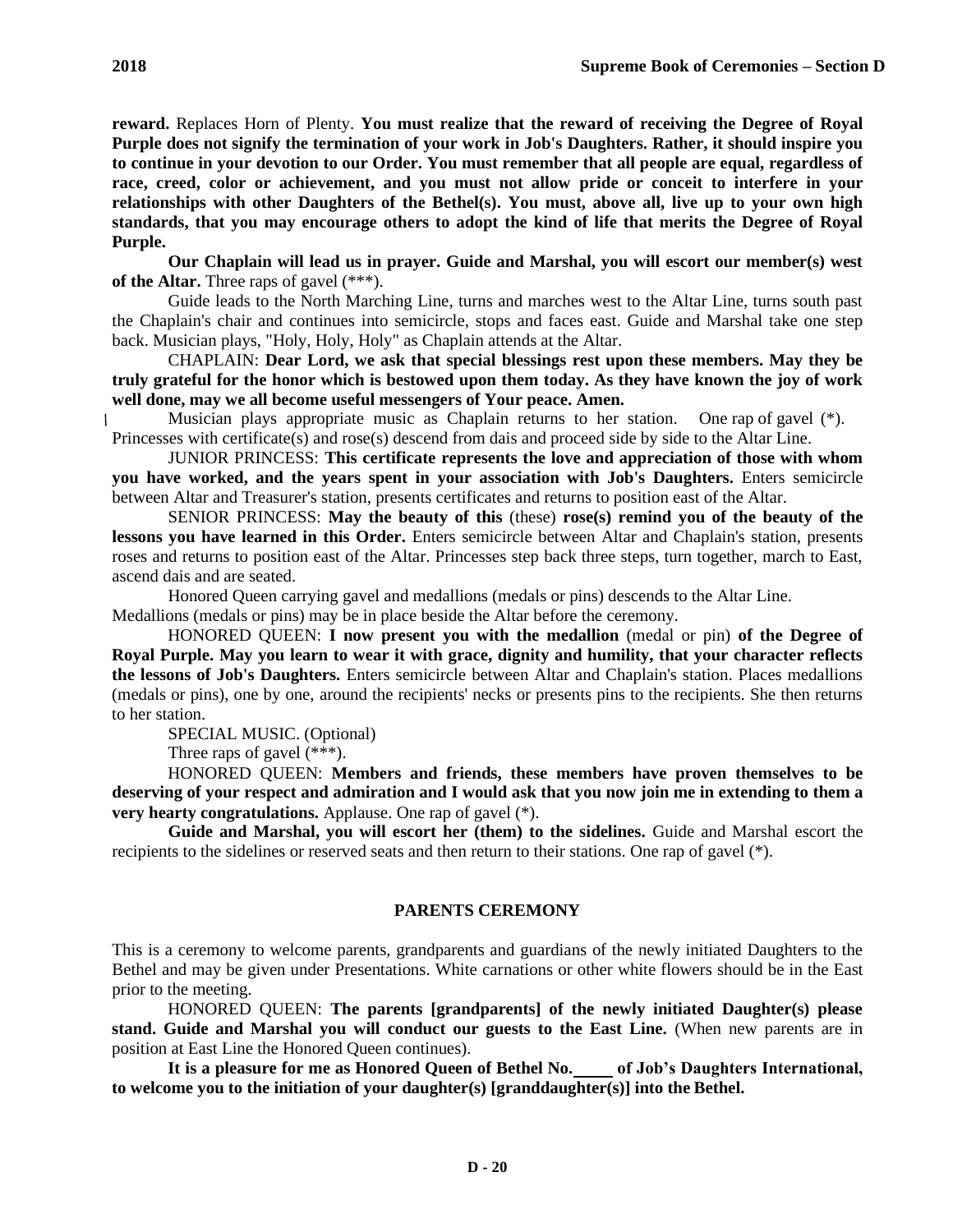**reward.** Replaces Horn of Plenty. **You must realize that the reward of receiving the Degree of Royal Purple does not signify the termination of your work in Job's Daughters. Rather, it should inspire you to continue in your devotion to our Order. You must remember that all people are equal, regardless of race, creed, color or achievement, and you must not allow pride or conceit to interfere in your relationships with other Daughters of the Bethel(s). You must, above all, live up to your own high standards, that you may encourage others to adopt the kind of life that merits the Degree of Royal Purple.**

**Our Chaplain will lead us in prayer. Guide and Marshal, you will escort our member(s) west of the Altar.** Three raps of gavel (***).

Guide leads to the North Marching Line, turns and marches west to the Altar Line, turns south past the Chaplain's chair and continues into semicircle, stops and faces east. Guide and Marshal take one step back. Musician plays, "Holy, Holy, Holy" as Chaplain attends at the Altar.

CHAPLAIN: **Dear Lord, we ask that special blessings rest upon these members. May they be truly grateful for the honor which is bestowed upon them today. As they have known the joy of work well done, may we all become useful messengers of Your peace. Amen.**

Musician plays appropriate music as Chaplain returns to her station. One rap of gavel (*). Princesses with certificate(s) and rose(s) descend from dais and proceed side by side to the Altar Line.

JUNIOR PRINCESS: **This certificate represents the love and appreciation of those with whom you have worked, and the years spent in your association with Job's Daughters.** Enters semicircle between Altar and Treasurer's station, presents certificates and returns to position east of the Altar.

SENIOR PRINCESS: **May the beauty of this** (these) **rose(s) remind you of the beauty of the lessons you have learned in this Order.** Enters semicircle between Altar and Chaplain's station, presents roses and returns to position east of the Altar. Princesses step back three steps, turn together, march to East, ascend dais and are seated.

Honored Queen carrying gavel and medallions (medals or pins) descends to the Altar Line. Medallions (medals or pins) may be in place beside the Altar before the ceremony.

HONORED QUEEN: **I now present you with the medallion** (medal or pin) **of the Degree of Royal Purple. May you learn to wear it with grace, dignity and humility, that your character reflects the lessons of Job's Daughters.** Enters semicircle between Altar and Chaplain's station. Places medallions (medals or pins), one by one, around the recipients' necks or presents pins to the recipients. She then returns to her station.

SPECIAL MUSIC. (Optional)

Three raps of gavel (***).

HONORED QUEEN: **Members and friends, these members have proven themselves to be deserving of your respect and admiration and I would ask that you now join me in extending to them a very hearty congratulations.** Applause. One rap of gavel (*).

**Guide and Marshal, you will escort her (them) to the sidelines.** Guide and Marshal escort the recipients to the sidelines or reserved seats and then return to their stations. One rap of gavel (*).

## PARENTS CEREMONY

This is a ceremony to welcome parents, grandparents and guardians of the newly initiated Daughters to the Bethel and may be given under Presentations. White carnations or other white flowers should be in the East prior to the meeting.

HONORED QUEEN: **The parents [grandparents] of the newly initiated Daughter(s) please stand. Guide and Marshal you will conduct our guests to the East Line.** (When new parents are in position at East Line the Honored Queen continues).

**It is a pleasure for me as Honored Queen of Bethel No.\_\_\_\_ of Job's Daughters International, to welcome you to the initiation of your daughter(s) [granddaughter(s)] into the Bethel.**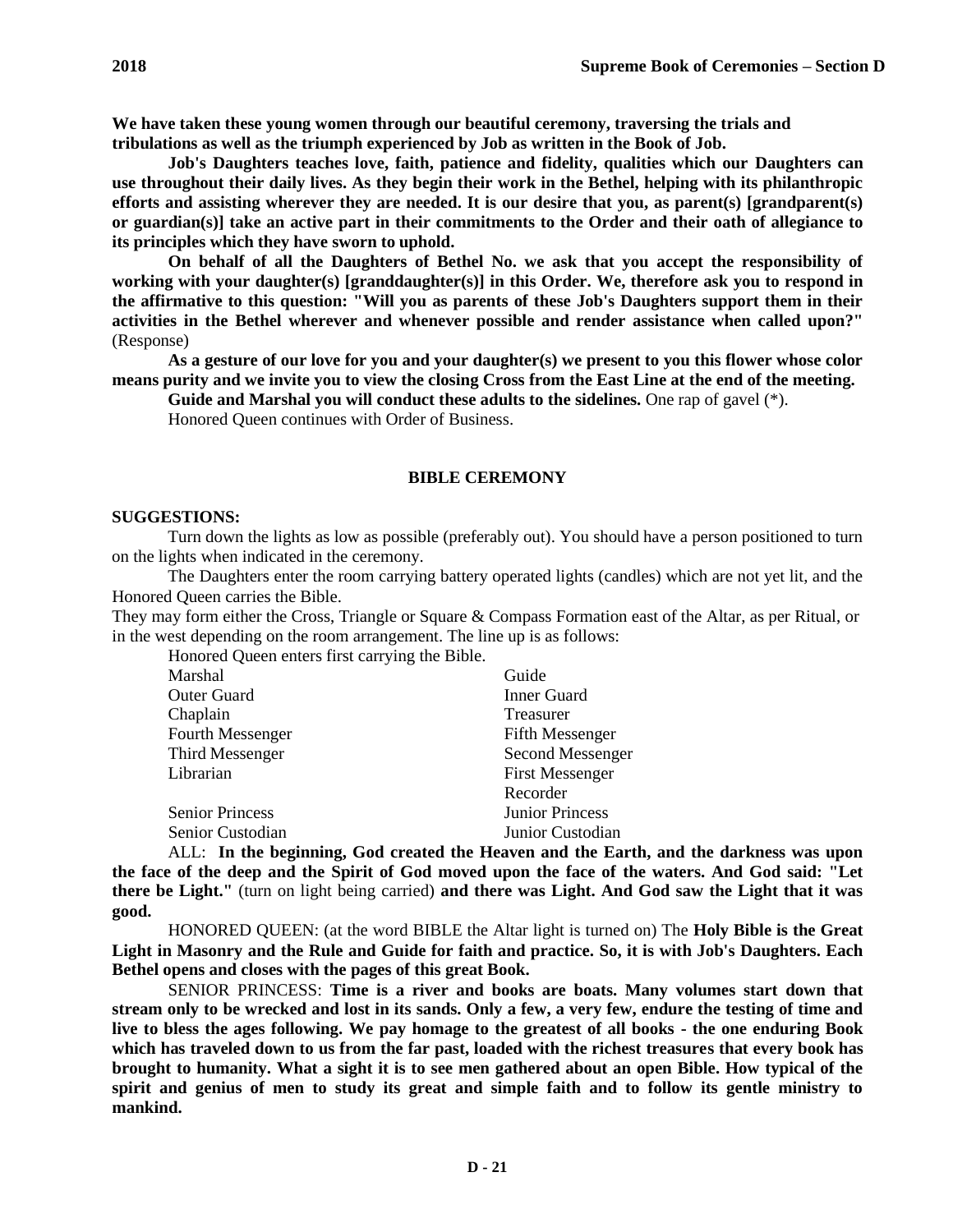**We have taken these young women through our beautiful ceremony, traversing the trials and tribulations as well as the triumph experienced by Job as written in the Book of Job.**

**Job's Daughters teaches love, faith, patience and fidelity, qualities which our Daughters can use throughout their daily lives. As they begin their work in the Bethel, helping with its philanthropic efforts and assisting wherever they are needed. It is our desire that you, as parent(s) [grandparent(s) or guardian(s)] take an active part in their commitments to the Order and their oath of allegiance to its principles which they have sworn to uphold.**

**On behalf of all the Daughters of Bethel No. we ask that you accept the responsibility of working with your daughter(s) [granddaughter(s)] in this Order. We, therefore ask you to respond in the affirmative to this question: "Will you as parents of these Job's Daughters support them in their activities in the Bethel wherever and whenever possible and render assistance when called upon?"** (Response)

**As a gesture of our love for you and your daughter(s) we present to you this flower whose color means purity and we invite you to view the closing Cross from the East Line at the end of the meeting.**

**Guide and Marshal you will conduct these adults to the sidelines.** One rap of gavel (*).

Honored Queen continues with Order of Business.

## BIBLE CEREMONY

**SUGGESTIONS:**

Turn down the lights as low as possible (preferably out). You should have a person positioned to turn on the lights when indicated in the ceremony.

The Daughters enter the room carrying battery operated lights (candles) which are not yet lit, and the Honored Queen carries the Bible.

They may form either the Cross, Triangle or Square & Compass Formation east of the Altar, as per Ritual, or in the west depending on the room arrangement. The line up is as follows:

Honored Queen enters first carrying the Bible.

| | |
|---|---|
| Marshal | Guide |
| Outer Guard | Inner Guard |
| Chaplain | Treasurer |
| Fourth Messenger | Fifth Messenger |
| Third Messenger | Second Messenger |
| Librarian | First Messenger |
| | Recorder |
| Senior Princess | Junior Princess |
| Senior Custodian | Junior Custodian |

ALL: **In the beginning, God created the Heaven and the Earth, and the darkness was upon the face of the deep and the Spirit of God moved upon the face of the waters. And God said: "Let there be Light."** (turn on light being carried) **and there was Light. And God saw the Light that it was good.**

HONORED QUEEN: (at the word BIBLE the Altar light is turned on) The **Holy Bible is the Great Light in Masonry and the Rule and Guide for faith and practice. So, it is with Job's Daughters. Each Bethel opens and closes with the pages of this great Book.**

SENIOR PRINCESS: **Time is a river and books are boats. Many volumes start down that stream only to be wrecked and lost in its sands. Only a few, a very few, endure the testing of time and live to bless the ages following. We pay homage to the greatest of all books - the one enduring Book which has traveled down to us from the far past, loaded with the richest treasures that every book has brought to humanity. What a sight it is to see men gathered about an open Bible. How typical of the spirit and genius of men to study its great and simple faith and to follow its gentle ministry to mankind.**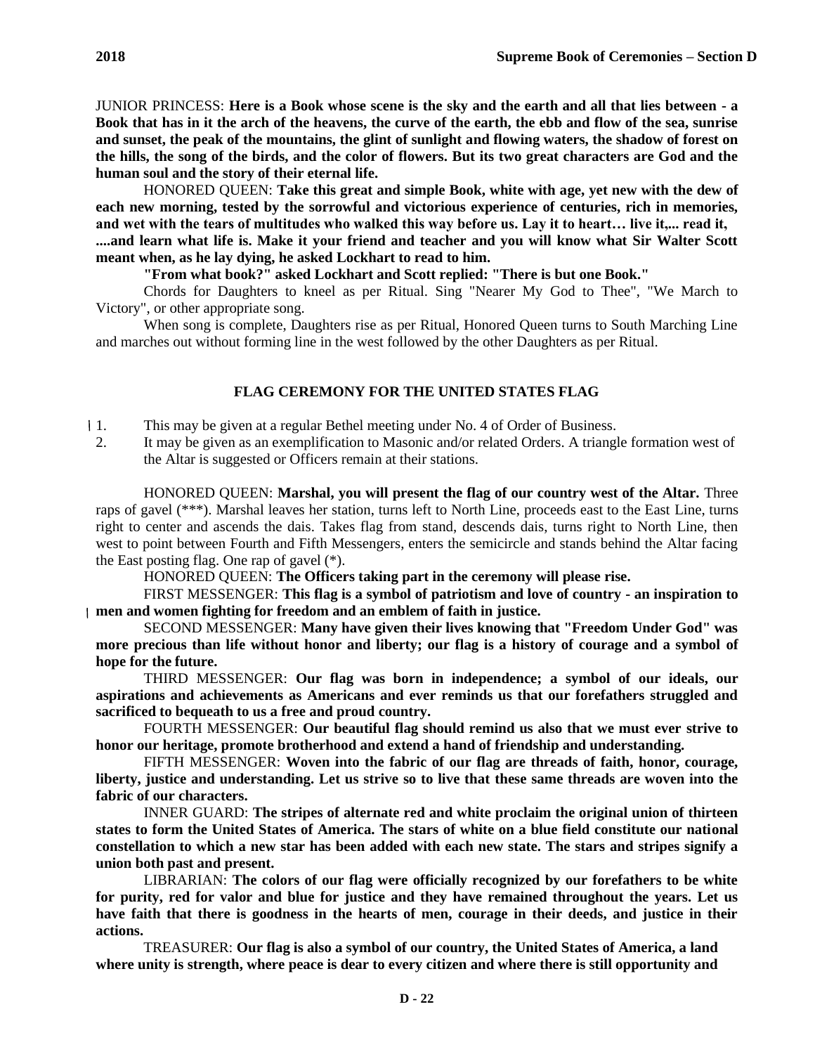JUNIOR PRINCESS: **Here is a Book whose scene is the sky and the earth and all that lies between - a Book that has in it the arch of the heavens, the curve of the earth, the ebb and flow of the sea, sunrise and sunset, the peak of the mountains, the glint of sunlight and flowing waters, the shadow of forest on the hills, the song of the birds, and the color of flowers. But its two great characters are God and the human soul and the story of their eternal life.**

HONORED QUEEN: **Take this great and simple Book, white with age, yet new with the dew of each new morning, tested by the sorrowful and victorious experience of centuries, rich in memories, and wet with the tears of multitudes who walked this way before us. Lay it to heart… live it,... read it, ....and learn what life is. Make it your friend and teacher and you will know what Sir Walter Scott meant when, as he lay dying, he asked Lockhart to read to him.**

**"From what book?" asked Lockhart and Scott replied: "There is but one Book."**

Chords for Daughters to kneel as per Ritual. Sing "Nearer My God to Thee", "We March to Victory", or other appropriate song.

When song is complete, Daughters rise as per Ritual, Honored Queen turns to South Marching Line and marches out without forming line in the west followed by the other Daughters as per Ritual.

## FLAG CEREMONY FOR THE UNITED STATES FLAG

1. This may be given at a regular Bethel meeting under No. 4 of Order of Business.
2. It may be given as an exemplification to Masonic and/or related Orders. A triangle formation west of the Altar is suggested or Officers remain at their stations.

HONORED QUEEN: **Marshal, you will present the flag of our country west of the Altar.** Three raps of gavel (***). Marshal leaves her station, turns left to North Line, proceeds east to the East Line, turns right to center and ascends the dais. Takes flag from stand, descends dais, turns right to North Line, then west to point between Fourth and Fifth Messengers, enters the semicircle and stands behind the Altar facing the East posting flag. One rap of gavel (*).

HONORED QUEEN: **The Officers taking part in the ceremony will please rise.**

FIRST MESSENGER: **This flag is a symbol of patriotism and love of country - an inspiration to men and women fighting for freedom and an emblem of faith in justice.**

SECOND MESSENGER: **Many have given their lives knowing that "Freedom Under God" was more precious than life without honor and liberty; our flag is a history of courage and a symbol of hope for the future.**

THIRD MESSENGER: **Our flag was born in independence; a symbol of our ideals, our aspirations and achievements as Americans and ever reminds us that our forefathers struggled and sacrificed to bequeath to us a free and proud country.**

FOURTH MESSENGER: **Our beautiful flag should remind us also that we must ever strive to honor our heritage, promote brotherhood and extend a hand of friendship and understanding.**

FIFTH MESSENGER: **Woven into the fabric of our flag are threads of faith, honor, courage, liberty, justice and understanding. Let us strive so to live that these same threads are woven into the fabric of our characters.**

INNER GUARD: **The stripes of alternate red and white proclaim the original union of thirteen states to form the United States of America. The stars of white on a blue field constitute our national constellation to which a new star has been added with each new state. The stars and stripes signify a union both past and present.**

LIBRARIAN: **The colors of our flag were officially recognized by our forefathers to be white for purity, red for valor and blue for justice and they have remained throughout the years. Let us have faith that there is goodness in the hearts of men, courage in their deeds, and justice in their actions.**

TREASURER: **Our flag is also a symbol of our country, the United States of America, a land where unity is strength, where peace is dear to every citizen and where there is still opportunity and**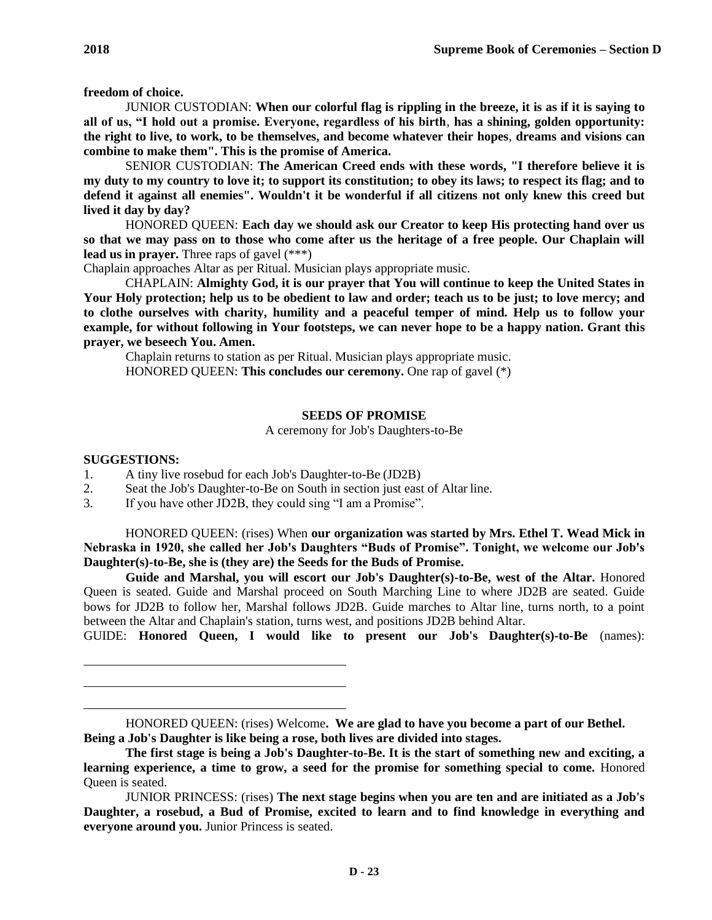**freedom of choice.**

JUNIOR CUSTODIAN: **When our colorful flag is rippling in the breeze, it is as if it is saying to all of us, "I hold out a promise. Everyone, regardless of his birth**, **has a shining, golden opportunity: the right to live, to work, to be themselves, and become whatever their hopes**, **dreams and visions can combine to make them". This is the promise of America.**

SENIOR CUSTODIAN: **The American Creed ends with these words, "I therefore believe it is my duty to my country to love it; to support its constitution; to obey its laws; to respect its flag; and to defend it against all enemies". Wouldn't it be wonderful if all citizens not only knew this creed but lived it day by day?**

HONORED QUEEN: **Each day we should ask our Creator to keep His protecting hand over us so that we may pass on to those who come after us the heritage of a free people. Our Chaplain will lead us in prayer.** Three raps of gavel (***)

Chaplain approaches Altar as per Ritual. Musician plays appropriate music.

CHAPLAIN: **Almighty God, it is our prayer that You will continue to keep the United States in Your Holy protection; help us to be obedient to law and order; teach us to be just; to love mercy; and to clothe ourselves with charity, humility and a peaceful temper of mind. Help us to follow your example, for without following in Your footsteps, we can never hope to be a happy nation. Grant this prayer, we beseech You. Amen.**

Chaplain returns to station as per Ritual. Musician plays appropriate music.

HONORED QUEEN: **This concludes our ceremony.** One rap of gavel (*)

## SEEDS OF PROMISE

A ceremony for Job's Daughters-to-Be

**SUGGESTIONS:**

1. A tiny live rosebud for each Job's Daughter-to-Be (JD2B)
2. Seat the Job's Daughter-to-Be on South in section just east of Altar line.
3. If you have other JD2B, they could sing "I am a Promise".

HONORED QUEEN: (rises) When **our organization was started by Mrs. Ethel T. Wead Mick in Nebraska in 1920, she called her Job's Daughters "Buds of Promise". Tonight, we welcome our Job's Daughter(s)-to-Be, she is (they are) the Seeds for the Buds of Promise.**

**Guide and Marshal, you will escort our Job's Daughter(s)-to-Be, west of the Altar.** Honored Queen is seated. Guide and Marshal proceed on South Marching Line to where JD2B are seated. Guide bows for JD2B to follow her, Marshal follows JD2B. Guide marches to Altar line, turns north, to a point between the Altar and Chaplain's station, turns west, and positions JD2B behind Altar.

GUIDE: **Honored Queen, I would like to present our Job's Daughter(s)-to-Be** (names):

\_\_\_\_\_\_\_\_\_\_\_\_\_\_\_\_\_\_\_\_\_\_\_\_\_\_\_\_\_\_\_\_\_\_\_\_\_\_\_\_

\_\_\_\_\_\_\_\_\_\_\_\_\_\_\_\_\_\_\_\_\_\_\_\_\_\_\_\_\_\_\_\_\_\_\_\_\_\_\_\_

\_\_\_\_\_\_\_\_\_\_\_\_\_\_\_\_\_\_\_\_\_\_\_\_\_\_\_\_\_\_\_\_\_\_\_\_\_\_\_\_

HONORED QUEEN: (rises) Welcome**. We are glad to have you become a part of our Bethel. Being a Job's Daughter is like being a rose, both lives are divided into stages.**

**The first stage is being a Job's Daughter-to-Be. It is the start of something new and exciting, a learning experience, a time to grow, a seed for the promise for something special to come.** Honored Queen is seated.

JUNIOR PRINCESS: (rises) **The next stage begins when you are ten and are initiated as a Job's Daughter, a rosebud, a Bud of Promise, excited to learn and to find knowledge in everything and everyone around you.** Junior Princess is seated.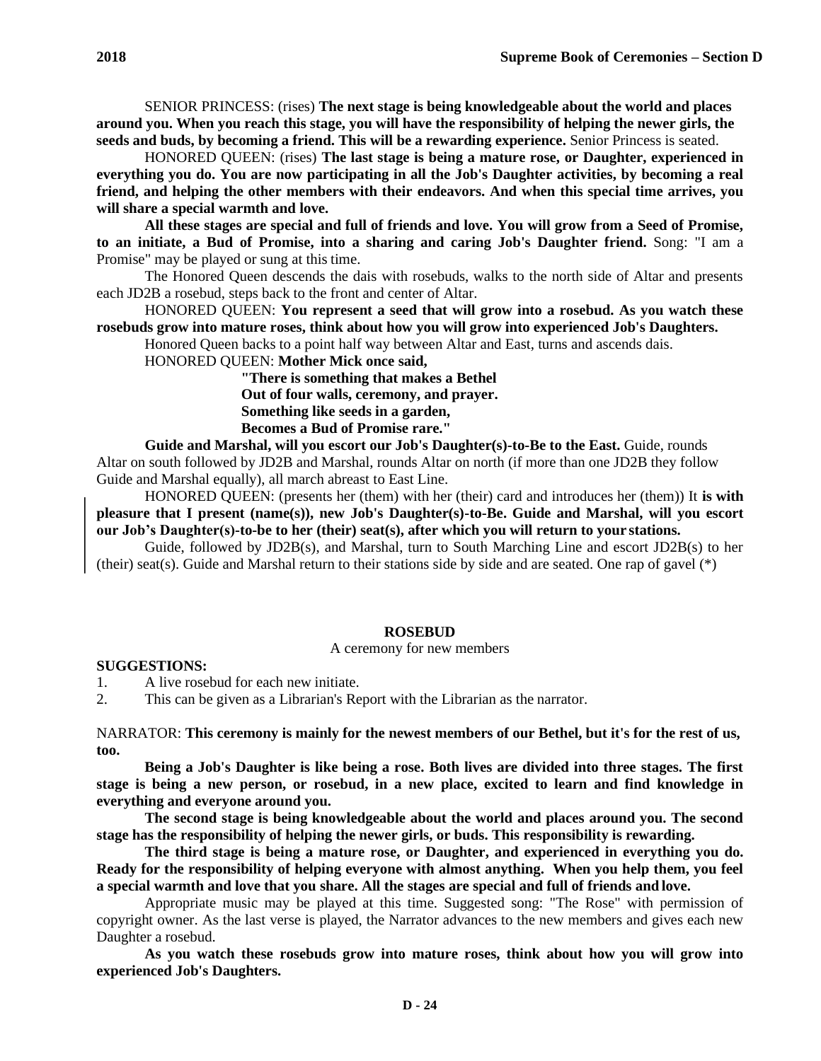SENIOR PRINCESS: (rises) **The next stage is being knowledgeable about the world and places around you. When you reach this stage, you will have the responsibility of helping the newer girls, the seeds and buds, by becoming a friend. This will be a rewarding experience.** Senior Princess is seated.

HONORED QUEEN: (rises) **The last stage is being a mature rose, or Daughter, experienced in everything you do. You are now participating in all the Job's Daughter activities, by becoming a real friend, and helping the other members with their endeavors. And when this special time arrives, you will share a special warmth and love.**

**All these stages are special and full of friends and love. You will grow from a Seed of Promise, to an initiate, a Bud of Promise, into a sharing and caring Job's Daughter friend.** Song: "I am a Promise" may be played or sung at this time.

The Honored Queen descends the dais with rosebuds, walks to the north side of Altar and presents each JD2B a rosebud, steps back to the front and center of Altar.

HONORED QUEEN: **You represent a seed that will grow into a rosebud. As you watch these rosebuds grow into mature roses, think about how you will grow into experienced Job's Daughters.**

Honored Queen backs to a point half way between Altar and East, turns and ascends dais.

HONORED QUEEN: **Mother Mick once said,**

> **"There is something that makes a Bethel**
> **Out of four walls, ceremony, and prayer.**
> **Something like seeds in a garden,**
> **Becomes a Bud of Promise rare."**

**Guide and Marshal, will you escort our Job's Daughter(s)-to-Be to the East.** Guide, rounds Altar on south followed by JD2B and Marshal, rounds Altar on north (if more than one JD2B they follow Guide and Marshal equally), all march abreast to East Line.

HONORED QUEEN: (presents her (them) with her (their) card and introduces her (them)) It **is with pleasure that I present (name(s)), new Job's Daughter(s)-to-Be. Guide and Marshal, will you escort our Job's Daughter(s)-to-be to her (their) seat(s), after which you will return to your stations.**

Guide, followed by JD2B(s), and Marshal, turn to South Marching Line and escort JD2B(s) to her (their) seat(s). Guide and Marshal return to their stations side by side and are seated. One rap of gavel (*)

## ROSEBUD

A ceremony for new members

**SUGGESTIONS:**

1. A live rosebud for each new initiate.
2. This can be given as a Librarian's Report with the Librarian as the narrator.

NARRATOR: **This ceremony is mainly for the newest members of our Bethel, but it's for the rest of us, too.**

**Being a Job's Daughter is like being a rose. Both lives are divided into three stages. The first stage is being a new person, or rosebud, in a new place, excited to learn and find knowledge in everything and everyone around you.**

**The second stage is being knowledgeable about the world and places around you. The second stage has the responsibility of helping the newer girls, or buds. This responsibility is rewarding.**

**The third stage is being a mature rose, or Daughter, and experienced in everything you do. Ready for the responsibility of helping everyone with almost anything. When you help them, you feel a special warmth and love that you share. All the stages are special and full of friends and love.**

Appropriate music may be played at this time. Suggested song: "The Rose" with permission of copyright owner. As the last verse is played, the Narrator advances to the new members and gives each new Daughter a rosebud.

**As you watch these rosebuds grow into mature roses, think about how you will grow into experienced Job's Daughters.**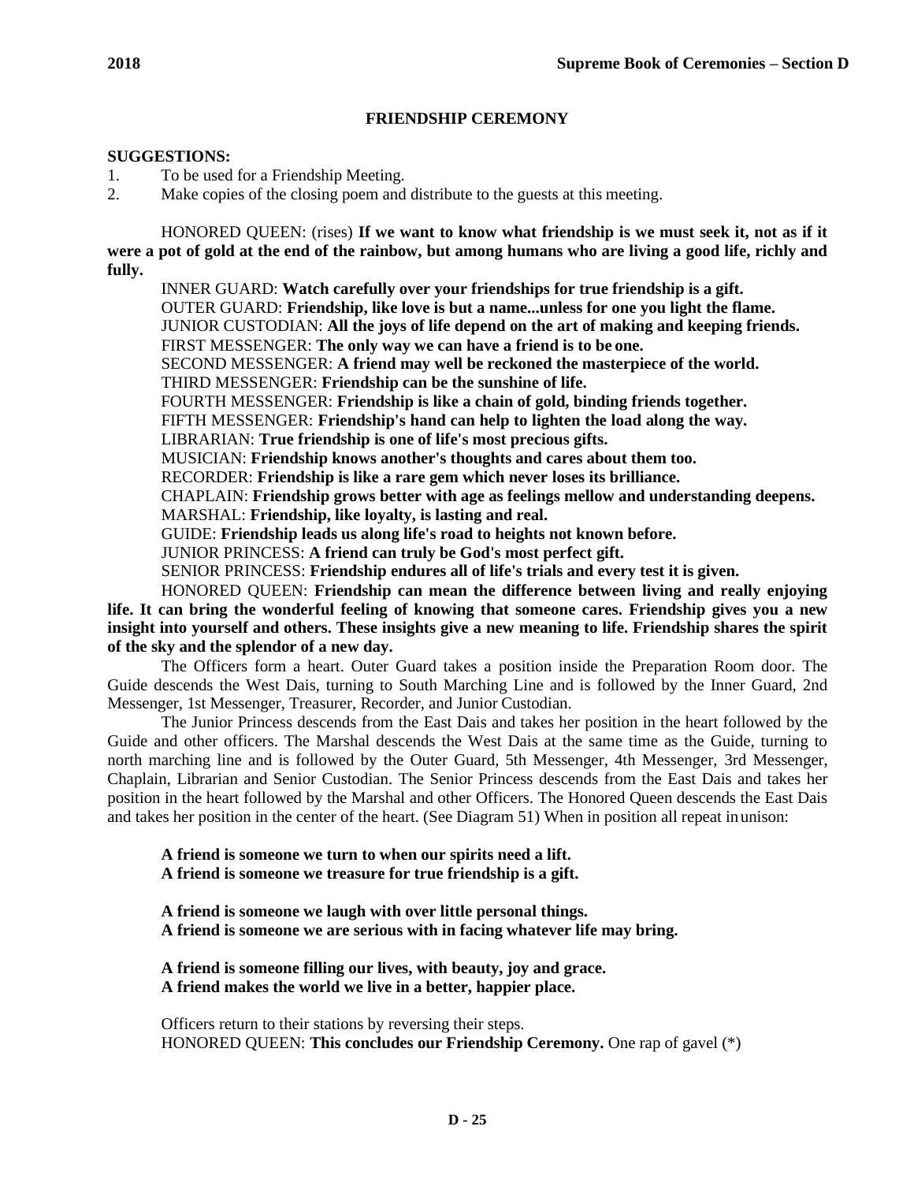## FRIENDSHIP CEREMONY

**SUGGESTIONS:**

1. To be used for a Friendship Meeting.
2. Make copies of the closing poem and distribute to the guests at this meeting.

HONORED QUEEN: (rises) **If we want to know what friendship is we must seek it, not as if it were a pot of gold at the end of the rainbow, but among humans who are living a good life, richly and fully.**

INNER GUARD: **Watch carefully over your friendships for true friendship is a gift.**

OUTER GUARD: **Friendship, like love is but a name...unless for one you light the flame.**

JUNIOR CUSTODIAN: **All the joys of life depend on the art of making and keeping friends.**

FIRST MESSENGER: **The only way we can have a friend is to be one.**

SECOND MESSENGER: **A friend may well be reckoned the masterpiece of the world.**

THIRD MESSENGER: **Friendship can be the sunshine of life.**

FOURTH MESSENGER: **Friendship is like a chain of gold, binding friends together.**

FIFTH MESSENGER: **Friendship's hand can help to lighten the load along the way.**

LIBRARIAN: **True friendship is one of life's most precious gifts.**

MUSICIAN: **Friendship knows another's thoughts and cares about them too.**

RECORDER: **Friendship is like a rare gem which never loses its brilliance.**

CHAPLAIN: **Friendship grows better with age as feelings mellow and understanding deepens.**

MARSHAL: **Friendship, like loyalty, is lasting and real.**

GUIDE: **Friendship leads us along life's road to heights not known before.**

JUNIOR PRINCESS: **A friend can truly be God's most perfect gift.**

SENIOR PRINCESS: **Friendship endures all of life's trials and every test it is given.**

HONORED QUEEN: **Friendship can mean the difference between living and really enjoying life. It can bring the wonderful feeling of knowing that someone cares. Friendship gives you a new insight into yourself and others. These insights give a new meaning to life. Friendship shares the spirit of the sky and the splendor of a new day.**

The Officers form a heart. Outer Guard takes a position inside the Preparation Room door. The Guide descends the West Dais, turning to South Marching Line and is followed by the Inner Guard, 2nd Messenger, 1st Messenger, Treasurer, Recorder, and Junior Custodian.

The Junior Princess descends from the East Dais and takes her position in the heart followed by the Guide and other officers. The Marshal descends the West Dais at the same time as the Guide, turning to north marching line and is followed by the Outer Guard, 5th Messenger, 4th Messenger, 3rd Messenger, Chaplain, Librarian and Senior Custodian. The Senior Princess descends from the East Dais and takes her position in the heart followed by the Marshal and other Officers. The Honored Queen descends the East Dais and takes her position in the center of the heart. (See Diagram 51) When in position all repeat in unison:

**A friend is someone we turn to when our spirits need a lift.**
**A friend is someone we treasure for true friendship is a gift.**

**A friend is someone we laugh with over little personal things.**
**A friend is someone we are serious with in facing whatever life may bring.**

**A friend is someone filling our lives, with beauty, joy and grace.**
**A friend makes the world we live in a better, happier place.**

Officers return to their stations by reversing their steps.

HONORED QUEEN: **This concludes our Friendship Ceremony.** One rap of gavel (*)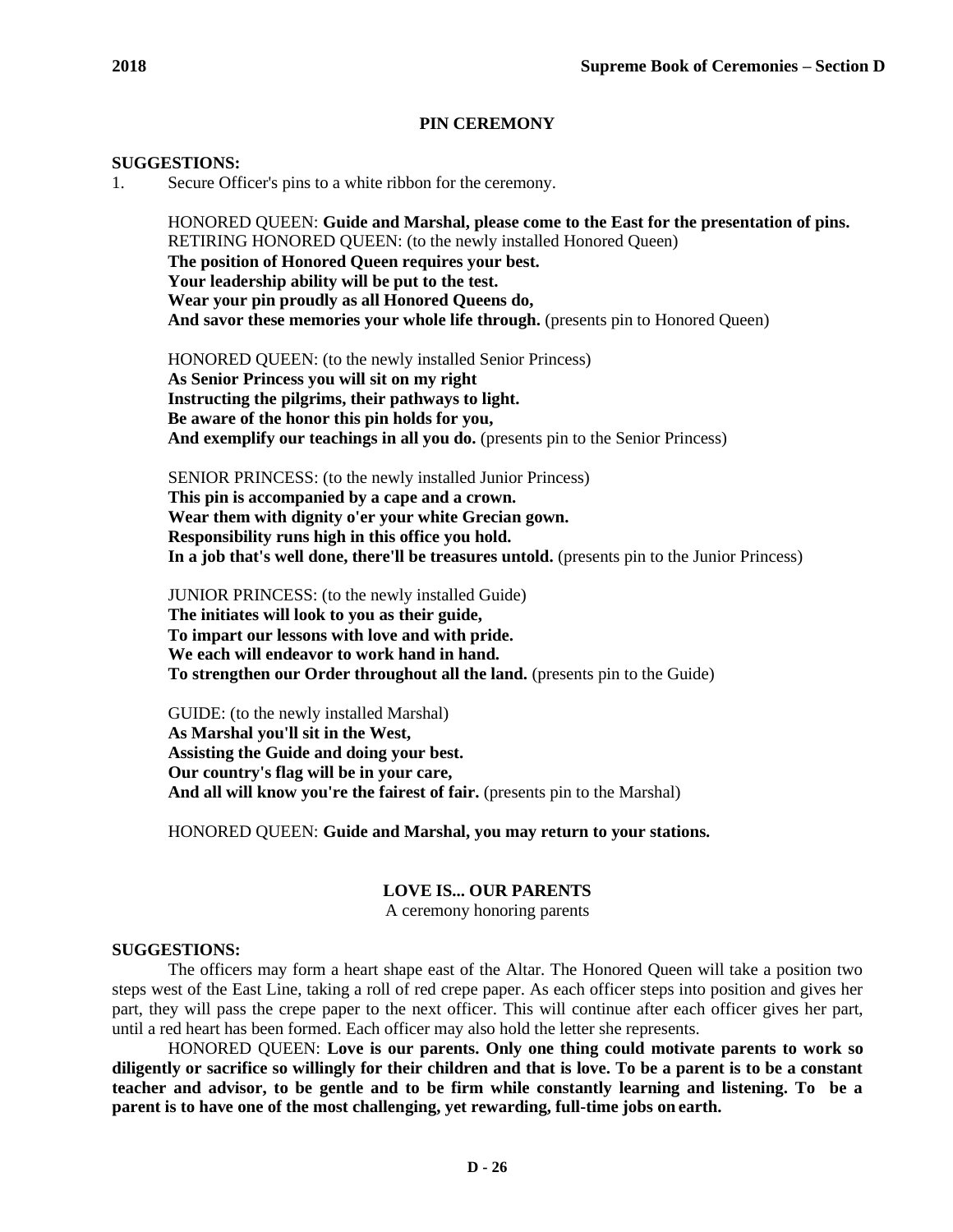## PIN CEREMONY

**SUGGESTIONS:**

1. Secure Officer's pins to a white ribbon for the ceremony.

HONORED QUEEN: **Guide and Marshal, please come to the East for the presentation of pins.**
RETIRING HONORED QUEEN: (to the newly installed Honored Queen)
**The position of Honored Queen requires your best.**
**Your leadership ability will be put to the test.**
**Wear your pin proudly as all Honored Queens do,**
**And savor these memories your whole life through.** (presents pin to Honored Queen)

HONORED QUEEN: (to the newly installed Senior Princess)
**As Senior Princess you will sit on my right**
**Instructing the pilgrims, their pathways to light.**
**Be aware of the honor this pin holds for you,**
**And exemplify our teachings in all you do.** (presents pin to the Senior Princess)

SENIOR PRINCESS: (to the newly installed Junior Princess)
**This pin is accompanied by a cape and a crown.**
**Wear them with dignity o'er your white Grecian gown.**
**Responsibility runs high in this office you hold.**
**In a job that's well done, there'll be treasures untold.** (presents pin to the Junior Princess)

JUNIOR PRINCESS: (to the newly installed Guide)
**The initiates will look to you as their guide,**
**To impart our lessons with love and with pride.**
**We each will endeavor to work hand in hand.**
**To strengthen our Order throughout all the land.** (presents pin to the Guide)

GUIDE: (to the newly installed Marshal)
**As Marshal you'll sit in the West,**
**Assisting the Guide and doing your best.**
**Our country's flag will be in your care,**
**And all will know you're the fairest of fair.** (presents pin to the Marshal)

HONORED QUEEN: **Guide and Marshal, you may return to your stations.**

## LOVE IS... OUR PARENTS

A ceremony honoring parents

**SUGGESTIONS:**

The officers may form a heart shape east of the Altar. The Honored Queen will take a position two steps west of the East Line, taking a roll of red crepe paper. As each officer steps into position and gives her part, they will pass the crepe paper to the next officer. This will continue after each officer gives her part, until a red heart has been formed. Each officer may also hold the letter she represents.

HONORED QUEEN: **Love is our parents. Only one thing could motivate parents to work so diligently or sacrifice so willingly for their children and that is love. To be a parent is to be a constant teacher and advisor, to be gentle and to be firm while constantly learning and listening. To be a parent is to have one of the most challenging, yet rewarding, full-time jobs on earth.**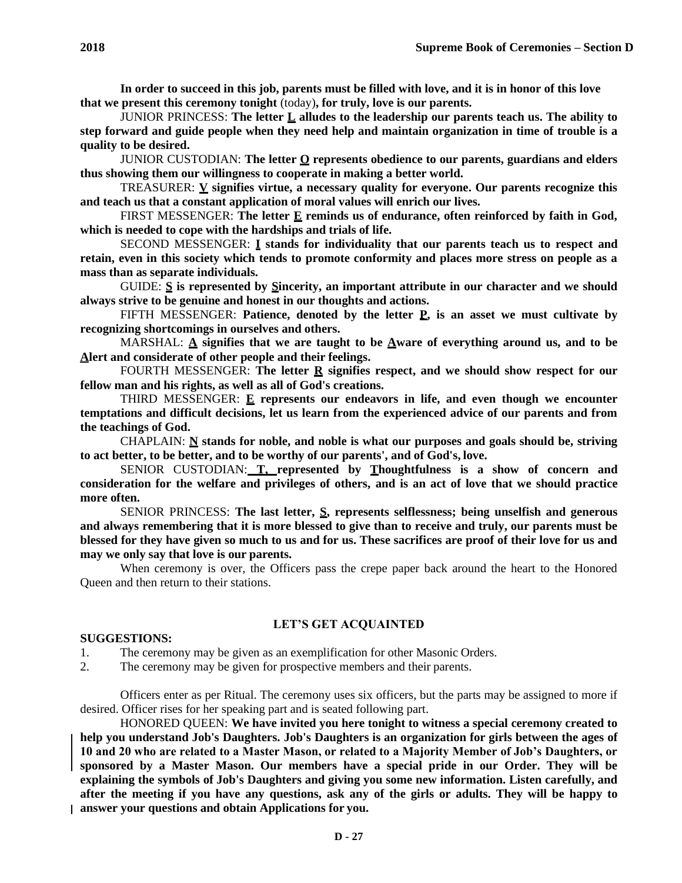**In order to succeed in this job, parents must be filled with love, and it is in honor of this love that we present this ceremony tonight** (today)**, for truly, love is our parents.**

JUNIOR PRINCESS: **The letter L alludes to the leadership our parents teach us. The ability to step forward and guide people when they need help and maintain organization in time of trouble is a quality to be desired.**

JUNIOR CUSTODIAN: **The letter O represents obedience to our parents, guardians and elders thus showing them our willingness to cooperate in making a better world.**

TREASURER: **V signifies virtue, a necessary quality for everyone. Our parents recognize this and teach us that a constant application of moral values will enrich our lives.**

FIRST MESSENGER: **The letter E reminds us of endurance, often reinforced by faith in God, which is needed to cope with the hardships and trials of life.**

SECOND MESSENGER: **I stands for individuality that our parents teach us to respect and retain, even in this society which tends to promote conformity and places more stress on people as a mass than as separate individuals.**

GUIDE: **S is represented by Sincerity, an important attribute in our character and we should always strive to be genuine and honest in our thoughts and actions.**

FIFTH MESSENGER: **Patience, denoted by the letter P, is an asset we must cultivate by recognizing shortcomings in ourselves and others.**

MARSHAL: **A signifies that we are taught to be Aware of everything around us, and to be Alert and considerate of other people and their feelings.**

FOURTH MESSENGER: **The letter R signifies respect, and we should show respect for our fellow man and his rights, as well as all of God's creations.**

THIRD MESSENGER: **E represents our endeavors in life, and even though we encounter temptations and difficult decisions, let us learn from the experienced advice of our parents and from the teachings of God.**

CHAPLAIN: **N stands for noble, and noble is what our purposes and goals should be, striving to act better, to be better, and to be worthy of our parents', and of God's, love.**

SENIOR CUSTODIAN: **T, represented by Thoughtfulness is a show of concern and consideration for the welfare and privileges of others, and is an act of love that we should practice more often.**

SENIOR PRINCESS: **The last letter, S, represents selflessness; being unselfish and generous and always remembering that it is more blessed to give than to receive and truly, our parents must be blessed for they have given so much to us and for us. These sacrifices are proof of their love for us and may we only say that love is our parents.**

When ceremony is over, the Officers pass the crepe paper back around the heart to the Honored Queen and then return to their stations.

## LET'S GET ACQUAINTED

**SUGGESTIONS:**

1. The ceremony may be given as an exemplification for other Masonic Orders.
2. The ceremony may be given for prospective members and their parents.

Officers enter as per Ritual. The ceremony uses six officers, but the parts may be assigned to more if desired. Officer rises for her speaking part and is seated following part.

HONORED QUEEN: **We have invited you here tonight to witness a special ceremony created to help you understand Job's Daughters. Job's Daughters is an organization for girls between the ages of 10 and 20 who are related to a Master Mason, or related to a Majority Member of Job's Daughters, or sponsored by a Master Mason. Our members have a special pride in our Order. They will be explaining the symbols of Job's Daughters and giving you some new information. Listen carefully, and after the meeting if you have any questions, ask any of the girls or adults. They will be happy to answer your questions and obtain Applications for you.**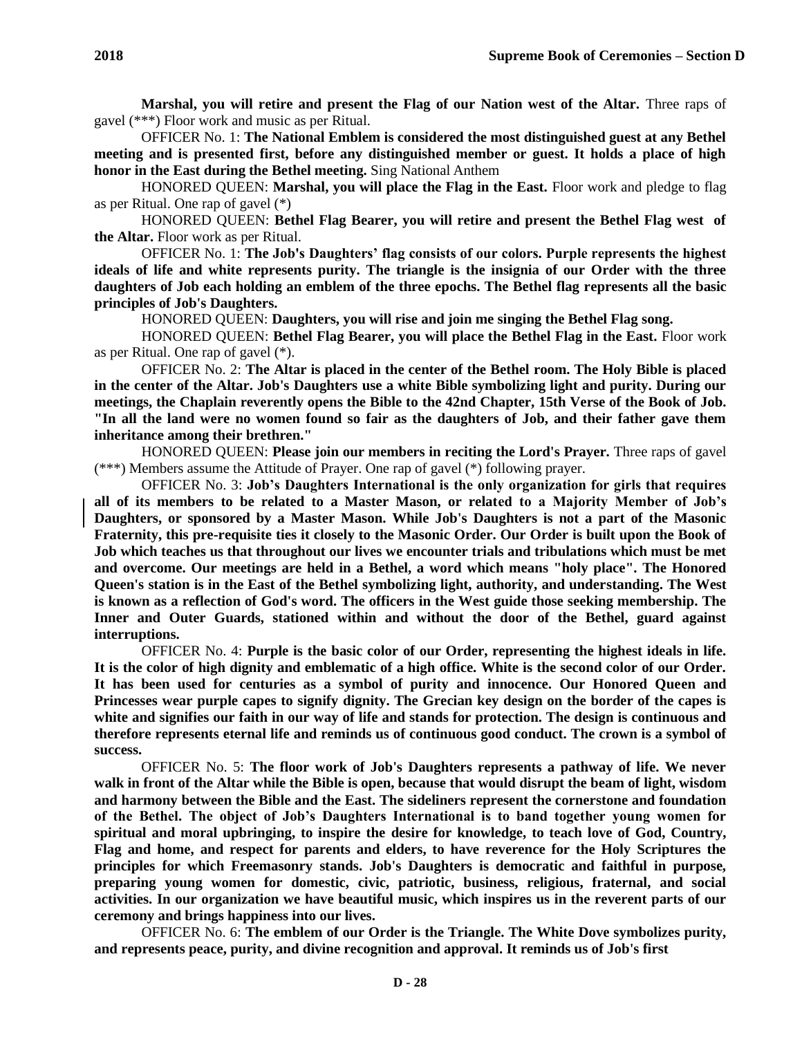**Marshal, you will retire and present the Flag of our Nation west of the Altar.** Three raps of gavel (***) Floor work and music as per Ritual.

OFFICER No. 1: **The National Emblem is considered the most distinguished guest at any Bethel meeting and is presented first, before any distinguished member or guest. It holds a place of high honor in the East during the Bethel meeting.** Sing National Anthem

HONORED QUEEN: **Marshal, you will place the Flag in the East.** Floor work and pledge to flag as per Ritual. One rap of gavel (*)

HONORED QUEEN: **Bethel Flag Bearer, you will retire and present the Bethel Flag west of the Altar.** Floor work as per Ritual.

OFFICER No. 1: **The Job's Daughters' flag consists of our colors. Purple represents the highest ideals of life and white represents purity. The triangle is the insignia of our Order with the three daughters of Job each holding an emblem of the three epochs. The Bethel flag represents all the basic principles of Job's Daughters.**

HONORED QUEEN: **Daughters, you will rise and join me singing the Bethel Flag song.**

HONORED QUEEN: **Bethel Flag Bearer, you will place the Bethel Flag in the East.** Floor work as per Ritual. One rap of gavel (*).

OFFICER No. 2: **The Altar is placed in the center of the Bethel room. The Holy Bible is placed in the center of the Altar. Job's Daughters use a white Bible symbolizing light and purity. During our meetings, the Chaplain reverently opens the Bible to the 42nd Chapter, 15th Verse of the Book of Job. "In all the land were no women found so fair as the daughters of Job, and their father gave them inheritance among their brethren."**

HONORED QUEEN: **Please join our members in reciting the Lord's Prayer.** Three raps of gavel (***) Members assume the Attitude of Prayer. One rap of gavel (*) following prayer.

OFFICER No. 3: **Job's Daughters International is the only organization for girls that requires all of its members to be related to a Master Mason, or related to a Majority Member of Job's Daughters, or sponsored by a Master Mason. While Job's Daughters is not a part of the Masonic Fraternity, this pre-requisite ties it closely to the Masonic Order. Our Order is built upon the Book of Job which teaches us that throughout our lives we encounter trials and tribulations which must be met and overcome. Our meetings are held in a Bethel, a word which means "holy place". The Honored Queen's station is in the East of the Bethel symbolizing light, authority, and understanding. The West is known as a reflection of God's word. The officers in the West guide those seeking membership. The Inner and Outer Guards, stationed within and without the door of the Bethel, guard against interruptions.**

OFFICER No. 4: **Purple is the basic color of our Order, representing the highest ideals in life. It is the color of high dignity and emblematic of a high office. White is the second color of our Order. It has been used for centuries as a symbol of purity and innocence. Our Honored Queen and Princesses wear purple capes to signify dignity. The Grecian key design on the border of the capes is white and signifies our faith in our way of life and stands for protection. The design is continuous and therefore represents eternal life and reminds us of continuous good conduct. The crown is a symbol of success.**

OFFICER No. 5: **The floor work of Job's Daughters represents a pathway of life. We never walk in front of the Altar while the Bible is open, because that would disrupt the beam of light, wisdom and harmony between the Bible and the East. The sideliners represent the cornerstone and foundation of the Bethel. The object of Job's Daughters International is to band together young women for spiritual and moral upbringing, to inspire the desire for knowledge, to teach love of God, Country, Flag and home, and respect for parents and elders, to have reverence for the Holy Scriptures the principles for which Freemasonry stands. Job's Daughters is democratic and faithful in purpose, preparing young women for domestic, civic, patriotic, business, religious, fraternal, and social activities. In our organization we have beautiful music, which inspires us in the reverent parts of our ceremony and brings happiness into our lives.**

OFFICER No. 6: **The emblem of our Order is the Triangle. The White Dove symbolizes purity, and represents peace, purity, and divine recognition and approval. It reminds us of Job's first**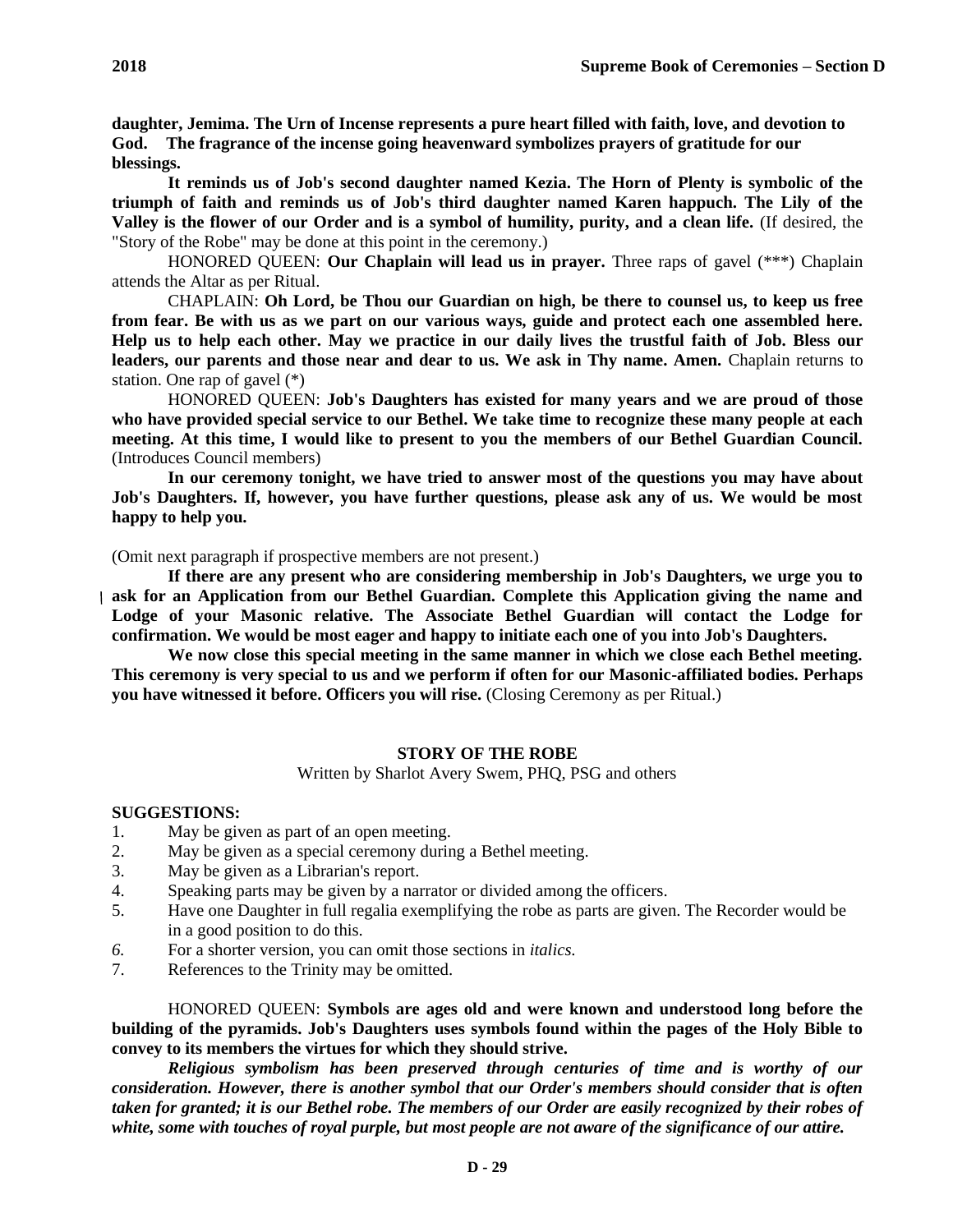**daughter, Jemima. The Urn of Incense represents a pure heart filled with faith, love, and devotion to God. The fragrance of the incense going heavenward symbolizes prayers of gratitude for our blessings.**

**It reminds us of Job's second daughter named Kezia. The Horn of Plenty is symbolic of the triumph of faith and reminds us of Job's third daughter named Karen happuch. The Lily of the Valley is the flower of our Order and is a symbol of humility, purity, and a clean life.** (If desired, the "Story of the Robe" may be done at this point in the ceremony.)

HONORED QUEEN: **Our Chaplain will lead us in prayer.** Three raps of gavel (***) Chaplain attends the Altar as per Ritual.

CHAPLAIN: **Oh Lord, be Thou our Guardian on high, be there to counsel us, to keep us free from fear. Be with us as we part on our various ways, guide and protect each one assembled here. Help us to help each other. May we practice in our daily lives the trustful faith of Job. Bless our leaders, our parents and those near and dear to us. We ask in Thy name. Amen.** Chaplain returns to station. One rap of gavel (*)

HONORED QUEEN: **Job's Daughters has existed for many years and we are proud of those who have provided special service to our Bethel. We take time to recognize these many people at each meeting. At this time, I would like to present to you the members of our Bethel Guardian Council.** (Introduces Council members)

**In our ceremony tonight, we have tried to answer most of the questions you may have about Job's Daughters. If, however, you have further questions, please ask any of us. We would be most happy to help you.**

(Omit next paragraph if prospective members are not present.)

**If there are any present who are considering membership in Job's Daughters, we urge you to ask for an Application from our Bethel Guardian. Complete this Application giving the name and Lodge of your Masonic relative. The Associate Bethel Guardian will contact the Lodge for confirmation. We would be most eager and happy to initiate each one of you into Job's Daughters.**

**We now close this special meeting in the same manner in which we close each Bethel meeting. This ceremony is very special to us and we perform if often for our Masonic-affiliated bodies. Perhaps you have witnessed it before. Officers you will rise.** (Closing Ceremony as per Ritual.)

## STORY OF THE ROBE

Written by Sharlot Avery Swem, PHQ, PSG and others

**SUGGESTIONS:**

1. May be given as part of an open meeting.
2. May be given as a special ceremony during a Bethel meeting.
3. May be given as a Librarian's report.
4. Speaking parts may be given by a narrator or divided among the officers.
5. Have one Daughter in full regalia exemplifying the robe as parts are given. The Recorder would be in a good position to do this.
6. For a shorter version, you can omit those sections in *italics*.
7. References to the Trinity may be omitted.

HONORED QUEEN: **Symbols are ages old and were known and understood long before the building of the pyramids. Job's Daughters uses symbols found within the pages of the Holy Bible to convey to its members the virtues for which they should strive.**

***Religious symbolism has been preserved through centuries of time and is worthy of our consideration. However, there is another symbol that our Order's members should consider that is often taken for granted; it is our Bethel robe. The members of our Order are easily recognized by their robes of white, some with touches of royal purple, but most people are not aware of the significance of our attire.***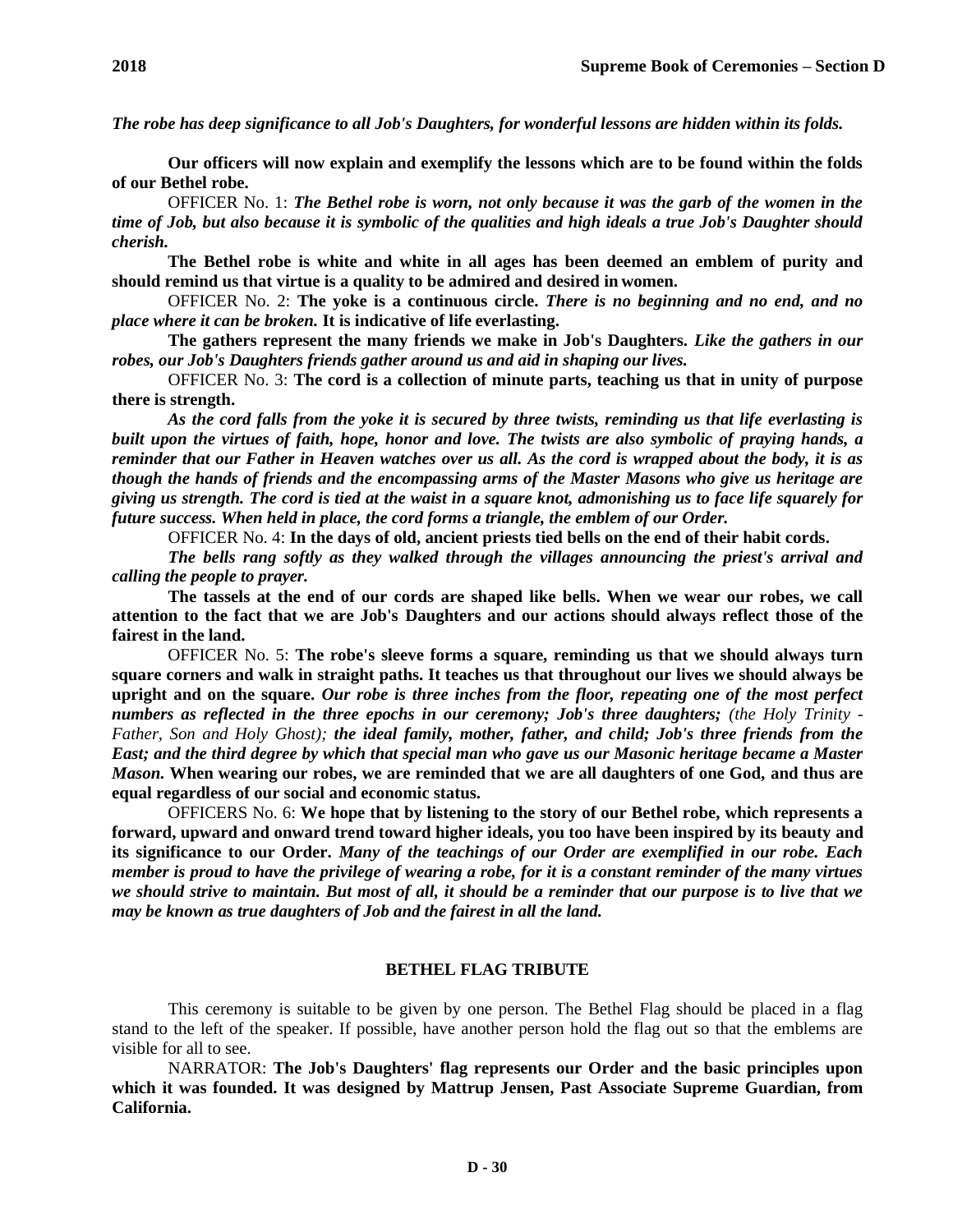***The robe has deep significance to all Job's Daughters, for wonderful lessons are hidden within its folds.***

**Our officers will now explain and exemplify the lessons which are to be found within the folds of our Bethel robe.**

OFFICER No. 1: ***The Bethel robe is worn, not only because it was the garb of the women in the time of Job, but also because it is symbolic of the qualities and high ideals a true Job's Daughter should cherish.***

**The Bethel robe is white and white in all ages has been deemed an emblem of purity and should remind us that virtue is a quality to be admired and desired in women.**

OFFICER No. 2: **The yoke is a continuous circle.** ***There is no beginning and no end, and no place where it can be broken.*** **It is indicative of life everlasting.**

**The gathers represent the many friends we make in Job's Daughters.** ***Like the gathers in our robes, our Job's Daughters friends gather around us and aid in shaping our lives.***

OFFICER No. 3: **The cord is a collection of minute parts, teaching us that in unity of purpose there is strength.**

***As the cord falls from the yoke it is secured by three twists, reminding us that life everlasting is built upon the virtues of faith, hope, honor and love. The twists are also symbolic of praying hands, a reminder that our Father in Heaven watches over us all. As the cord is wrapped about the body, it is as though the hands of friends and the encompassing arms of the Master Masons who give us heritage are giving us strength. The cord is tied at the waist in a square knot, admonishing us to face life squarely for future success. When held in place, the cord forms a triangle, the emblem of our Order.***

OFFICER No. 4: **In the days of old, ancient priests tied bells on the end of their habit cords.**

***The bells rang softly as they walked through the villages announcing the priest's arrival and calling the people to prayer.***

**The tassels at the end of our cords are shaped like bells. When we wear our robes, we call attention to the fact that we are Job's Daughters and our actions should always reflect those of the fairest in the land.**

OFFICER No. 5: **The robe's sleeve forms a square, reminding us that we should always turn square corners and walk in straight paths. It teaches us that throughout our lives we should always be upright and on the square.** ***Our robe is three inches from the floor, repeating one of the most perfect numbers as reflected in the three epochs in our ceremony; Job's three daughters;*** *(the Holy Trinity - Father, Son and Holy Ghost);* ***the ideal family, mother, father, and child; Job's three friends from the East; and the third degree by which that special man who gave us our Masonic heritage became a Master Mason.*** **When wearing our robes, we are reminded that we are all daughters of one God, and thus are equal regardless of our social and economic status.**

OFFICERS No. 6: **We hope that by listening to the story of our Bethel robe, which represents a forward, upward and onward trend toward higher ideals, you too have been inspired by its beauty and its significance to our Order.** ***Many of the teachings of our Order are exemplified in our robe. Each member is proud to have the privilege of wearing a robe, for it is a constant reminder of the many virtues we should strive to maintain. But most of all, it should be a reminder that our purpose is to live that we may be known as true daughters of Job and the fairest in all the land.***

## BETHEL FLAG TRIBUTE

This ceremony is suitable to be given by one person. The Bethel Flag should be placed in a flag stand to the left of the speaker. If possible, have another person hold the flag out so that the emblems are visible for all to see.

NARRATOR: **The Job's Daughters' flag represents our Order and the basic principles upon which it was founded. It was designed by Mattrup Jensen, Past Associate Supreme Guardian, from California.**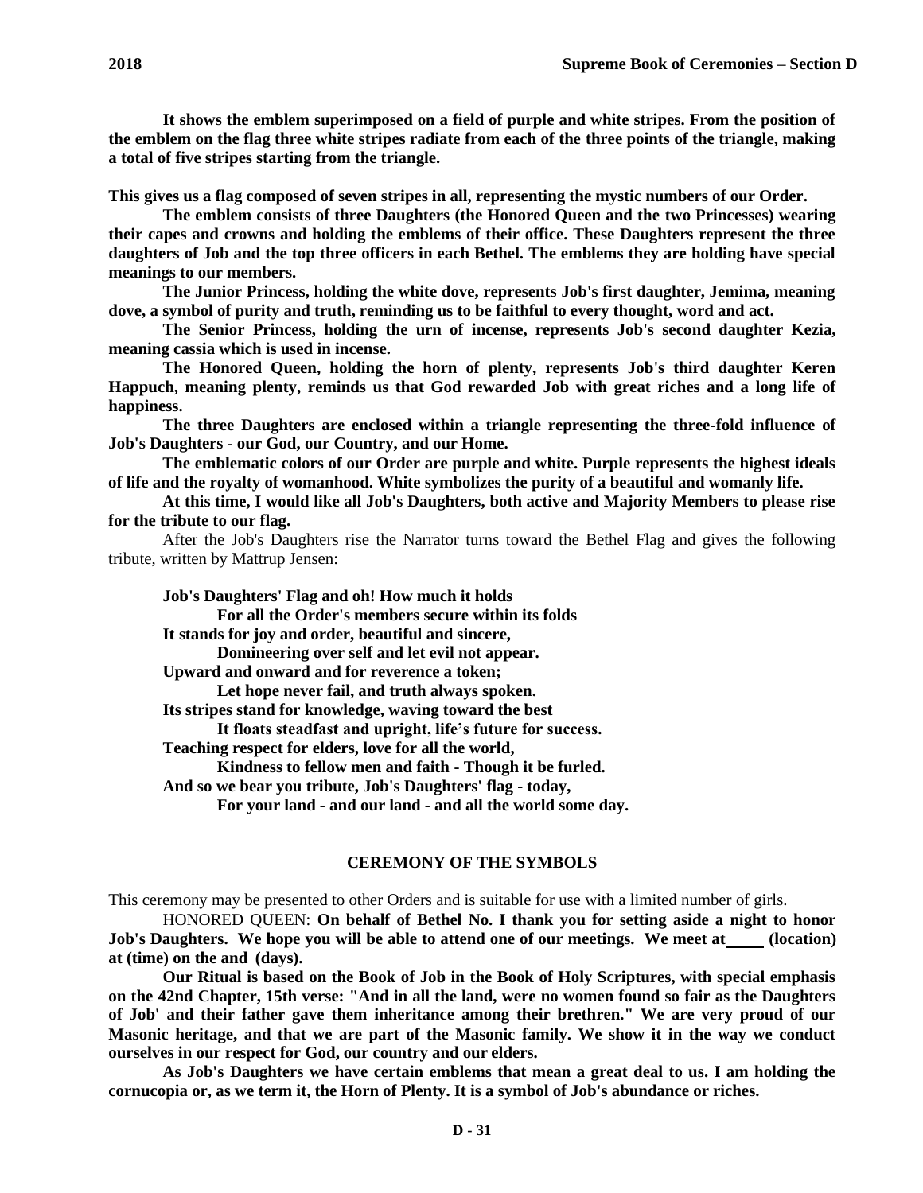**It shows the emblem superimposed on a field of purple and white stripes. From the position of the emblem on the flag three white stripes radiate from each of the three points of the triangle, making a total of five stripes starting from the triangle.**

**This gives us a flag composed of seven stripes in all, representing the mystic numbers of our Order.**

**The emblem consists of three Daughters (the Honored Queen and the two Princesses) wearing their capes and crowns and holding the emblems of their office. These Daughters represent the three daughters of Job and the top three officers in each Bethel. The emblems they are holding have special meanings to our members.**

**The Junior Princess, holding the white dove, represents Job's first daughter, Jemima, meaning dove, a symbol of purity and truth, reminding us to be faithful to every thought, word and act.**

**The Senior Princess, holding the urn of incense, represents Job's second daughter Kezia, meaning cassia which is used in incense.**

**The Honored Queen, holding the horn of plenty, represents Job's third daughter Keren Happuch, meaning plenty, reminds us that God rewarded Job with great riches and a long life of happiness.**

**The three Daughters are enclosed within a triangle representing the three-fold influence of Job's Daughters - our God, our Country, and our Home.**

**The emblematic colors of our Order are purple and white. Purple represents the highest ideals of life and the royalty of womanhood. White symbolizes the purity of a beautiful and womanly life.**

**At this time, I would like all Job's Daughters, both active and Majority Members to please rise for the tribute to our flag.**

After the Job's Daughters rise the Narrator turns toward the Bethel Flag and gives the following tribute, written by Mattrup Jensen:

**Job's Daughters' Flag and oh! How much it holds**
**For all the Order's members secure within its folds**
**It stands for joy and order, beautiful and sincere,**
**Domineering over self and let evil not appear.**
**Upward and onward and for reverence a token;**
**Let hope never fail, and truth always spoken.**
**Its stripes stand for knowledge, waving toward the best**
**It floats steadfast and upright, life's future for success.**
**Teaching respect for elders, love for all the world,**
**Kindness to fellow men and faith - Though it be furled.**
**And so we bear you tribute, Job's Daughters' flag - today,**
**For your land - and our land - and all the world some day.**

## CEREMONY OF THE SYMBOLS

This ceremony may be presented to other Orders and is suitable for use with a limited number of girls.

HONORED QUEEN: **On behalf of Bethel No. I thank you for setting aside a night to honor Job's Daughters. We hope you will be able to attend one of our meetings. We meet at ____ (location) at (time) on the and (days).**

**Our Ritual is based on the Book of Job in the Book of Holy Scriptures, with special emphasis on the 42nd Chapter, 15th verse: "And in all the land, were no women found so fair as the Daughters of Job' and their father gave them inheritance among their brethren." We are very proud of our Masonic heritage, and that we are part of the Masonic family. We show it in the way we conduct ourselves in our respect for God, our country and our elders.**

**As Job's Daughters we have certain emblems that mean a great deal to us. I am holding the cornucopia or, as we term it, the Horn of Plenty. It is a symbol of Job's abundance or riches.**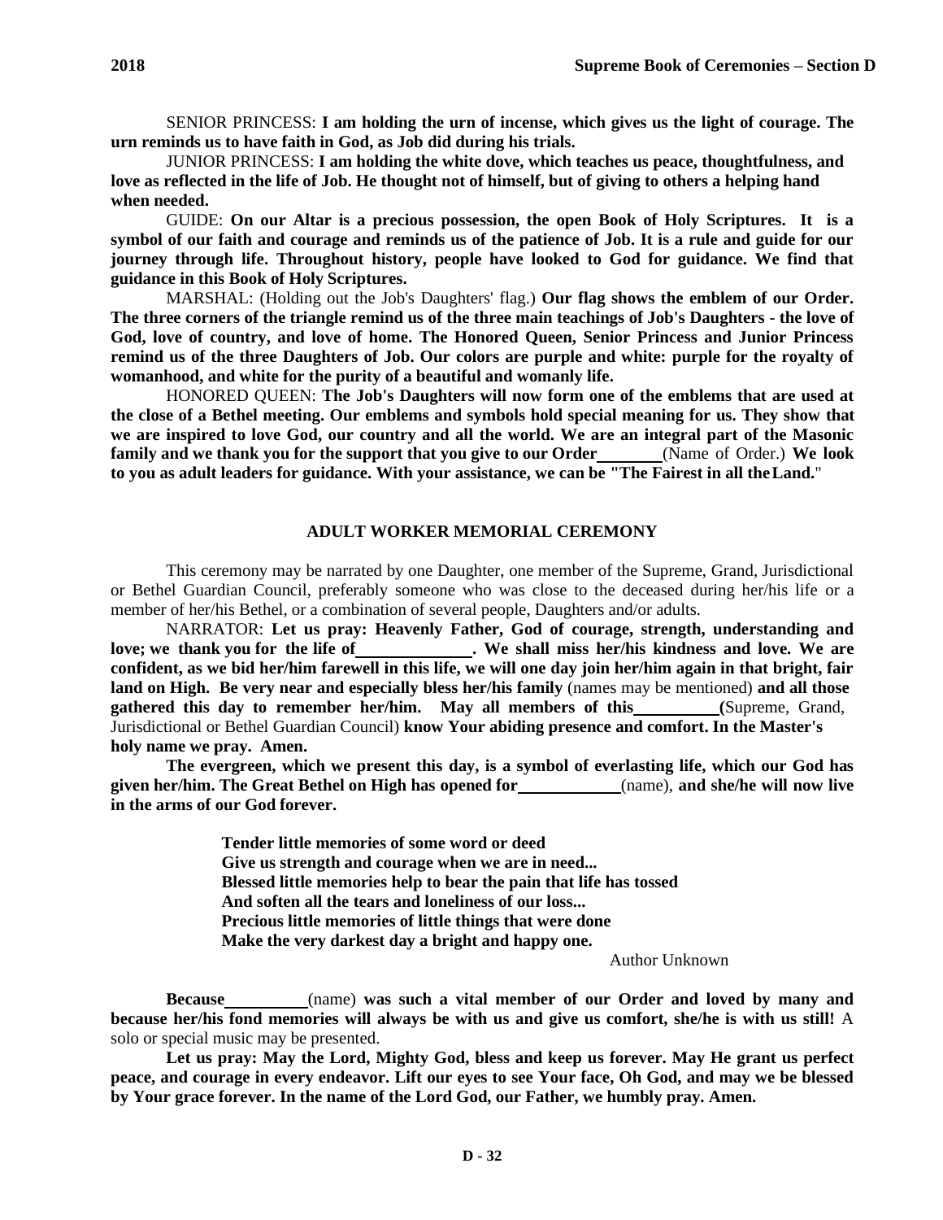SENIOR PRINCESS: **I am holding the urn of incense, which gives us the light of courage. The urn reminds us to have faith in God, as Job did during his trials.**

JUNIOR PRINCESS: **I am holding the white dove, which teaches us peace, thoughtfulness, and love as reflected in the life of Job. He thought not of himself, but of giving to others a helping hand when needed.**

GUIDE: **On our Altar is a precious possession, the open Book of Holy Scriptures. It is a symbol of our faith and courage and reminds us of the patience of Job. It is a rule and guide for our journey through life. Throughout history, people have looked to God for guidance. We find that guidance in this Book of Holy Scriptures.**

MARSHAL: (Holding out the Job's Daughters' flag.) **Our flag shows the emblem of our Order. The three corners of the triangle remind us of the three main teachings of Job's Daughters - the love of God, love of country, and love of home. The Honored Queen, Senior Princess and Junior Princess remind us of the three Daughters of Job. Our colors are purple and white: purple for the royalty of womanhood, and white for the purity of a beautiful and womanly life.**

HONORED QUEEN: **The Job's Daughters will now form one of the emblems that are used at the close of a Bethel meeting. Our emblems and symbols hold special meaning for us. They show that we are inspired to love God, our country and all the world. We are an integral part of the Masonic family and we thank you for the support that you give to our Order________** (Name of Order.) **We look to you as adult leaders for guidance. With your assistance, we can be "The Fairest in all the Land."**

## ADULT WORKER MEMORIAL CEREMONY

This ceremony may be narrated by one Daughter, one member of the Supreme, Grand, Jurisdictional or Bethel Guardian Council, preferably someone who was close to the deceased during her/his life or a member of her/his Bethel, or a combination of several people, Daughters and/or adults.

NARRATOR: **Let us pray: Heavenly Father, God of courage, strength, understanding and love; we thank you for the life of______________. We shall miss her/his kindness and love. We are confident, as we bid her/him farewell in this life, we will one day join her/him again in that bright, fair land on High. Be very near and especially bless her/his family** (names may be mentioned) **and all those gathered this day to remember her/him. May all members of this__________(**Supreme, Grand, Jurisdictional or Bethel Guardian Council) **know Your abiding presence and comfort. In the Master's holy name we pray. Amen.**

**The evergreen, which we present this day, is a symbol of everlasting life, which our God has given her/him. The Great Bethel on High has opened for____________** (name), **and she/he will now live in the arms of our God forever.**

**Tender little memories of some word or deed**
**Give us strength and courage when we are in need...**
**Blessed little memories help to bear the pain that life has tossed**
**And soften all the tears and loneliness of our loss...**
**Precious little memories of little things that were done**
**Make the very darkest day a bright and happy one.**

Author Unknown

**Because__________** (name) **was such a vital member of our Order and loved by many and because her/his fond memories will always be with us and give us comfort, she/he is with us still!** A solo or special music may be presented.

**Let us pray: May the Lord, Mighty God, bless and keep us forever. May He grant us perfect peace, and courage in every endeavor. Lift our eyes to see Your face, Oh God, and may we be blessed by Your grace forever. In the name of the Lord God, our Father, we humbly pray. Amen.**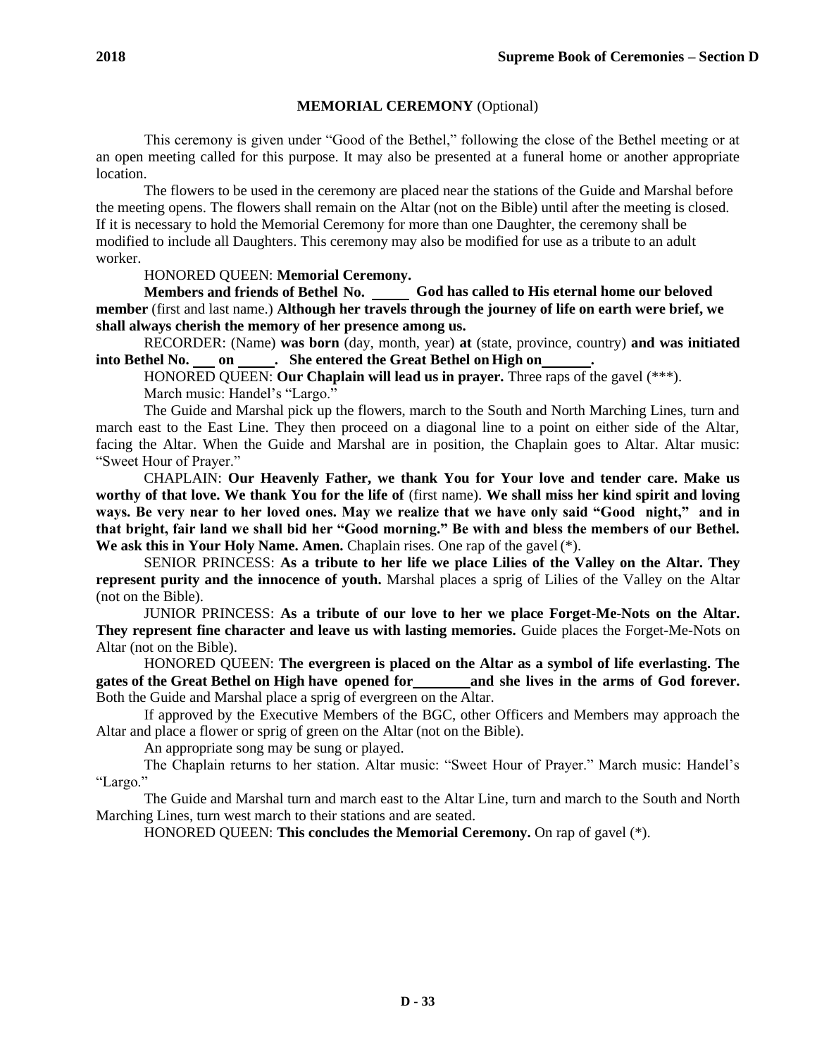## **MEMORIAL CEREMONY** (Optional)

This ceremony is given under "Good of the Bethel," following the close of the Bethel meeting or at an open meeting called for this purpose. It may also be presented at a funeral home or another appropriate location.

The flowers to be used in the ceremony are placed near the stations of the Guide and Marshal before the meeting opens. The flowers shall remain on the Altar (not on the Bible) until after the meeting is closed. If it is necessary to hold the Memorial Ceremony for more than one Daughter, the ceremony shall be modified to include all Daughters. This ceremony may also be modified for use as a tribute to an adult worker.

HONORED QUEEN: **Memorial Ceremony.**

**Members and friends of Bethel No. \_\_\_\_\_ God has called to His eternal home our beloved member** (first and last name.) **Although her travels through the journey of life on earth were brief, we shall always cherish the memory of her presence among us.**

RECORDER: (Name) **was born** (day, month, year) **at** (state, province, country) **and was initiated into Bethel No. \_\_\_ on \_\_\_\_\_. She entered the Great Bethel on High on \_\_\_\_\_\_.**

HONORED QUEEN: **Our Chaplain will lead us in prayer.** Three raps of the gavel (***).

March music: Handel's "Largo."

The Guide and Marshal pick up the flowers, march to the South and North Marching Lines, turn and march east to the East Line. They then proceed on a diagonal line to a point on either side of the Altar, facing the Altar. When the Guide and Marshal are in position, the Chaplain goes to Altar. Altar music: "Sweet Hour of Prayer."

CHAPLAIN: **Our Heavenly Father, we thank You for Your love and tender care. Make us worthy of that love. We thank You for the life of** (first name). **We shall miss her kind spirit and loving ways. Be very near to her loved ones. May we realize that we have only said "Good night," and in that bright, fair land we shall bid her "Good morning." Be with and bless the members of our Bethel. We ask this in Your Holy Name. Amen.** Chaplain rises. One rap of the gavel (*).

SENIOR PRINCESS: **As a tribute to her life we place Lilies of the Valley on the Altar. They represent purity and the innocence of youth.** Marshal places a sprig of Lilies of the Valley on the Altar (not on the Bible).

JUNIOR PRINCESS: **As a tribute of our love to her we place Forget-Me-Nots on the Altar. They represent fine character and leave us with lasting memories.** Guide places the Forget-Me-Nots on Altar (not on the Bible).

HONORED QUEEN: **The evergreen is placed on the Altar as a symbol of life everlasting. The gates of the Great Bethel on High have opened for \_\_\_\_\_\_\_\_ and she lives in the arms of God forever.** Both the Guide and Marshal place a sprig of evergreen on the Altar.

If approved by the Executive Members of the BGC, other Officers and Members may approach the Altar and place a flower or sprig of green on the Altar (not on the Bible).

An appropriate song may be sung or played.

The Chaplain returns to her station. Altar music: "Sweet Hour of Prayer." March music: Handel's "Largo."

The Guide and Marshal turn and march east to the Altar Line, turn and march to the South and North Marching Lines, turn west march to their stations and are seated.

HONORED QUEEN: **This concludes the Memorial Ceremony.** On rap of gavel (*).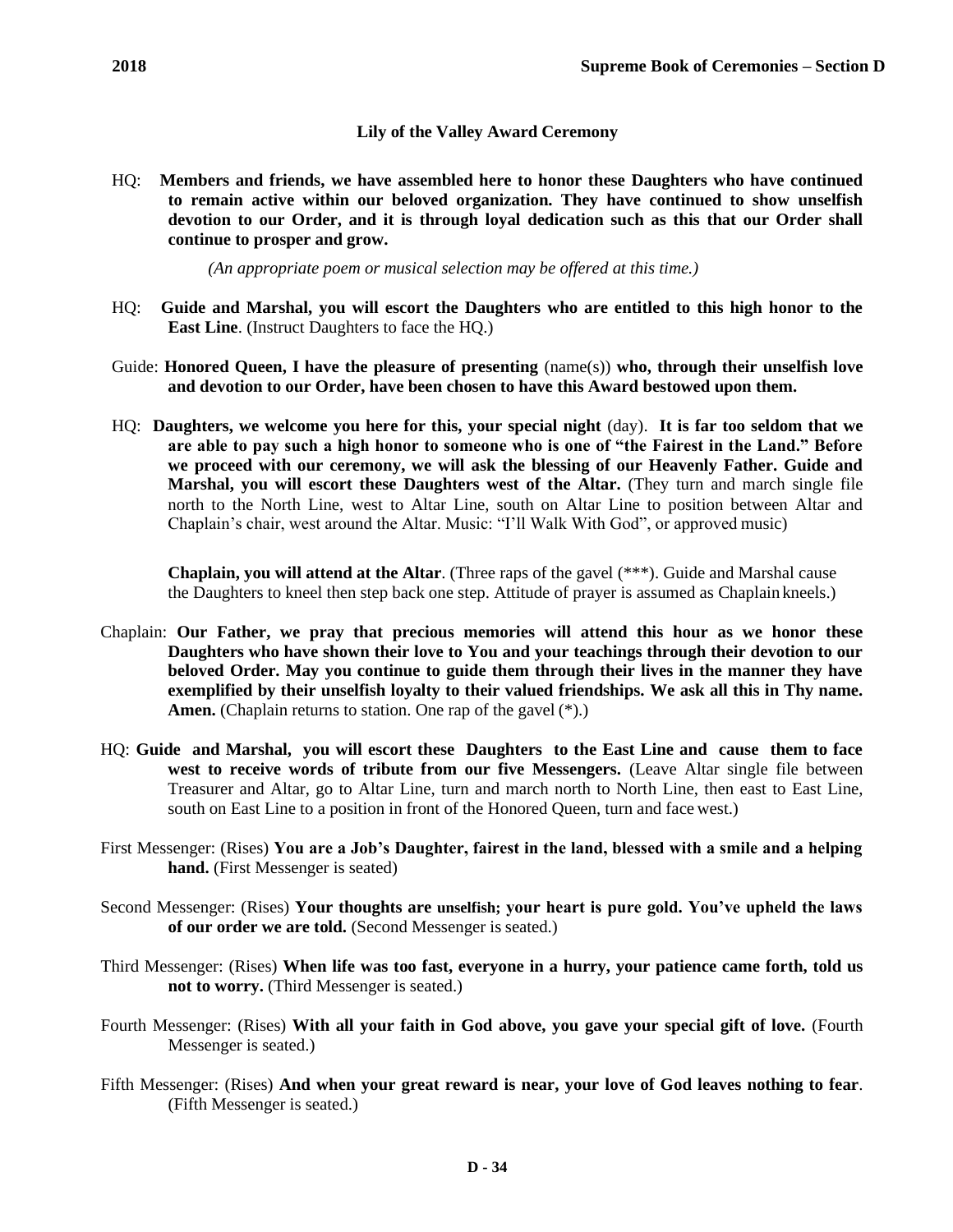### Lily of the Valley Award Ceremony

HQ: **Members and friends, we have assembled here to honor these Daughters who have continued to remain active within our beloved organization. They have continued to show unselfish devotion to our Order, and it is through loyal dedication such as this that our Order shall continue to prosper and grow.**

*(An appropriate poem or musical selection may be offered at this time.)*

HQ: **Guide and Marshal, you will escort the Daughters who are entitled to this high honor to the East Line**. (Instruct Daughters to face the HQ.)

Guide: **Honored Queen, I have the pleasure of presenting** (name(s)) **who, through their unselfish love and devotion to our Order, have been chosen to have this Award bestowed upon them.**

HQ: **Daughters, we welcome you here for this, your special night** (day). **It is far too seldom that we are able to pay such a high honor to someone who is one of "the Fairest in the Land." Before we proceed with our ceremony, we will ask the blessing of our Heavenly Father. Guide and Marshal, you will escort these Daughters west of the Altar.** (They turn and march single file north to the North Line, west to Altar Line, south on Altar Line to position between Altar and Chaplain's chair, west around the Altar. Music: "I'll Walk With God", or approved music)

**Chaplain, you will attend at the Altar**. (Three raps of the gavel (***). Guide and Marshal cause the Daughters to kneel then step back one step. Attitude of prayer is assumed as Chaplain kneels.)

Chaplain: **Our Father, we pray that precious memories will attend this hour as we honor these Daughters who have shown their love to You and your teachings through their devotion to our beloved Order. May you continue to guide them through their lives in the manner they have exemplified by their unselfish loyalty to their valued friendships. We ask all this in Thy name. Amen.** (Chaplain returns to station. One rap of the gavel (*).)

HQ: **Guide and Marshal, you will escort these Daughters to the East Line and cause them to face west to receive words of tribute from our five Messengers.** (Leave Altar single file between Treasurer and Altar, go to Altar Line, turn and march north to North Line, then east to East Line, south on East Line to a position in front of the Honored Queen, turn and face west.)

First Messenger: (Rises) **You are a Job's Daughter, fairest in the land, blessed with a smile and a helping hand.** (First Messenger is seated)

Second Messenger: (Rises) **Your thoughts are unselfish; your heart is pure gold. You've upheld the laws of our order we are told.** (Second Messenger is seated.)

Third Messenger: (Rises) **When life was too fast, everyone in a hurry, your patience came forth, told us not to worry.** (Third Messenger is seated.)

Fourth Messenger: (Rises) **With all your faith in God above, you gave your special gift of love.** (Fourth Messenger is seated.)

Fifth Messenger: (Rises) **And when your great reward is near, your love of God leaves nothing to fear**. (Fifth Messenger is seated.)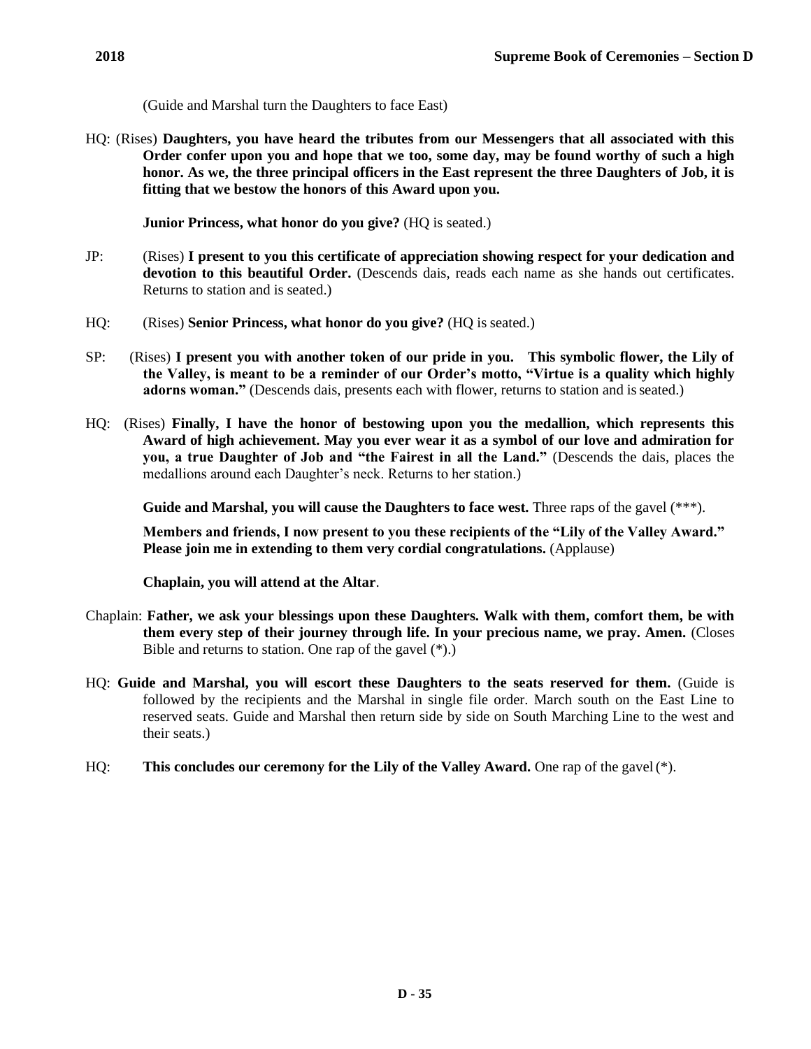(Guide and Marshal turn the Daughters to face East)

HQ: (Rises) **Daughters, you have heard the tributes from our Messengers that all associated with this Order confer upon you and hope that we too, some day, may be found worthy of such a high honor. As we, the three principal officers in the East represent the three Daughters of Job, it is fitting that we bestow the honors of this Award upon you.**

**Junior Princess, what honor do you give?** (HQ is seated.)

JP: (Rises) **I present to you this certificate of appreciation showing respect for your dedication and devotion to this beautiful Order.** (Descends dais, reads each name as she hands out certificates. Returns to station and is seated.)

HQ: (Rises) **Senior Princess, what honor do you give?** (HQ is seated.)

SP: (Rises) **I present you with another token of our pride in you. This symbolic flower, the Lily of the Valley, is meant to be a reminder of our Order's motto, "Virtue is a quality which highly adorns woman."** (Descends dais, presents each with flower, returns to station and is seated.)

HQ: (Rises) **Finally, I have the honor of bestowing upon you the medallion, which represents this Award of high achievement. May you ever wear it as a symbol of our love and admiration for you, a true Daughter of Job and "the Fairest in all the Land."** (Descends the dais, places the medallions around each Daughter's neck. Returns to her station.)

**Guide and Marshal, you will cause the Daughters to face west.** Three raps of the gavel (***).

**Members and friends, I now present to you these recipients of the "Lily of the Valley Award." Please join me in extending to them very cordial congratulations.** (Applause)

**Chaplain, you will attend at the Altar**.

Chaplain: **Father, we ask your blessings upon these Daughters. Walk with them, comfort them, be with them every step of their journey through life. In your precious name, we pray. Amen.** (Closes Bible and returns to station. One rap of the gavel (*).)

HQ: **Guide and Marshal, you will escort these Daughters to the seats reserved for them.** (Guide is followed by the recipients and the Marshal in single file order. March south on the East Line to reserved seats. Guide and Marshal then return side by side on South Marching Line to the west and their seats.)

HQ: **This concludes our ceremony for the Lily of the Valley Award.** One rap of the gavel (*).